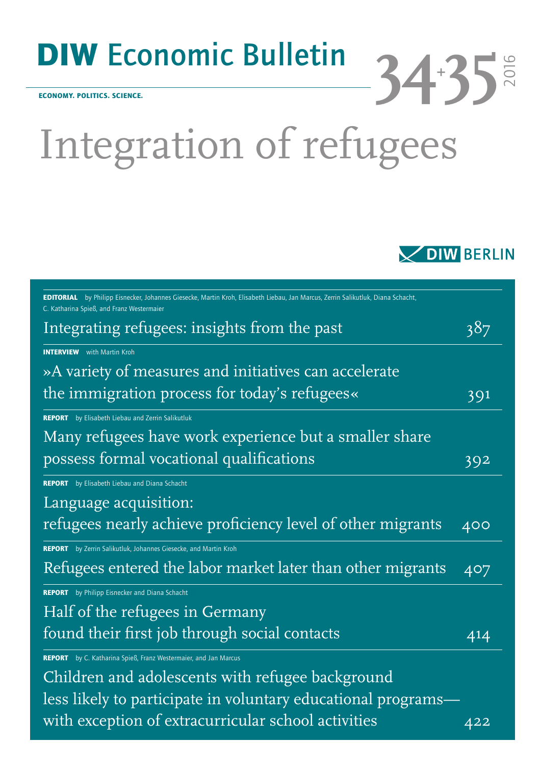# DIW Economic Bulletin

**ECONOMY. POLITICS. SCIENCE.**

34+35 2016

# Integration of refugees

DIW BERLIN

**EDITORIAL** by Philipp Eisnecker, Johannes Giesecke, Martin Kroh, Elisabeth Liebau, Jan Marcus, Zerrin Salikutluk, Diana Schacht, C. Katharina Spieß, and Franz Westermaier

Integrating refugees: insights from the past — 387

**INTERVIEW** with Martin Kroh

»A variety of measures and initiatives can accelerate the immigration process for today's refugees« — 391

**REPORT** by Elisabeth Liebau and Zerrin Salikutluk

Many refugees have work experience but a smaller share possess formal vocational qualifications — 392

**REPORT** by Elisabeth Liebau and Diana Schacht

Language acquisition: refugees nearly achieve proficiency level of other migrants — 400

**REPORT** by Zerrin Salikutluk, Johannes Giesecke, and Martin Kroh

Refugees entered the labor market later than other migrants — 407

**REPORT** by Philipp Eisnecker and Diana Schacht

Half of the refugees in Germany found their first job through social contacts — 414

**REPORT** by C. Katharina Spieß, Franz Westermaier, and Jan Marcus

Children and adolescents with refugee background less likely to participate in voluntary educational programs—with exception of extracurricular school activities — 422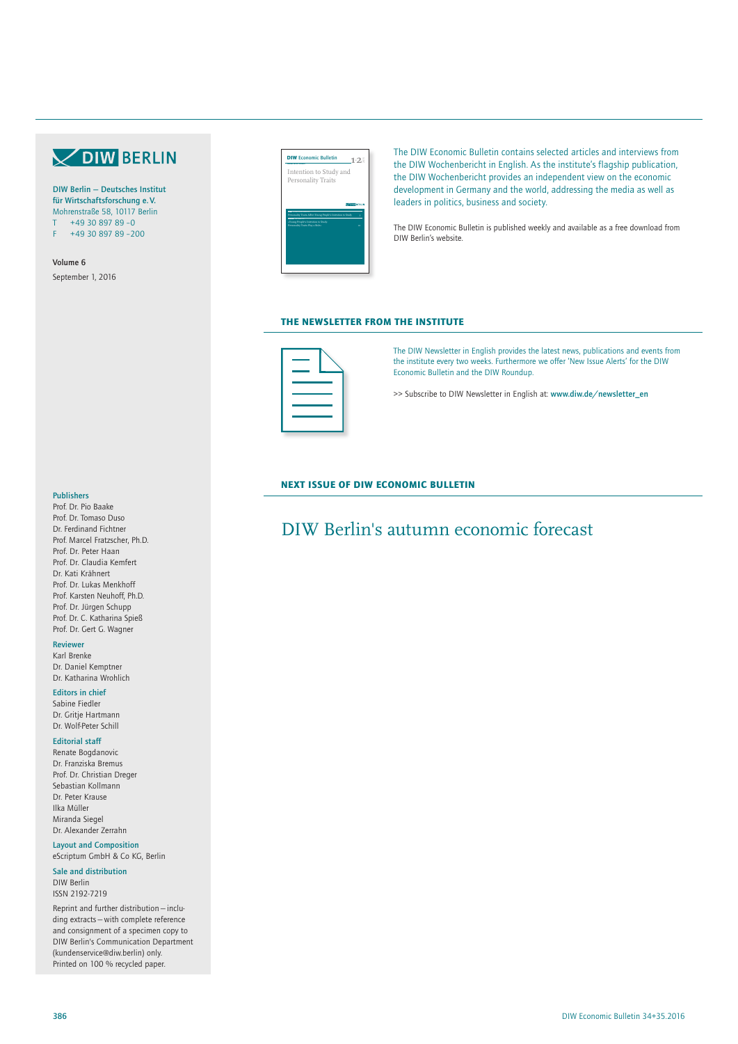DIW BERLIN

**DIW Berlin — Deutsches Institut für Wirtschaftsforschung e. V.**
Mohrenstraße 58, 10117 Berlin
T +49 30 897 89 -0
F +49 30 897 89 -200

Volume 6
September 1, 2016

The DIW Economic Bulletin contains selected articles and interviews from the DIW Wochenbericht in English. As the institute's flagship publication, the DIW Wochenbericht provides an independent view on the economic development in Germany and the world, addressing the media as well as leaders in politics, business and society.

The DIW Economic Bulletin is published weekly and available as a free download from DIW Berlin's website.

## THE NEWSLETTER FROM THE INSTITUTE

The DIW Newsletter in English provides the latest news, publications and events from the institute every two weeks. Furthermore we offer 'New Issue Alerts' for the DIW Economic Bulletin and the DIW Roundup.

>> Subscribe to DIW Newsletter in English at: **www.diw.de/newsletter_en**

## NEXT ISSUE OF DIW ECONOMIC BULLETIN

# DIW Berlin's autumn economic forecast

**Publishers**
Prof. Dr. Pio Baake
Prof. Dr. Tomaso Duso
Dr. Ferdinand Fichtner
Prof. Marcel Fratzscher, Ph.D.
Prof. Dr. Peter Haan
Prof. Dr. Claudia Kemfert
Dr. Kati Krähnert
Prof. Dr. Lukas Menkhoff
Prof. Karsten Neuhoff, Ph.D.
Prof. Dr. Jürgen Schupp
Prof. Dr. C. Katharina Spieß
Prof. Dr. Gert G. Wagner

**Reviewer**
Karl Brenke
Dr. Daniel Kemptner
Dr. Katharina Wrohlich

**Editors in chief**
Sabine Fiedler
Dr. Gritje Hartmann
Dr. Wolf-Peter Schill

**Editorial staff**
Renate Bogdanovic
Dr. Franziska Bremus
Prof. Dr. Christian Dreger
Sebastian Kollmann
Dr. Peter Krause
Ilka Müller
Miranda Siegel
Dr. Alexander Zerrahn

**Layout and Composition**
eScriptum GmbH & Co KG, Berlin

**Sale and distribution**
DIW Berlin
ISSN 2192-7219

Reprint and further distribution — including extracts — with complete reference and consignment of a specimen copy to DIW Berlin's Communication Department (kundenservice@diw.berlin) only.
Printed on 100 % recycled paper.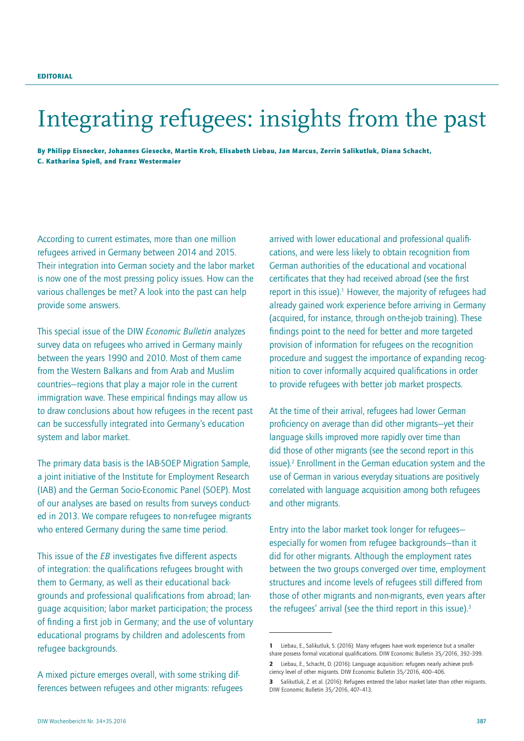EDITORIAL

# Integrating refugees: insights from the past

**By Philipp Eisnecker, Johannes Giesecke, Martin Kroh, Elisabeth Liebau, Jan Marcus, Zerrin Salikutluk, Diana Schacht, C. Katharina Spieß, and Franz Westermaier**

According to current estimates, more than one million refugees arrived in Germany between 2014 and 2015. Their integration into German society and the labor market is now one of the most pressing policy issues. How can the various challenges be met? A look into the past can help provide some answers.

This special issue of the DIW *Economic Bulletin* analyzes survey data on refugees who arrived in Germany mainly between the years 1990 and 2010. Most of them came from the Western Balkans and from Arab and Muslim countries—regions that play a major role in the current immigration wave. These empirical findings may allow us to draw conclusions about how refugees in the recent past can be successfully integrated into Germany's education system and labor market.

The primary data basis is the IAB-SOEP Migration Sample, a joint initiative of the Institute for Employment Research (IAB) and the German Socio-Economic Panel (SOEP). Most of our analyses are based on results from surveys conducted in 2013. We compare refugees to non-refugee migrants who entered Germany during the same time period.

This issue of the *EB* investigates five different aspects of integration: the qualifications refugees brought with them to Germany, as well as their educational backgrounds and professional qualifications from abroad; language acquisition; labor market participation; the process of finding a first job in Germany; and the use of voluntary educational programs by children and adolescents from refugee backgrounds.

A mixed picture emerges overall, with some striking differences between refugees and other migrants: refugees arrived with lower educational and professional qualifications, and were less likely to obtain recognition from German authorities of the educational and vocational certificates that they had received abroad (see the first report in this issue).[1] However, the majority of refugees had already gained work experience before arriving in Germany (acquired, for instance, through on-the-job training). These findings point to the need for better and more targeted provision of information for refugees on the recognition procedure and suggest the importance of expanding recognition to cover informally acquired qualifications in order to provide refugees with better job market prospects.

At the time of their arrival, refugees had lower German proficiency on average than did other migrants—yet their language skills improved more rapidly over time than did those of other migrants (see the second report in this issue).[2] Enrollment in the German education system and the use of German in various everyday situations are positively correlated with language acquisition among both refugees and other migrants.

Entry into the labor market took longer for refugees—especially for women from refugee backgrounds—than it did for other migrants. Although the employment rates between the two groups converged over time, employment structures and income levels of refugees still differed from those of other migrants and non-migrants, even years after the refugees' arrival (see the third report in this issue).[3]

---

1 Liebau, E., Salikutluk, S. (2016): Many refugees have work experience but a smaller share possess formal vocational qualifications. DIW Economic Bulletin 35/2016, 392–399.

2 Liebau, E., Schacht, D. (2016): Language acquisition: refugees nearly achieve proficiency level of other migrants. DIW Economic Bulletin 35/2016, 400–406.

3 Salikutluk, Z. et al. (2016): Refugees entered the labor market later than other migrants. DIW Economic Bulletin 35/2016, 407–413.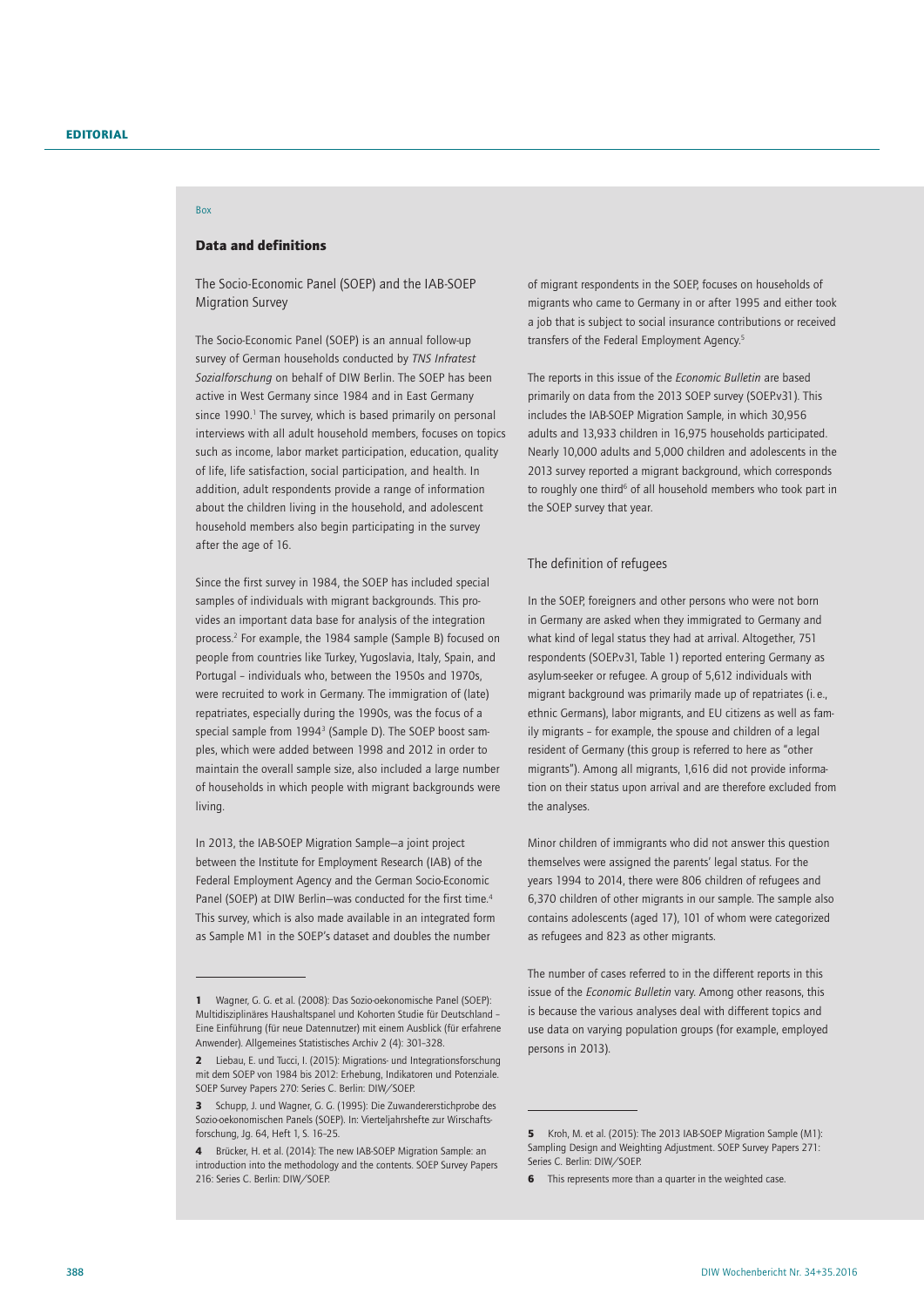Box

## Data and definitions

### The Socio-Economic Panel (SOEP) and the IAB-SOEP Migration Survey

The Socio-Economic Panel (SOEP) is an annual follow-up survey of German households conducted by *TNS Infratest Sozialforschung* on behalf of DIW Berlin. The SOEP has been active in West Germany since 1984 and in East Germany since 1990.[1] The survey, which is based primarily on personal interviews with all adult household members, focuses on topics such as income, labor market participation, education, quality of life, life satisfaction, social participation, and health. In addition, adult respondents provide a range of information about the children living in the household, and adolescent household members also begin participating in the survey after the age of 16.

Since the first survey in 1984, the SOEP has included special samples of individuals with migrant backgrounds. This provides an important data base for analysis of the integration process.[2] For example, the 1984 sample (Sample B) focused on people from countries like Turkey, Yugoslavia, Italy, Spain, and Portugal – individuals who, between the 1950s and 1970s, were recruited to work in Germany. The immigration of (late) repatriates, especially during the 1990s, was the focus of a special sample from 1994[3] (Sample D). The SOEP boost samples, which were added between 1998 and 2012 in order to maintain the overall sample size, also included a large number of households in which people with migrant backgrounds were living.

In 2013, the IAB-SOEP Migration Sample—a joint project between the Institute for Employment Research (IAB) of the Federal Employment Agency and the German Socio-Economic Panel (SOEP) at DIW Berlin—was conducted for the first time.[4] This survey, which is also made available in an integrated form as Sample M1 in the SOEP's dataset and doubles the number of migrant respondents in the SOEP, focuses on households of migrants who came to Germany in or after 1995 and either took a job that is subject to social insurance contributions or received transfers of the Federal Employment Agency.[5]

The reports in this issue of the *Economic Bulletin* are based primarily on data from the 2013 SOEP survey (SOEP.v31). This includes the IAB-SOEP Migration Sample, in which 30,956 adults and 13,933 children in 16,975 households participated. Nearly 10,000 adults and 5,000 children and adolescents in the 2013 survey reported a migrant background, which corresponds to roughly one third[6] of all household members who took part in the SOEP survey that year.

### The definition of refugees

In the SOEP, foreigners and other persons who were not born in Germany are asked when they immigrated to Germany and what kind of legal status they had at arrival. Altogether, 751 respondents (SOEP.v31, Table 1) reported entering Germany as asylum-seeker or refugee. A group of 5,612 individuals with migrant background was primarily made up of repatriates (i. e., ethnic Germans), labor migrants, and EU citizens as well as family migrants – for example, the spouse and children of a legal resident of Germany (this group is referred to here as "other migrants"). Among all migrants, 1,616 did not provide information on their status upon arrival and are therefore excluded from the analyses.

Minor children of immigrants who did not answer this question themselves were assigned the parents' legal status. For the years 1994 to 2014, there were 806 children of refugees and 6,370 children of other migrants in our sample. The sample also contains adolescents (aged 17), 101 of whom were categorized as refugees and 823 as other migrants.

The number of cases referred to in the different reports in this issue of the *Economic Bulletin* vary. Among other reasons, this is because the various analyses deal with different topics and use data on varying population groups (for example, employed persons in 2013).

---

1 Wagner, G. G. et al. (2008): Das Sozio-oekonomische Panel (SOEP): Multidisziplinäres Haushaltspanel und Kohorten Studie für Deutschland – Eine Einführung (für neue Datennutzer) mit einem Ausblick (für erfahrene Anwender). Allgemeines Statistisches Archiv 2 (4): 301–328.

2 Liebau, E. und Tucci, I. (2015): Migrations- und Integrationsforschung mit dem SOEP von 1984 bis 2012: Erhebung, Indikatoren und Potenziale. SOEP Survey Papers 270: Series C. Berlin: DIW/SOEP.

3 Schupp, J. und Wagner, G. G. (1995): Die Zuwandererstichprobe des Sozio-oekonomischen Panels (SOEP). In: Vierteljahrshefte zur Wirschaftsforschung, Jg. 64, Heft 1, S. 16–25.

4 Brücker, H. et al. (2014): The new IAB-SOEP Migration Sample: an introduction into the methodology and the contents. SOEP Survey Papers 216: Series C. Berlin: DIW/SOEP.

5 Kroh, M. et al. (2015): The 2013 IAB-SOEP Migration Sample (M1): Sampling Design and Weighting Adjustment. SOEP Survey Papers 271: Series C. Berlin: DIW/SOEP.

6 This represents more than a quarter in the weighted case.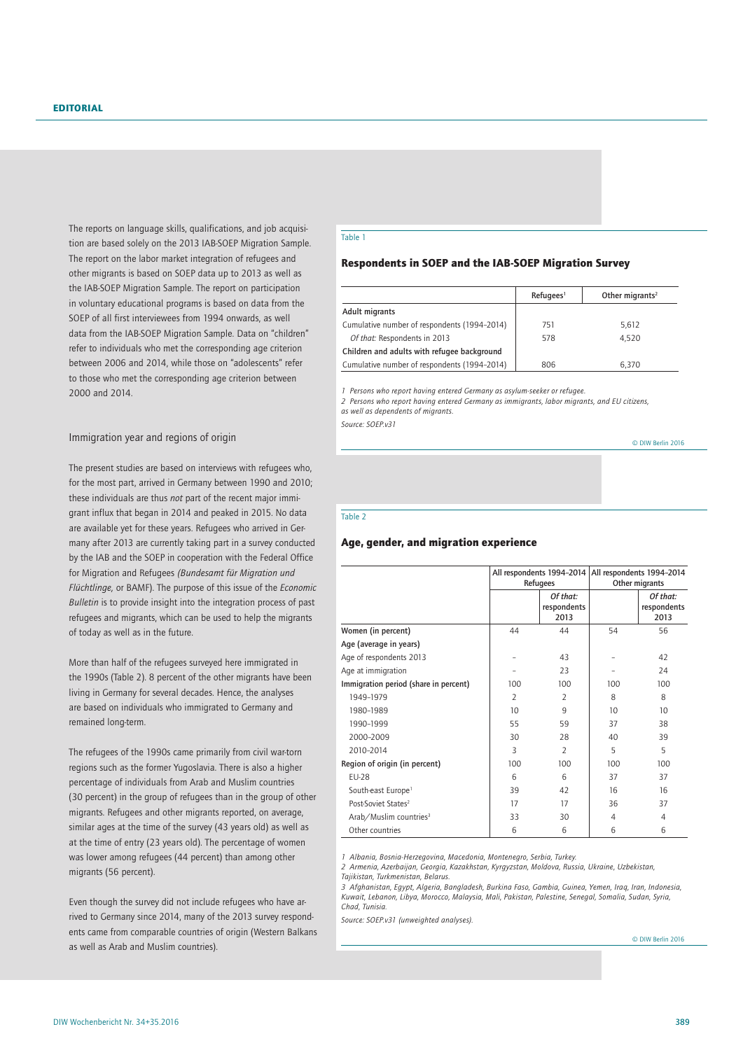The reports on language skills, qualifications, and job acquisition are based solely on the 2013 IAB-SOEP Migration Sample. The report on the labor market integration of refugees and other migrants is based on SOEP data up to 2013 as well as the IAB-SOEP Migration Sample. The report on participation in voluntary educational programs is based on data from the SOEP of all first interviewees from 1994 onwards, as well as data from the IAB-SOEP Migration Sample. Data on "children" refer to individuals who met the corresponding age criterion between 2006 and 2014, while those on "adolescents" refer to those who met the corresponding age criterion between 2000 and 2014.

### Immigration year and regions of origin

The present studies are based on interviews with refugees who, for the most part, arrived in Germany between 1990 and 2010; these individuals are thus *not* part of the recent major immigrant influx that began in 2014 and peaked in 2015. No data are available yet for these years. Refugees who arrived in Germany after 2013 are currently taking part in a survey conducted by the IAB and the SOEP in cooperation with the Federal Office for Migration and Refugees *(Bundesamt für Migration und Flüchtlinge*, or BAMF). The purpose of this issue of the *Economic Bulletin* is to provide insight into the integration process of past refugees and migrants, which can be used to help the migrants of today as well as in the future.

More than half of the refugees surveyed here immigrated in the 1990s (Table 2). 8 percent of the other migrants have been living in Germany for several decades. Hence, the analyses are based on individuals who immigrated to Germany and remained long-term.

The refugees of the 1990s came primarily from civil war-torn regions such as the former Yugoslavia. There is also a higher percentage of individuals from Arab and Muslim countries (30 percent) in the group of refugees than in the group of other migrants. Refugees and other migrants reported, on average, similar ages at the time of the survey (43 years old) as well as at the time of entry (23 years old). The percentage of women was lower among refugees (44 percent) than among other migrants (56 percent).

Even though the survey did not include refugees who have arrived to Germany since 2014, many of the 2013 survey respondents came from comparable countries of origin (Western Balkans as well as Arab and Muslim countries).

Table 1

**Respondents in SOEP and the IAB-SOEP Migration Survey**

| | Refugees[1] | Other migrants[2] |
|---|---|---|
| **Adult migrants** | | |
| Cumulative number of respondents (1994-2014) | 751 | 5,612 |
| *Of that:* Respondents in 2013 | 578 | 4,520 |
| **Children and adults with refugee background** | | |
| Cumulative number of respondents (1994-2014) | 806 | 6,370 |

*1 Persons who report having entered Germany as asylum-seeker or refugee.*
*2 Persons who report having entered Germany as immigrants, labor migrants, and EU citizens, as well as dependents of migrants.*
*Source: SOEP.v31*

© DIW Berlin 2016

Table 2

**Age, gender, and migration experience**

| | All respondents 1994-2014 Refugees | | All respondents 1994-2014 Other migrants | |
|---|---|---|---|---|
| | | *Of that:* respondents 2013 | | *Of that:* respondents 2013 |
| **Women (in percent)** | 44 | 44 | 54 | 56 |
| **Age (average in years)** | | | | |
| Age of respondents 2013 | – | 43 | – | 42 |
| Age at immigration | – | 23 | – | 24 |
| **Immigration period (share in percent)** | 100 | 100 | 100 | 100 |
| 1949-1979 | 2 | 2 | 8 | 8 |
| 1980-1989 | 10 | 9 | 10 | 10 |
| 1990-1999 | 55 | 59 | 37 | 38 |
| 2000-2009 | 30 | 28 | 40 | 39 |
| 2010-2014 | 3 | 2 | 5 | 5 |
| **Region of origin (in percent)** | 100 | 100 | 100 | 100 |
| EU-28 | 6 | 6 | 37 | 37 |
| South-east Europe[1] | 39 | 42 | 16 | 16 |
| Post-Soviet States[2] | 17 | 17 | 36 | 37 |
| Arab/Muslim countries[3] | 33 | 30 | 4 | 4 |
| Other countries | 6 | 6 | 6 | 6 |

*1 Albania, Bosnia-Herzegovina, Macedonia, Montenegro, Serbia, Turkey.*
*2 Armenia, Azerbaijan, Georgia, Kazakhstan, Kyrgyzstan, Moldova, Russia, Ukraine, Uzbekistan, Tajikistan, Turkmenistan, Belarus.*
*3 Afghanistan, Egypt, Algeria, Bangladesh, Burkina Faso, Gambia, Guinea, Yemen, Iraq, Iran, Indonesia, Kuwait, Lebanon, Libya, Morocco, Malaysia, Mali, Pakistan, Palestine, Senegal, Somalia, Sudan, Syria, Chad, Tunisia.*
*Source: SOEP.v31 (unweighted analyses).*

© DIW Berlin 2016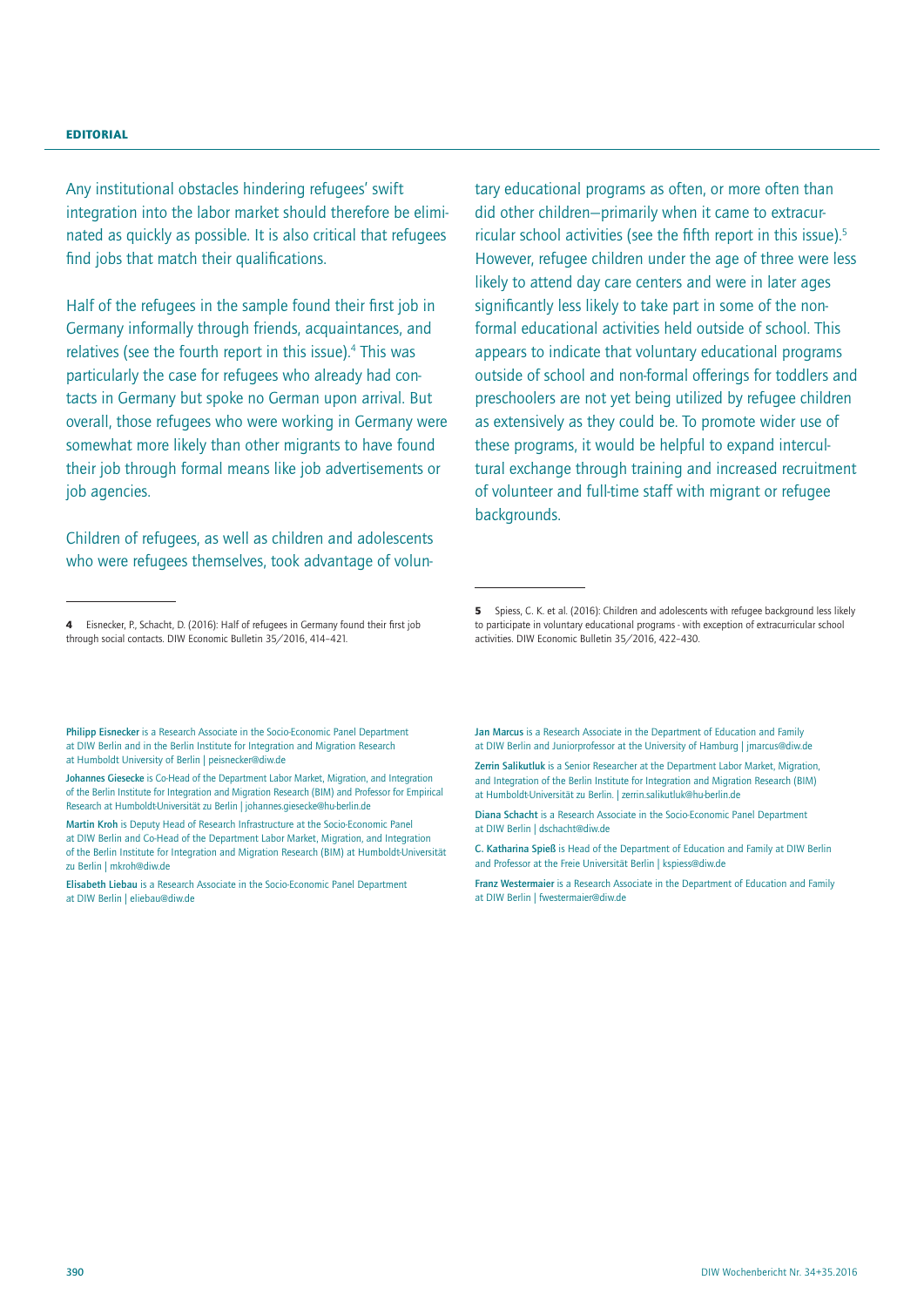Any institutional obstacles hindering refugees' swift integration into the labor market should therefore be eliminated as quickly as possible. It is also critical that refugees find jobs that match their qualifications.

Half of the refugees in the sample found their first job in Germany informally through friends, acquaintances, and relatives (see the fourth report in this issue).[4] This was particularly the case for refugees who already had contacts in Germany but spoke no German upon arrival. But overall, those refugees who were working in Germany were somewhat more likely than other migrants to have found their job through formal means like job advertisements or job agencies.

Children of refugees, as well as children and adolescents who were refugees themselves, took advantage of voluntary educational programs as often, or more often than did other children—primarily when it came to extracurricular school activities (see the fifth report in this issue).[5] However, refugee children under the age of three were less likely to attend day care centers and were in later ages significantly less likely to take part in some of the non-formal educational activities held outside of school. This appears to indicate that voluntary educational programs outside of school and non-formal offerings for toddlers and preschoolers are not yet being utilized by refugee children as extensively as they could be. To promote wider use of these programs, it would be helpful to expand intercultural exchange through training and increased recruitment of volunteer and full-time staff with migrant or refugee backgrounds.

---

**4** Eisnecker, P., Schacht, D. (2016): Half of refugees in Germany found their first job through social contacts. DIW Economic Bulletin 35/2016, 414–421.

**5** Spiess, C. K. et al. (2016): Children and adolescents with refugee background less likely to participate in voluntary educational programs - with exception of extracurricular school activities. DIW Economic Bulletin 35/2016, 422–430.

---

**Philipp Eisnecker** is a Research Associate in the Socio-Economic Panel Department at DIW Berlin and in the Berlin Institute for Integration and Migration Research at Humboldt University of Berlin | peisnecker@diw.de

**Johannes Giesecke** is Co-Head of the Department Labor Market, Migration, and Integration of the Berlin Institute for Integration and Migration Research (BIM) and Professor for Empirical Research at Humboldt-Universität zu Berlin | johannes.giesecke@hu-berlin.de

**Martin Kroh** is Deputy Head of Research Infrastructure at the Socio-Economic Panel at DIW Berlin and Co-Head of the Department Labor Market, Migration, and Integration of the Berlin Institute for Integration and Migration Research (BIM) at Humboldt-Universität zu Berlin | mkroh@diw.de

**Elisabeth Liebau** is a Research Associate in the Socio-Economic Panel Department at DIW Berlin | eliebau@diw.de

**Jan Marcus** is a Research Associate in the Department of Education and Family at DIW Berlin and Juniorprofessor at the University of Hamburg | jmarcus@diw.de

**Zerrin Salikutluk** is a Senior Researcher at the Department Labor Market, Migration, and Integration of the Berlin Institute for Integration and Migration Research (BIM) at Humboldt-Universität zu Berlin. | zerrin.salikutluk@hu-berlin.de

**Diana Schacht** is a Research Associate in the Socio-Economic Panel Department at DIW Berlin | dschacht@diw.de

**C. Katharina Spieß** is Head of the Department of Education and Family at DIW Berlin and Professor at the Freie Universität Berlin | kspiess@diw.de

**Franz Westermaier** is a Research Associate in the Department of Education and Family at DIW Berlin | fwestermaier@diw.de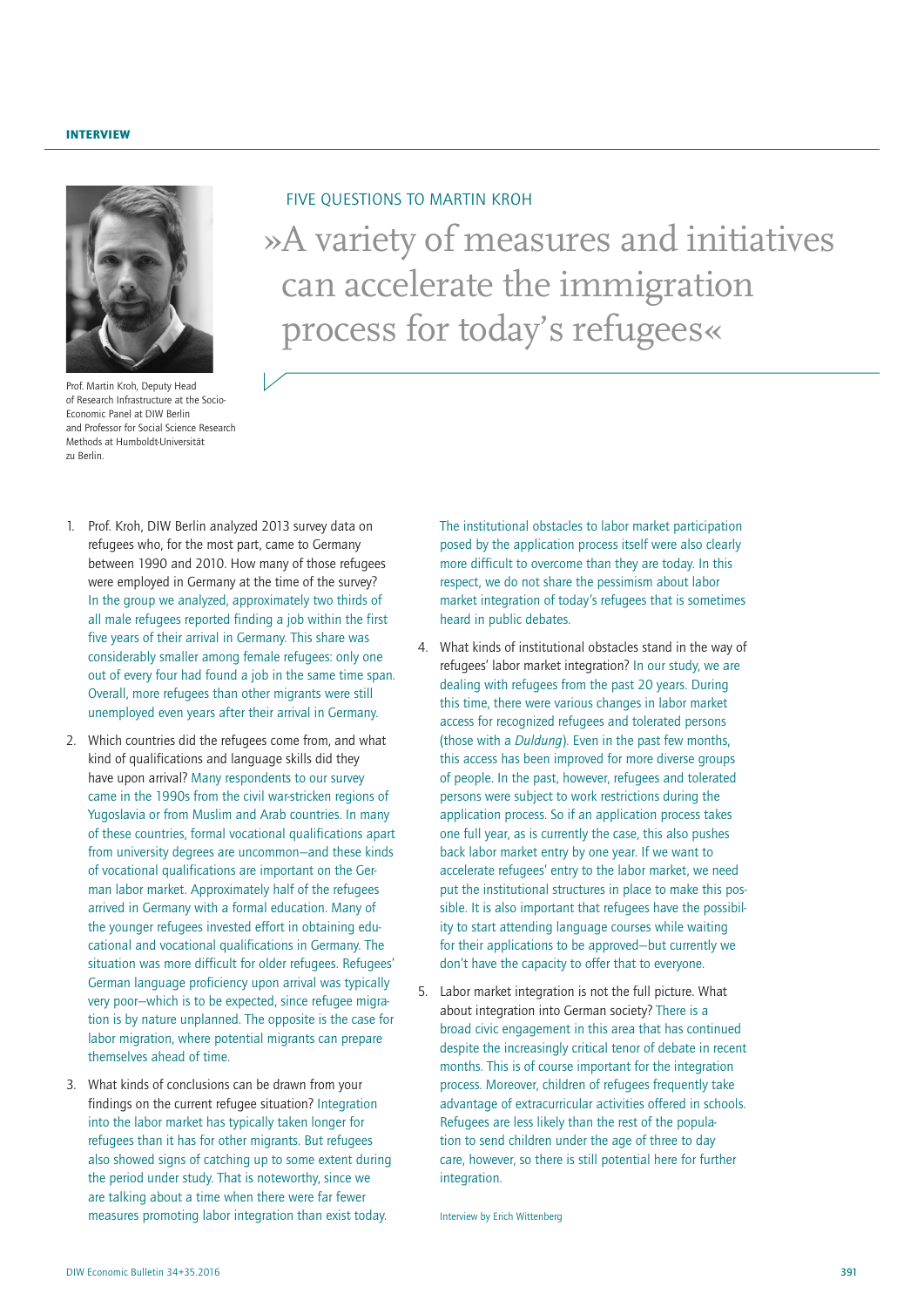INTERVIEW

Prof. Martin Kroh, Deputy Head of Research Infrastructure at the Socio-Economic Panel at DIW Berlin and Professor for Social Science Research Methods at Humboldt-Universität zu Berlin.

FIVE QUESTIONS TO MARTIN KROH

# »A variety of measures and initiatives can accelerate the immigration process for today's refugees«

1. Prof. Kroh, DIW Berlin analyzed 2013 survey data on refugees who, for the most part, came to Germany between 1990 and 2010. How many of those refugees were employed in Germany at the time of the survey? In the group we analyzed, approximately two thirds of all male refugees reported finding a job within the first five years of their arrival in Germany. This share was considerably smaller among female refugees: only one out of every four had found a job in the same time span. Overall, more refugees than other migrants were still unemployed even years after their arrival in Germany.

2. Which countries did the refugees come from, and what kind of qualifications and language skills did they have upon arrival? Many respondents to our survey came in the 1990s from the civil war-stricken regions of Yugoslavia or from Muslim and Arab countries. In many of these countries, formal vocational qualifications apart from university degrees are uncommon—and these kinds of vocational qualifications are important on the German labor market. Approximately half of the refugees arrived in Germany with a formal education. Many of the younger refugees invested effort in obtaining educational and vocational qualifications in Germany. The situation was more difficult for older refugees. Refugees' German language proficiency upon arrival was typically very poor—which is to be expected, since refugee migration is by nature unplanned. The opposite is the case for labor migration, where potential migrants can prepare themselves ahead of time.

3. What kinds of conclusions can be drawn from your findings on the current refugee situation? Integration into the labor market has typically taken longer for refugees than it has for other migrants. But refugees also showed signs of catching up to some extent during the period under study. That is noteworthy, since we are talking about a time when there were far fewer measures promoting labor integration than exist today. The institutional obstacles to labor market participation posed by the application process itself were also clearly more difficult to overcome than they are today. In this respect, we do not share the pessimism about labor market integration of today's refugees that is sometimes heard in public debates.

4. What kinds of institutional obstacles stand in the way of refugees' labor market integration? In our study, we are dealing with refugees from the past 20 years. During this time, there were various changes in labor market access for recognized refugees and tolerated persons (those with a *Duldung*). Even in the past few months, this access has been improved for more diverse groups of people. In the past, however, refugees and tolerated persons were subject to work restrictions during the application process. So if an application process takes one full year, as is currently the case, this also pushes back labor market entry by one year. If we want to accelerate refugees' entry to the labor market, we need put the institutional structures in place to make this possible. It is also important that refugees have the possibility to start attending language courses while waiting for their applications to be approved—but currently we don't have the capacity to offer that to everyone.

5. Labor market integration is not the full picture. What about integration into German society? There is a broad civic engagement in this area that has continued despite the increasingly critical tenor of debate in recent months. This is of course important for the integration process. Moreover, children of refugees frequently take advantage of extracurricular activities offered in schools. Refugees are less likely than the rest of the population to send children under the age of three to day care, however, so there is still potential here for further integration.

Interview by Erich Wittenberg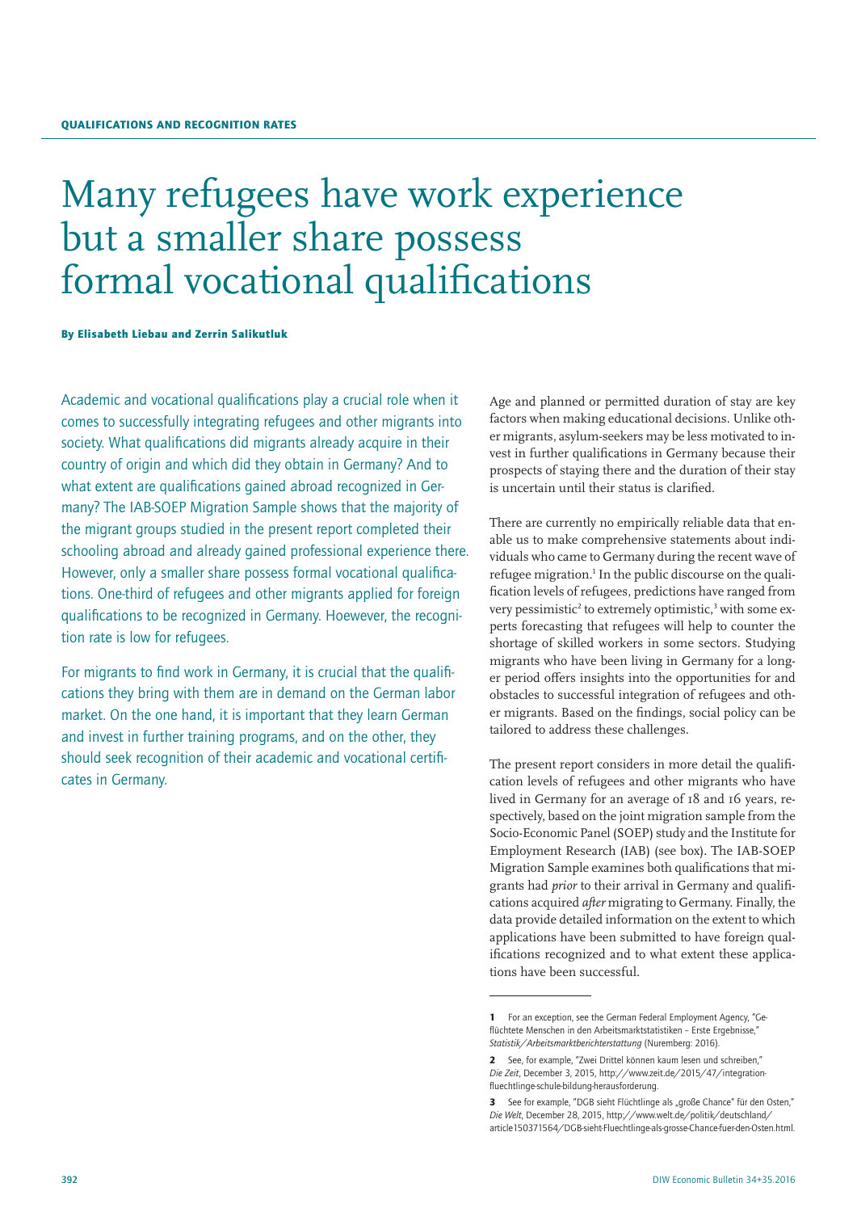QUALIFICATIONS AND RECOGNITION RATES

# Many refugees have work experience but a smaller share possess formal vocational qualifications

**By Elisabeth Liebau and Zerrin Salikutluk**

Academic and vocational qualifications play a crucial role when it comes to successfully integrating refugees and other migrants into society. What qualifications did migrants already acquire in their country of origin and which did they obtain in Germany? And to what extent are qualifications gained abroad recognized in Germany? The IAB-SOEP Migration Sample shows that the majority of the migrant groups studied in the present report completed their schooling abroad and already gained professional experience there. However, only a smaller share possess formal vocational qualifications. One-third of refugees and other migrants applied for foreign qualifications to be recognized in Germany. Hoewever, the recognition rate is low for refugees.

For migrants to find work in Germany, it is crucial that the qualifications they bring with them are in demand on the German labor market. On the one hand, it is important that they learn German and invest in further training programs, and on the other, they should seek recognition of their academic and vocational certificates in Germany.

Age and planned or permitted duration of stay are key factors when making educational decisions. Unlike other migrants, asylum-seekers may be less motivated to invest in further qualifications in Germany because their prospects of staying there and the duration of their stay is uncertain until their status is clarified.

There are currently no empirically reliable data that enable us to make comprehensive statements about individuals who came to Germany during the recent wave of refugee migration.[1] In the public discourse on the qualification levels of refugees, predictions have ranged from very pessimistic[2] to extremely optimistic,[3] with some experts forecasting that refugees will help to counter the shortage of skilled workers in some sectors. Studying migrants who have been living in Germany for a longer period offers insights into the opportunities for and obstacles to successful integration of refugees and other migrants. Based on the findings, social policy can be tailored to address these challenges.

The present report considers in more detail the qualification levels of refugees and other migrants who have lived in Germany for an average of 18 and 16 years, respectively, based on the joint migration sample from the Socio-Economic Panel (SOEP) study and the Institute for Employment Research (IAB) (see box). The IAB-SOEP Migration Sample examines both qualifications that migrants had *prior* to their arrival in Germany and qualifications acquired *after* migrating to Germany. Finally, the data provide detailed information on the extent to which applications have been submitted to have foreign qualifications recognized and to what extent these applications have been successful.

---

1 For an exception, see the German Federal Employment Agency, "Geflüchtete Menschen in den Arbeitsmarktstatistiken – Erste Ergebnisse," *Statistik/Arbeitsmarktberichterstattung* (Nuremberg: 2016).

2 See, for example, "Zwei Drittel können kaum lesen und schreiben," *Die Zeit*, December 3, 2015, http://www.zeit.de/2015/47/integration-fluechtlinge-schule-bildung-herausforderung.

3 See for example, "DGB sieht Flüchtlinge als „große Chance" für den Osten," *Die Welt*, December 28, 2015, http://www.welt.de/politik/deutschland/article150371564/DGB-sieht-Fluechtlinge-als-grosse-Chance-fuer-den-Osten.html.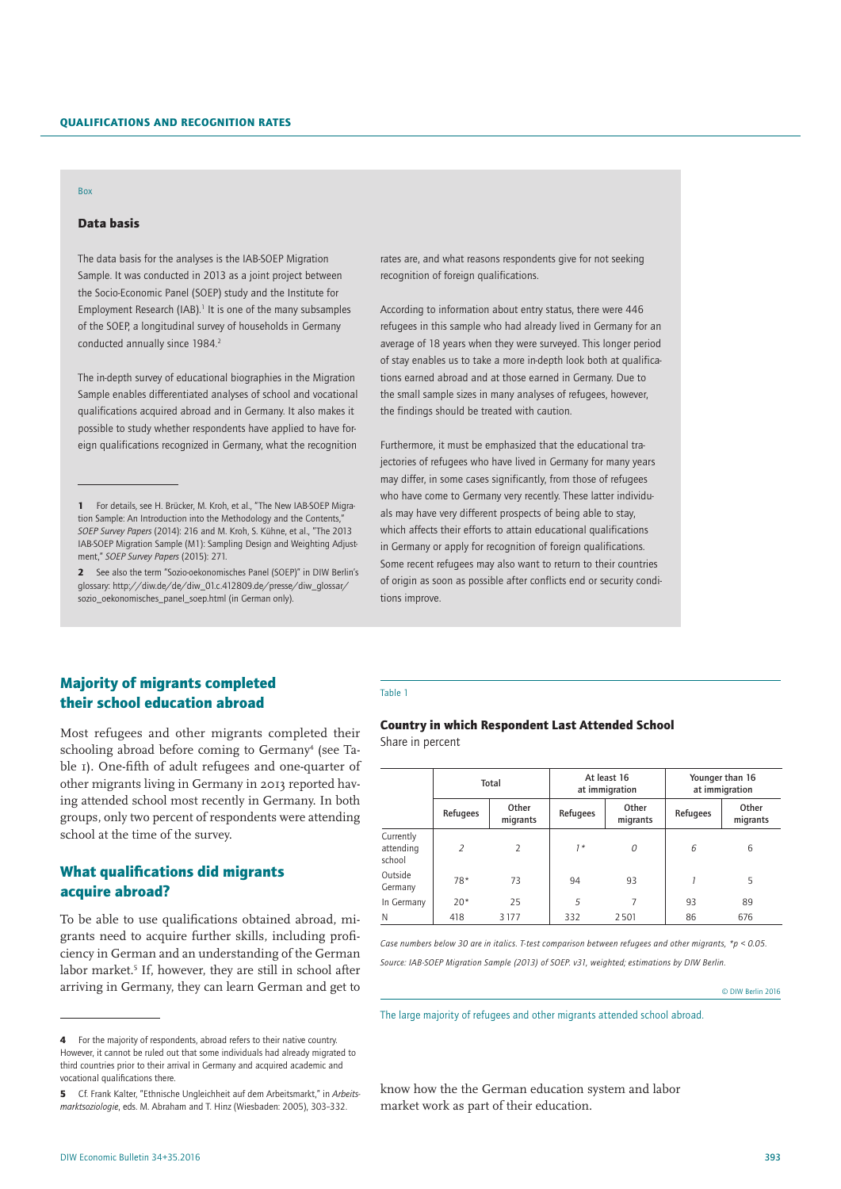Box

### Data basis

The data basis for the analyses is the IAB-SOEP Migration Sample. It was conducted in 2013 as a joint project between the Socio-Economic Panel (SOEP) study and the Institute for Employment Research (IAB).[1] It is one of the many subsamples of the SOEP, a longitudinal survey of households in Germany conducted annually since 1984.[2]

The in-depth survey of educational biographies in the Migration Sample enables differentiated analyses of school and vocational qualifications acquired abroad and in Germany. It also makes it possible to study whether respondents have applied to have foreign qualifications recognized in Germany, what the recognition rates are, and what reasons respondents give for not seeking recognition of foreign qualifications.

According to information about entry status, there were 446 refugees in this sample who had already lived in Germany for an average of 18 years when they were surveyed. This longer period of stay enables us to take a more in-depth look both at qualifications earned abroad and at those earned in Germany. Due to the small sample sizes in many analyses of refugees, however, the findings should be treated with caution.

Furthermore, it must be emphasized that the educational trajectories of refugees who have lived in Germany for many years may differ, in some cases significantly, from those of refugees who have come to Germany very recently. These latter individuals may have very different prospects of being able to stay, which affects their efforts to attain educational qualifications in Germany or apply for recognition of foreign qualifications. Some recent refugees may also want to return to their countries of origin as soon as possible after conflicts end or security conditions improve.

1 For details, see H. Brücker, M. Kroh, et al., "The New IAB-SOEP Migration Sample: An Introduction into the Methodology and the Contents," *SOEP Survey Papers* (2014): 216 and M. Kroh, S. Kühne, et al., "The 2013 IAB-SOEP Migration Sample (M1): Sampling Design and Weighting Adjustment," *SOEP Survey Papers* (2015): 271.

2 See also the term "Sozio-oekonomisches Panel (SOEP)" in DIW Berlin's glossary: http://diw.de/de/diw_01.c.412809.de/presse/diw_glossar/sozio_oekonomisches_panel_soep.html (in German only).

## Majority of migrants completed their school education abroad

Most refugees and other migrants completed their schooling abroad before coming to Germany[4] (see Table 1). One-fifth of adult refugees and one-quarter of other migrants living in Germany in 2013 reported having attended school most recently in Germany. In both groups, only two percent of respondents were attending school at the time of the survey.

Table 1

**Country in which Respondent Last Attended School**
Share in percent

| | Total | | At least 16 at immigration | | Younger than 16 at immigration | |
|---|---|---|---|---|---|---|
| | Refugees | Other migrants | Refugees | Other migrants | Refugees | Other migrants |
| Currently attending school | *2* | 2 | *1** | *0* | 6 | 6 |
| Outside Germany | 78* | 73 | 94 | 93 | *1* | 5 |
| In Germany | 20* | 25 | *5* | 7 | 93 | 89 |
| N | 418 | 3 177 | 332 | 2 501 | 86 | 676 |

*Case numbers below 30 are in italics. T-test comparison between refugees and other migrants, *p < 0.05.*

*Source: IAB-SOEP Migration Sample (2013) of SOEP. v31, weighted; estimations by DIW Berlin.*

© DIW Berlin 2016

The large majority of refugees and other migrants attended school abroad.

## What qualifications did migrants acquire abroad?

To be able to use qualifications obtained abroad, migrants need to acquire further skills, including proficiency in German and an understanding of the German labor market.[5] If, however, they are still in school after arriving in Germany, they can learn German and get to know how the the German education system and labor market work as part of their education.

4 For the majority of respondents, abroad refers to their native country. However, it cannot be ruled out that some individuals had already migrated to third countries prior to their arrival in Germany and acquired academic and vocational qualifications there.

5 Cf. Frank Kalter, "Ethnische Ungleichheit auf dem Arbeitsmarkt," in *Arbeitsmarktsoziologie*, eds. M. Abraham and T. Hinz (Wiesbaden: 2005), 303–332.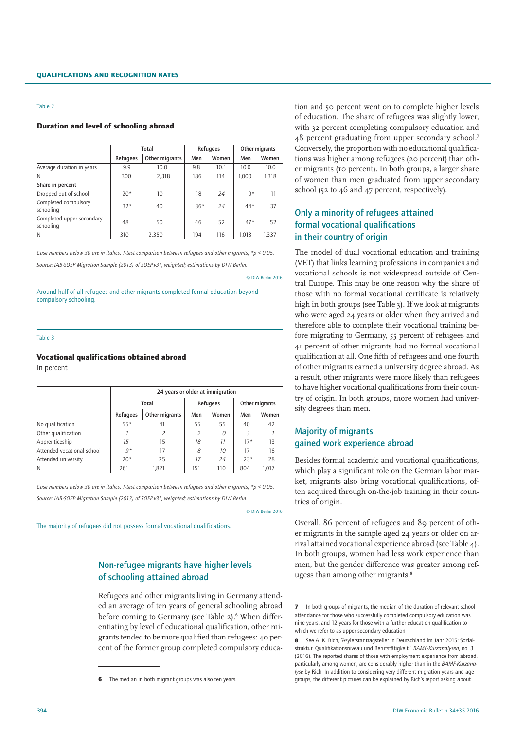Table 2

### Duration and level of schooling abroad

| | Total | | Refugees | | Other migrants | |
|---|---|---|---|---|---|---|
| | Refugees | Other migrants | Men | Women | Men | Women |
| Average duration in years | 9.9 | 10.0 | 9.8 | 10.1 | 10.0 | 10.0 |
| N | 300 | 2,318 | 186 | 114 | 1,000 | 1,318 |
| **Share in percent** | | | | | | |
| Dropped out of school | 20* | 10 | 18 | *24* | 9* | 11 |
| Completed compulsory schooling | 32* | 40 | 36* | *24* | 44* | 37 |
| Completed upper secondary schooling | 48 | 50 | 46 | 52 | 47* | 52 |
| N | 310 | 2,350 | 194 | 116 | 1,013 | 1,337 |

*Case numbers below 30 are in italics. T-test comparison between refugees and other migrants, *p < 0.05.*

*Source: IAB-SOEP Migration Sample (2013) of SOEP.v31, weighted; estimations by DIW Berlin.*

© DIW Berlin 2016

Around half of all refugees and other migrants completed formal education beyond compulsory schooling.

Table 3

### Vocational qualifications obtained abroad

In percent

| | 24 years or older at immigration | | | | | |
|---|---|---|---|---|---|---|
| | Total | | Refugees | | Other migrants | |
| | Refugees | Other migrants | Men | Women | Men | Women |
| No qualification | 55* | 41 | 55 | 55 | 40 | 42 |
| Other qualification | *1* | *2* | *2* | *0* | *3* | *1* |
| Apprenticeship | *15* | 15 | *18* | *11* | 17* | 13 |
| Attended vocational school | *9** | 17 | *8* | *10* | 17 | 16 |
| Attended university | 20* | 25 | *17* | *24* | 23* | 28 |
| N | 261 | 1,821 | 151 | 110 | 804 | 1,017 |

*Case numbers below 30 are in italics. T-test comparison between refugees and other migrants, *p < 0.05.*

*Source: IAB-SOEP Migration Sample (2013) of SOEP.v31, weighted; estimations by DIW Berlin.*

© DIW Berlin 2016

The majority of refugees did not possess formal vocational qualifications.

## Non-refugee migrants have higher levels of schooling attained abroad

Refugees and other migrants living in Germany attended an average of ten years of general schooling abroad before coming to Germany (see Table 2).[6] When differentiating by level of educational qualification, other migrants tended to be more qualified than refugees: 40 percent of the former group completed compulsory education and 50 percent went on to complete higher levels of education. The share of refugees was slightly lower, with 32 percent completing compulsory education and 48 percent graduating from upper secondary school.[7] Conversely, the proportion with no educational qualifications was higher among refugees (20 percent) than other migrants (10 percent). In both groups, a larger share of women than men graduated from upper secondary school (52 to 46 and 47 percent, respectively).

## Only a minority of refugees attained formal vocational qualifications in their country of origin

The model of dual vocational education and training (VET) that links learning professions in companies and vocational schools is not widespread outside of Central Europe. This may be one reason why the share of those with no formal vocational certificate is relatively high in both groups (see Table 3). If we look at migrants who were aged 24 years or older when they arrived and therefore able to complete their vocational training before migrating to Germany, 55 percent of refugees and 41 percent of other migrants had no formal vocational qualification at all. One fifth of refugees and one fourth of other migrants earned a university degree abroad. As a result, other migrants were more likely than refugees to have higher vocational qualifications from their country of origin. In both groups, more women had university degrees than men.

## Majority of migrants gained work experience abroad

Besides formal academic and vocational qualifications, which play a significant role on the German labor market, migrants also bring vocational qualifications, often acquired through on-the-job training in their countries of origin.

Overall, 86 percent of refugees and 89 percent of other migrants in the sample aged 24 years or older on arrival attained vocational experience abroad (see Table 4). In both groups, women had less work experience than men, but the gender difference was greater among refugess than among other migrants.[8]

---

**6** The median in both migrant groups was also ten years.

**7** In both groups of migrants, the median of the duration of relevant school attendance for those who successfully completed compulsory education was nine years, and 12 years for those with a further education qualification to which we refer to as upper secondary education.

**8** See A. K. Rich, "Asylerstantragsteller in Deutschland im Jahr 2015: Sozialstruktur. Qualifikationsniveau und Berufstätigkeit," *BAMF-Kurzanalysen*, no. 3 (2016). The reported shares of those with employment experience from abroad, particularly among women, are considerably higher than in the *BAMF-Kurzanalyse* by Rich. In addition to considering very different migration years and age groups, the different pictures can be explained by Rich's report asking about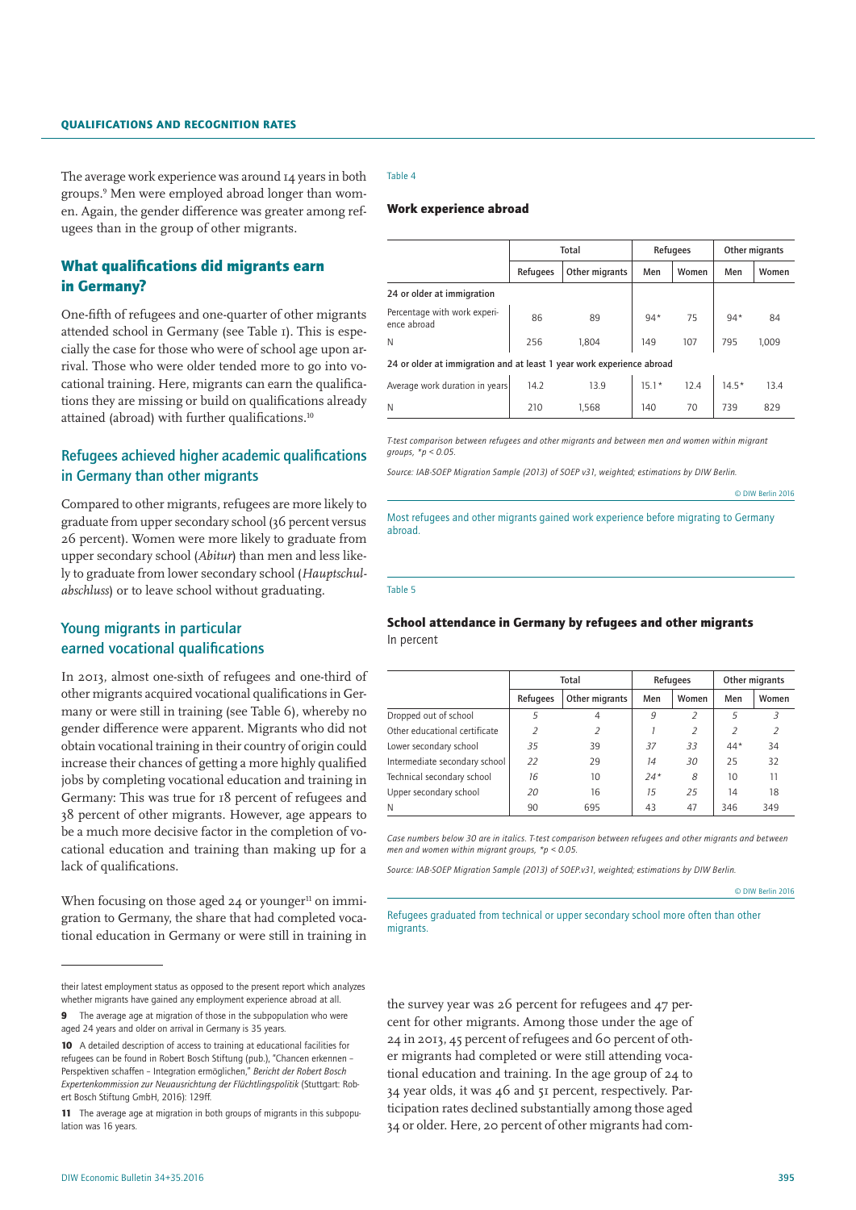The average work experience was around 14 years in both groups.[9] Men were employed abroad longer than women. Again, the gender difference was greater among refugees than in the group of other migrants.

## What qualifications did migrants earn in Germany?

One-fifth of refugees and one-quarter of other migrants attended school in Germany (see Table 1). This is especially the case for those who were of school age upon arrival. Those who were older tended more to go into vocational training. Here, migrants can earn the qualifications they are missing or build on qualifications already attained (abroad) with further qualifications.[10]

### Refugees achieved higher academic qualifications in Germany than other migrants

Compared to other migrants, refugees are more likely to graduate from upper secondary school (36 percent versus 26 percent). Women were more likely to graduate from upper secondary school (*Abitur*) than men and less likely to graduate from lower secondary school (*Hauptschulabschluss*) or to leave school without graduating.

### Young migrants in particular earned vocational qualifications

In 2013, almost one-sixth of refugees and one-third of other migrants acquired vocational qualifications in Germany or were still in training (see Table 6), whereby no gender difference were apparent. Migrants who did not obtain vocational training in their country of origin could increase their chances of getting a more highly qualified jobs by completing vocational education and training in Germany: This was true for 18 percent of refugees and 38 percent of other migrants. However, age appears to be a much more decisive factor in the completion of vocational education and training than making up for a lack of qualifications.

When focusing on those aged 24 or younger[11] on immigration to Germany, the share that had completed vocational education in Germany or were still in training in the survey year was 26 percent for refugees and 47 percent for other migrants. Among those under the age of 24 in 2013, 45 percent of refugees and 60 percent of other migrants had completed or were still attending vocational education and training. In the age group of 24 to 34 year olds, it was 46 and 51 percent, respectively. Participation rates declined substantially among those aged 34 or older. Here, 20 percent of other migrants had com-

Table 4

**Work experience abroad**

| | Total | | Refugees | | Other migrants | |
|---|---|---|---|---|---|---|
| | Refugees | Other migrants | Men | Women | Men | Women |
| **24 or older at immigration** | | | | | | |
| Percentage with work experience abroad | 86 | 89 | 94* | 75 | 94* | 84 |
| N | 256 | 1,804 | 149 | 107 | 795 | 1,009 |
| **24 or older at immigration and at least 1 year work experience abroad** | | | | | | |
| Average work duration in years | 14.2 | 13.9 | 15.1* | 12.4 | 14.5* | 13.4 |
| N | 210 | 1,568 | 140 | 70 | 739 | 829 |

*T-test comparison between refugees and other migrants and between men and women within migrant groups, *p < 0.05.*

*Source: IAB-SOEP Migration Sample (2013) of SOEP v31, weighted; estimations by DIW Berlin.*

© DIW Berlin 2016

Most refugees and other migrants gained work experience before migrating to Germany abroad.

Table 5

**School attendance in Germany by refugees and other migrants**
In percent

| | Total | | Refugees | | Other migrants | |
|---|---|---|---|---|---|---|
| | Refugees | Other migrants | Men | Women | Men | Women |
| Dropped out of school | *5* | 4 | *9* | *2* | 5 | *3* |
| Other educational certificate | *2* | *2* | *1* | *2* | *2* | *2* |
| Lower secondary school | *35* | 39 | *37* | *33* | 44* | 34 |
| Intermediate secondary school | *22* | 29 | *14* | *30* | 25 | 32 |
| Technical secondary school | *16* | 10 | *24** | *8* | 10 | 11 |
| Upper secondary school | *20* | 16 | *15* | *25* | 14 | 18 |
| N | 90 | 695 | 43 | 47 | 346 | 349 |

*Case numbers below 30 are in italics. T-test comparison between refugees and other migrants and between men and women within migrant groups, *p < 0.05.*

*Source: IAB-SOEP Migration Sample (2013) of SOEP.v31, weighted; estimations by DIW Berlin.*

© DIW Berlin 2016

Refugees graduated from technical or upper secondary school more often than other migrants.

---

their latest employment status as opposed to the present report which analyzes whether migrants have gained any employment experience abroad at all.

**9** The average age at migration of those in the subpopulation who were aged 24 years and older on arrival in Germany is 35 years.

**10** A detailed description of access to training at educational facilities for refugees can be found in Robert Bosch Stiftung (pub.), "Chancen erkennen – Perspektiven schaffen – Integration ermöglichen," *Bericht der Robert Bosch Expertenkommission zur Neuausrichtung der Flüchtlingspolitik* (Stuttgart: Robert Bosch Stiftung GmbH, 2016): 129ff.

**11** The average age at migration in both groups of migrants in this subpopulation was 16 years.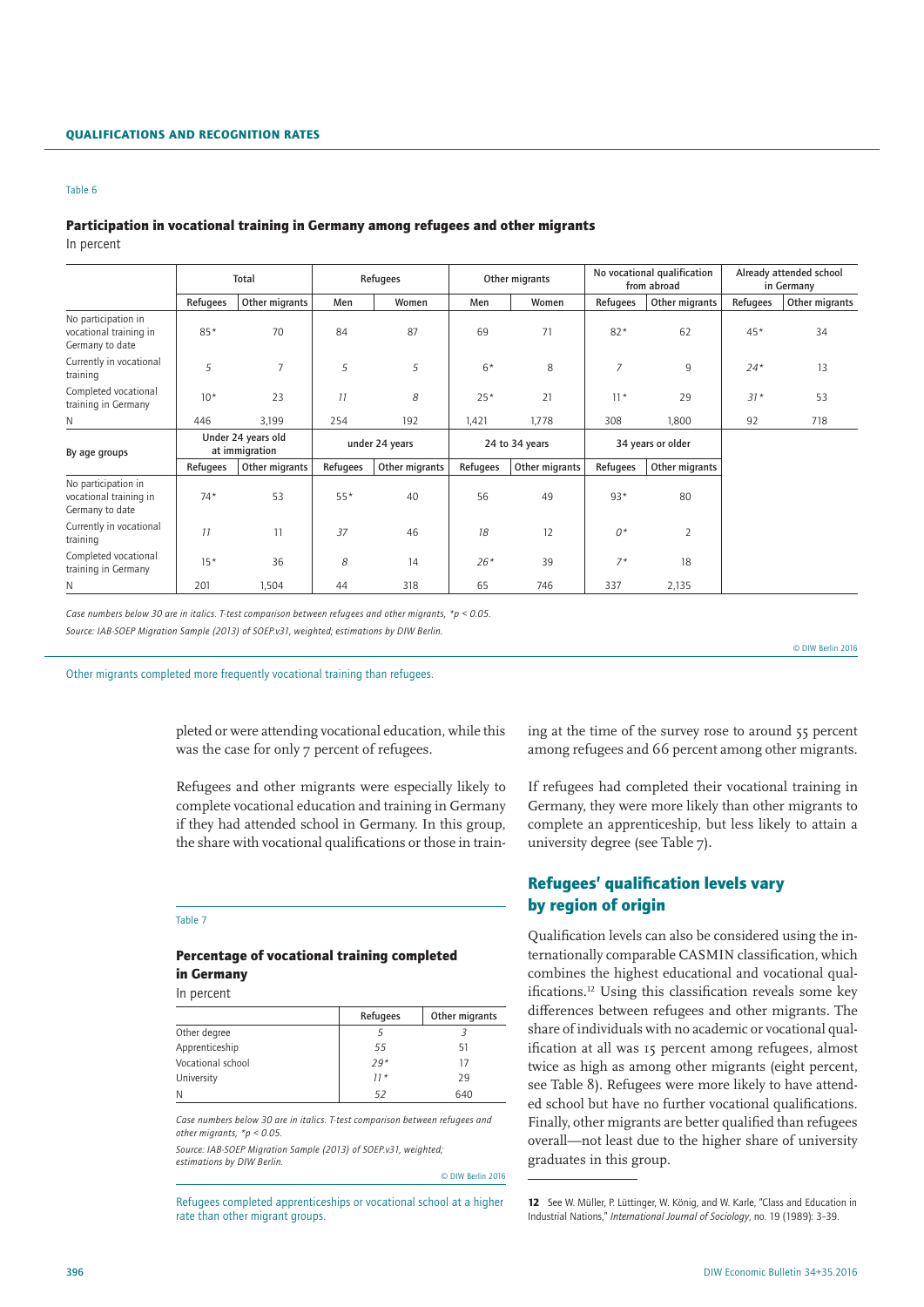Table 6

**Participation in vocational training in Germany among refugees and other migrants**

In percent

| | Total | | Refugees | | Other migrants | | No vocational qualification from abroad | | Already attended school in Germany | |
|---|---|---|---|---|---|---|---|---|---|---|
| | Refugees | Other migrants | Men | Women | Men | Women | Refugees | Other migrants | Refugees | Other migrants |
| No participation in vocational training in Germany to date | 85* | 70 | 84 | 87 | 69 | 71 | 82* | 62 | 45* | 34 |
| Currently in vocational training | *5* | 7 | *5* | *5* | 6* | 8 | *7* | 9 | *24** | 13 |
| Completed vocational training in Germany | 10* | 23 | *11* | *8* | 25* | 21 | 11* | 29 | *31** | 53 |
| N | 446 | 3,199 | 254 | 192 | 1,421 | 1,778 | 308 | 1,800 | 92 | 718 |
| **By age groups** | Under 24 years old at immigration | | under 24 years | | 24 to 34 years | | 34 years or older | | | |
| | Refugees | Other migrants | Refugees | Other migrants | Refugees | Other migrants | Refugees | Other migrants | | |
| No participation in vocational training in Germany to date | 74* | 53 | 55* | 40 | 56 | 49 | 93* | 80 | | |
| Currently in vocational training | *11* | 11 | *37* | 46 | *18* | 12 | *0** | 2 | | |
| Completed vocational training in Germany | 15* | 36 | *8* | 14 | *26** | 39 | *7** | 18 | | |
| N | 201 | 1,504 | 44 | 318 | 65 | 746 | 337 | 2,135 | | |

*Case numbers below 30 are in italics. T-test comparison between refugees and other migrants, *p < 0.05.*

*Source: IAB-SOEP Migration Sample (2013) of SOEP.v31, weighted; estimations by DIW Berlin.*

© DIW Berlin 2016

Other migrants completed more frequently vocational training than refugees.

pleted or were attending vocational education, while this was the case for only 7 percent of refugees.

Refugees and other migrants were especially likely to complete vocational education and training in Germany if they had attended school in Germany. In this group, the share with vocational qualifications or those in training at the time of the survey rose to around 55 percent among refugees and 66 percent among other migrants.

If refugees had completed their vocational training in Germany, they were more likely than other migrants to complete an apprenticeship, but less likely to attain a university degree (see Table 7).

Table 7

**Percentage of vocational training completed in Germany**

In percent

| | Refugees | Other migrants |
|---|---|---|
| Other degree | *5* | *3* |
| Apprenticeship | *55* | 51 |
| Vocational school | *29** | 17 |
| University | *11** | 29 |
| N | *52* | 640 |

*Case numbers below 30 are in italics. T-test comparison between refugees and other migrants, *p < 0.05.*

*Source: IAB-SOEP Migration Sample (2013) of SOEP.v31, weighted; estimations by DIW Berlin.*

© DIW Berlin 2016

Refugees completed apprenticeships or vocational school at a higher rate than other migrant groups.

## Refugees' qualification levels vary by region of origin

Qualification levels can also be considered using the internationally comparable CASMIN classification, which combines the highest educational and vocational qualifications.[12] Using this classification reveals some key differences between refugees and other migrants. The share of individuals with no academic or vocational qualification at all was 15 percent among refugees, almost twice as high as among other migrants (eight percent, see Table 8). Refugees were more likely to have attended school but have no further vocational qualifications. Finally, other migrants are better qualified than refugees overall—not least due to the higher share of university graduates in this group.

12 See W. Müller, P. Lüttinger, W. König, and W. Karle, "Class and Education in Industrial Nations," *International Journal of Sociology*, no. 19 (1989): 3–39.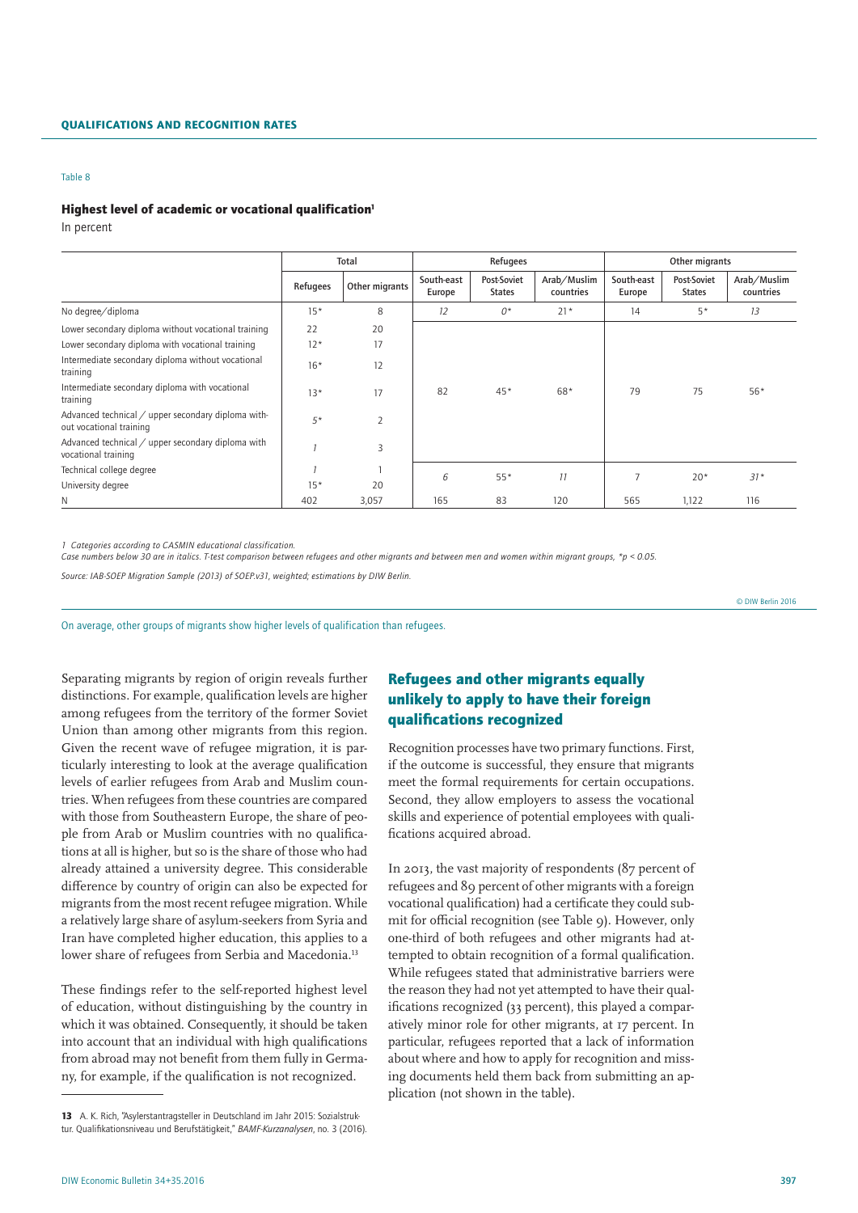Table 8

### Highest level of academic or vocational qualification[1]

In percent

| | Total | | Refugees | | | Other migrants | | |
|---|---|---|---|---|---|---|---|---|
| | Refugees | Other migrants | South-east Europe | Post-Soviet States | Arab/Muslim countries | South-east Europe | Post-Soviet States | Arab/Muslim countries |
| No degree/diploma | 15* | 8 | *12* | *0** | 21* | 14 | 5* | *13* |
| Lower secondary diploma without vocational training | 22 | 20 | 82 | 45* | 68* | 79 | 75 | 56* |
| Lower secondary diploma with vocational training | 12* | 17 | | | | | | |
| Intermediate secondary diploma without vocational training | 16* | 12 | | | | | | |
| Intermediate secondary diploma with vocational training | 13* | 17 | | | | | | |
| Advanced technical / upper secondary diploma without vocational training | 5* | 2 | | | | | | |
| Advanced technical / upper secondary diploma with vocational training | *1* | 3 | | | | | | |
| Technical college degree | *1* | 1 | *6* | 55* | *11* | 7 | 20* | *31** |
| University degree | 15* | 20 | | | | | | |
| N | 402 | 3,057 | 165 | 83 | 120 | 565 | 1,122 | 116 |

*1 Categories according to CASMIN educational classification.*
*Case numbers below 30 are in italics. T-test comparison between refugees and other migrants and between men and women within migrant groups, *p < 0.05.*

*Source: IAB-SOEP Migration Sample (2013) of SOEP.v31, weighted; estimations by DIW Berlin.*

© DIW Berlin 2016

On average, other groups of migrants show higher levels of qualification than refugees.

Separating migrants by region of origin reveals further distinctions. For example, qualification levels are higher among refugees from the territory of the former Soviet Union than among other migrants from this region. Given the recent wave of refugee migration, it is particularly interesting to look at the average qualification levels of earlier refugees from Arab and Muslim countries. When refugees from these countries are compared with those from Southeastern Europe, the share of people from Arab or Muslim countries with no qualifications at all is higher, but so is the share of those who had already attained a university degree. This considerable difference by country of origin can also be expected for migrants from the most recent refugee migration. While a relatively large share of asylum-seekers from Syria and Iran have completed higher education, this applies to a lower share of refugees from Serbia and Macedonia.[13]

These findings refer to the self-reported highest level of education, without distinguishing by the country in which it was obtained. Consequently, it should be taken into account that an individual with high qualifications from abroad may not benefit from them fully in Germany, for example, if the qualification is not recognized.

## Refugees and other migrants equally unlikely to apply to have their foreign qualifications recognized

Recognition processes have two primary functions. First, if the outcome is successful, they ensure that migrants meet the formal requirements for certain occupations. Second, they allow employers to assess the vocational skills and experience of potential employees with qualifications acquired abroad.

In 2013, the vast majority of respondents (87 percent of refugees and 89 percent of other migrants with a foreign vocational qualification) had a certificate they could submit for official recognition (see Table 9). However, only one-third of both refugees and other migrants had attempted to obtain recognition of a formal qualification. While refugees stated that administrative barriers were the reason they had not yet attempted to have their qualifications recognized (33 percent), this played a comparatively minor role for other migrants, at 17 percent. In particular, refugees reported that a lack of information about where and how to apply for recognition and missing documents held them back from submitting an application (not shown in the table).

**13** A. K. Rich, "Asylerstantragsteller in Deutschland im Jahr 2015: Sozialstruktur. Qualifikationsniveau und Berufstätigkeit," *BAMF-Kurzanalysen*, no. 3 (2016).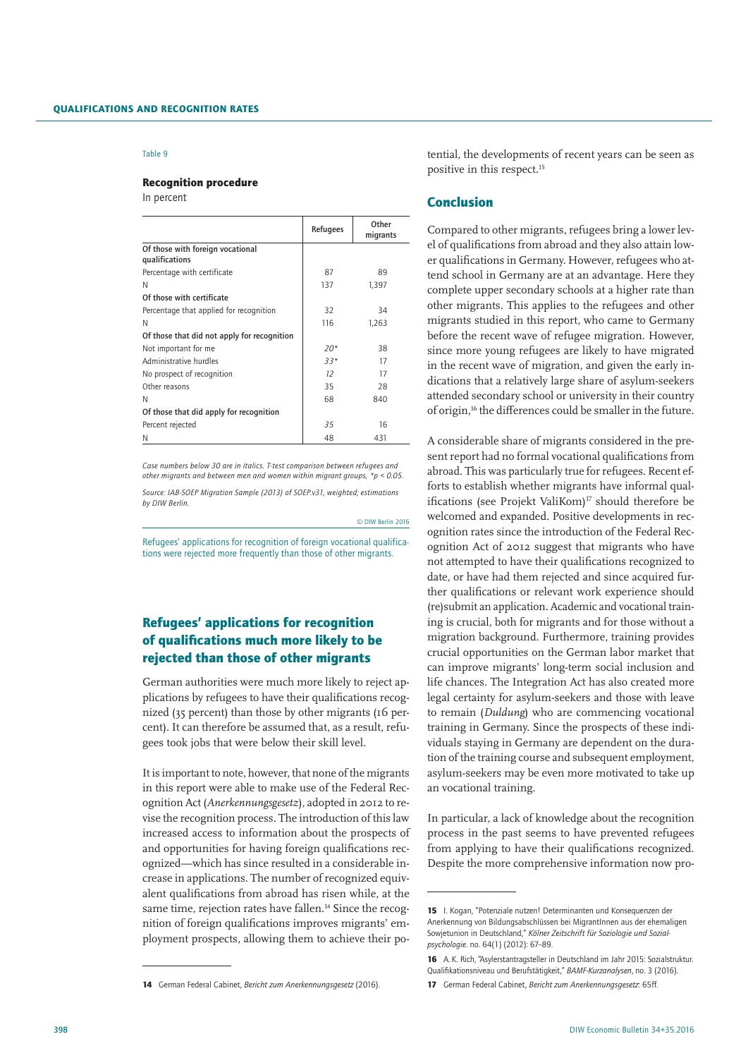Table 9

**Recognition procedure**

In percent

| | Refugees | Other migrants |
|---|---|---|
| **Of those with foreign vocational qualifications** | | |
| Percentage with certificate | 87 | 89 |
| N | 137 | 1,397 |
| **Of those with certificate** | | |
| Percentage that applied for recognition | 32 | 34 |
| N | 116 | 1,263 |
| **Of those that did not apply for recognition** | | |
| Not important for me | *20** | 38 |
| Administrative hurdles | *33** | 17 |
| No prospect of recognition | *12* | 17 |
| Other reasons | 35 | 28 |
| N | 68 | 840 |
| **Of those that did apply for recognition** | | |
| Percent rejected | *35* | 16 |
| N | 48 | 431 |

*Case numbers below 30 are in italics. T-test comparison between refugees and other migrants and between men and women within migrant groups, *p < 0.05.*

*Source: IAB-SOEP Migration Sample (2013) of SOEP.v31, weighted; estimations by DIW Berlin.*

© DIW Berlin 2016

Refugees' applications for recognition of foreign vocational qualifications were rejected more frequently than those of other migrants.

## Refugees' applications for recognition of qualifications much more likely to be rejected than those of other migrants

German authorities were much more likely to reject applications by refugees to have their qualifications recognized (35 percent) than those by other migrants (16 percent). It can therefore be assumed that, as a result, refugees took jobs that were below their skill level.

It is important to note, however, that none of the migrants in this report were able to make use of the Federal Recognition Act (*Anerkennungsgesetz*), adopted in 2012 to revise the recognition process. The introduction of this law increased access to information about the prospects of and opportunities for having foreign qualifications recognized—which has since resulted in a considerable increase in applications. The number of recognized equivalent qualifications from abroad has risen while, at the same time, rejection rates have fallen.[14] Since the recognition of foreign qualifications improves migrants' employment prospects, allowing them to achieve their potential, the developments of recent years can be seen as positive in this respect.[15]

## Conclusion

Compared to other migrants, refugees bring a lower level of qualifications from abroad and they also attain lower qualifications in Germany. However, refugees who attend school in Germany are at an advantage. Here they complete upper secondary schools at a higher rate than other migrants. This applies to the refugees and other migrants studied in this report, who came to Germany before the recent wave of refugee migration. However, since more young refugees are likely to have migrated in the recent wave of migration, and given the early indications that a relatively large share of asylum-seekers attended secondary school or university in their country of origin,[16] the differences could be smaller in the future.

A considerable share of migrants considered in the present report had no formal vocational qualifications from abroad. This was particularly true for refugees. Recent efforts to establish whether migrants have informal qualifications (see Projekt ValiKom)[17] should therefore be welcomed and expanded. Positive developments in recognition rates since the introduction of the Federal Recognition Act of 2012 suggest that migrants who have not attempted to have their qualifications recognized to date, or have had them rejected and since acquired further qualifications or relevant work experience should (re)submit an application. Academic and vocational training is crucial, both for migrants and for those without a migration background. Furthermore, training provides crucial opportunities on the German labor market that can improve migrants' long-term social inclusion and life chances. The Integration Act has also created more legal certainty for asylum-seekers and those with leave to remain (*Duldung*) who are commencing vocational training in Germany. Since the prospects of these individuals staying in Germany are dependent on the duration of the training course and subsequent employment, asylum-seekers may be even more motivated to take up an vocational training.

In particular, a lack of knowledge about the recognition process in the past seems to have prevented refugees from applying to have their qualifications recognized. Despite the more comprehensive information now pro-

---

**14** German Federal Cabinet, *Bericht zum Anerkennungsgesetz* (2016).

**15** I. Kogan, "Potenziale nutzen! Determinanten und Konsequenzen der Anerkennung von Bildungsabschlüssen bei MigrantInnen aus der ehemaligen Sowjetunion in Deutschland," *Kölner Zeitschrift für Soziologie und Sozialpsychologie*. no. 64(1) (2012): 67–89.

**16** A. K. Rich, "Asylerstantragsteller in Deutschland im Jahr 2015: Sozialstruktur. Qualifikationsniveau und Berufstätigkeit," *BAMF-Kurzanalysen*, no. 3 (2016).

**17** German Federal Cabinet, *Bericht zum Anerkennungsgesetz*: 65ff.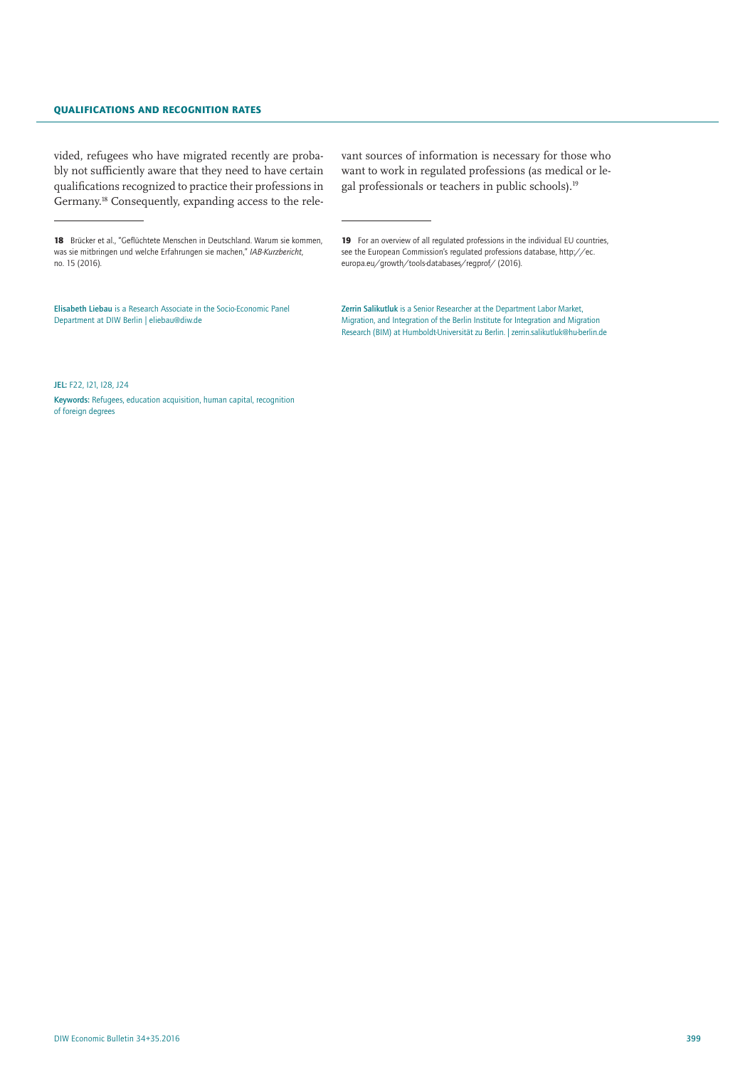vided, refugees who have migrated recently are probably not sufficiently aware that they need to have certain qualifications recognized to practice their professions in Germany.[18] Consequently, expanding access to the relevant sources of information is necessary for those who want to work in regulated professions (as medical or legal professionals or teachers in public schools).[19]

**18** Brücker et al., "Geflüchtete Menschen in Deutschland. Warum sie kommen, was sie mitbringen und welche Erfahrungen sie machen," *IAB-Kurzbericht*, no. 15 (2016).

**19** For an overview of all regulated professions in the individual EU countries, see the European Commission's regulated professions database, http://ec.europa.eu/growth/tools-databases/regprof/ (2016).

**Elisabeth Liebau** is a Research Associate in the Socio-Economic Panel Department at DIW Berlin | eliebau@diw.de

**Zerrin Salikutluk** is a Senior Researcher at the Department Labor Market, Migration, and Integration of the Berlin Institute for Integration and Migration Research (BIM) at Humboldt-Universität zu Berlin. | zerrin.salikutluk@hu-berlin.de

**JEL:** F22, I21, I28, J24

**Keywords:** Refugees, education acquisition, human capital, recognition of foreign degrees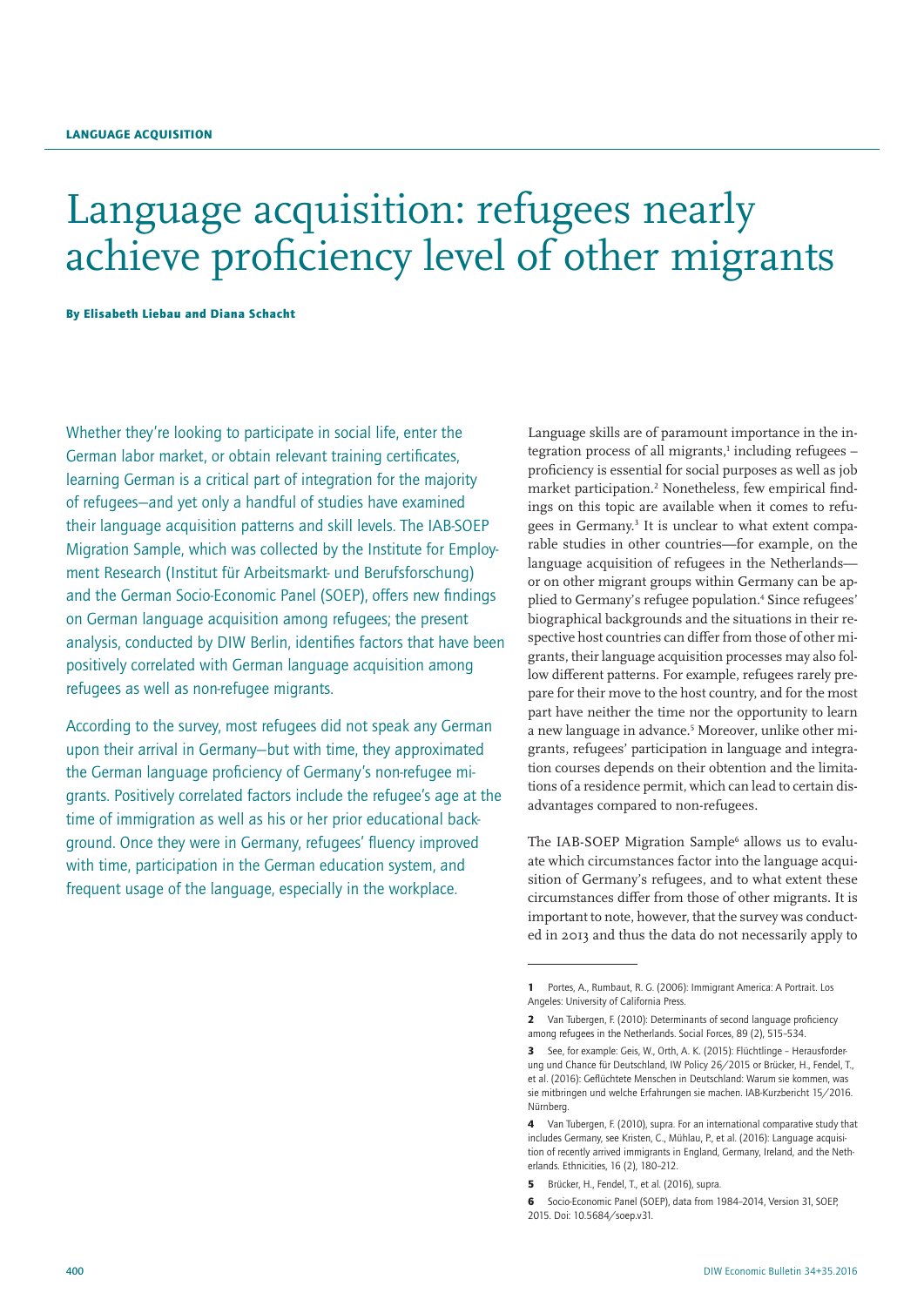LANGUAGE ACQUISITION

# Language acquisition: refugees nearly achieve proficiency level of other migrants

**By Elisabeth Liebau and Diana Schacht**

Whether they're looking to participate in social life, enter the German labor market, or obtain relevant training certificates, learning German is a critical part of integration for the majority of refugees—and yet only a handful of studies have examined their language acquisition patterns and skill levels. The IAB-SOEP Migration Sample, which was collected by the Institute for Employment Research (Institut für Arbeitsmarkt- und Berufsforschung) and the German Socio-Economic Panel (SOEP), offers new findings on German language acquisition among refugees; the present analysis, conducted by DIW Berlin, identifies factors that have been positively correlated with German language acquisition among refugees as well as non-refugee migrants.

According to the survey, most refugees did not speak any German upon their arrival in Germany—but with time, they approximated the German language proficiency of Germany's non-refugee migrants. Positively correlated factors include the refugee's age at the time of immigration as well as his or her prior educational background. Once they were in Germany, refugees' fluency improved with time, participation in the German education system, and frequent usage of the language, especially in the workplace.

Language skills are of paramount importance in the integration process of all migrants,[1] including refugees – proficiency is essential for social purposes as well as job market participation.[2] Nonetheless, few empirical findings on this topic are available when it comes to refugees in Germany.[3] It is unclear to what extent comparable studies in other countries—for example, on the language acquisition of refugees in the Netherlands—or on other migrant groups within Germany can be applied to Germany's refugee population.[4] Since refugees' biographical backgrounds and the situations in their respective host countries can differ from those of other migrants, their language acquisition processes may also follow different patterns. For example, refugees rarely prepare for their move to the host country, and for the most part have neither the time nor the opportunity to learn a new language in advance.[5] Moreover, unlike other migrants, refugees' participation in language and integration courses depends on their obtention and the limitations of a residence permit, which can lead to certain disadvantages compared to non-refugees.

The IAB-SOEP Migration Sample[6] allows us to evaluate which circumstances factor into the language acquisition of Germany's refugees, and to what extent these circumstances differ from those of other migrants. It is important to note, however, that the survey was conducted in 2013 and thus the data do not necessarily apply to

---

1 Portes, A., Rumbaut, R. G. (2006): Immigrant America: A Portrait. Los Angeles: University of California Press.

2 Van Tubergen, F. (2010): Determinants of second language proficiency among refugees in the Netherlands. Social Forces, 89 (2), 515–534.

3 See, for example: Geis, W., Orth, A. K. (2015): Flüchtlinge – Herausforderung und Chance für Deutschland, IW Policy 26/2015 or Brücker, H., Fendel, T., et al. (2016): Geflüchtete Menschen in Deutschland: Warum sie kommen, was sie mitbringen und welche Erfahrungen sie machen. IAB-Kurzbericht 15/2016. Nürnberg.

4 Van Tubergen, F. (2010), supra. For an international comparative study that includes Germany, see Kristen, C., Mühlau, P., et al. (2016): Language acquisition of recently arrived immigrants in England, Germany, Ireland, and the Netherlands. Ethnicities, 16 (2), 180–212.

5 Brücker, H., Fendel, T., et al. (2016), supra.

6 Socio-Economic Panel (SOEP), data from 1984–2014, Version 31, SOEP, 2015. Doi: 10.5684/soep.v31.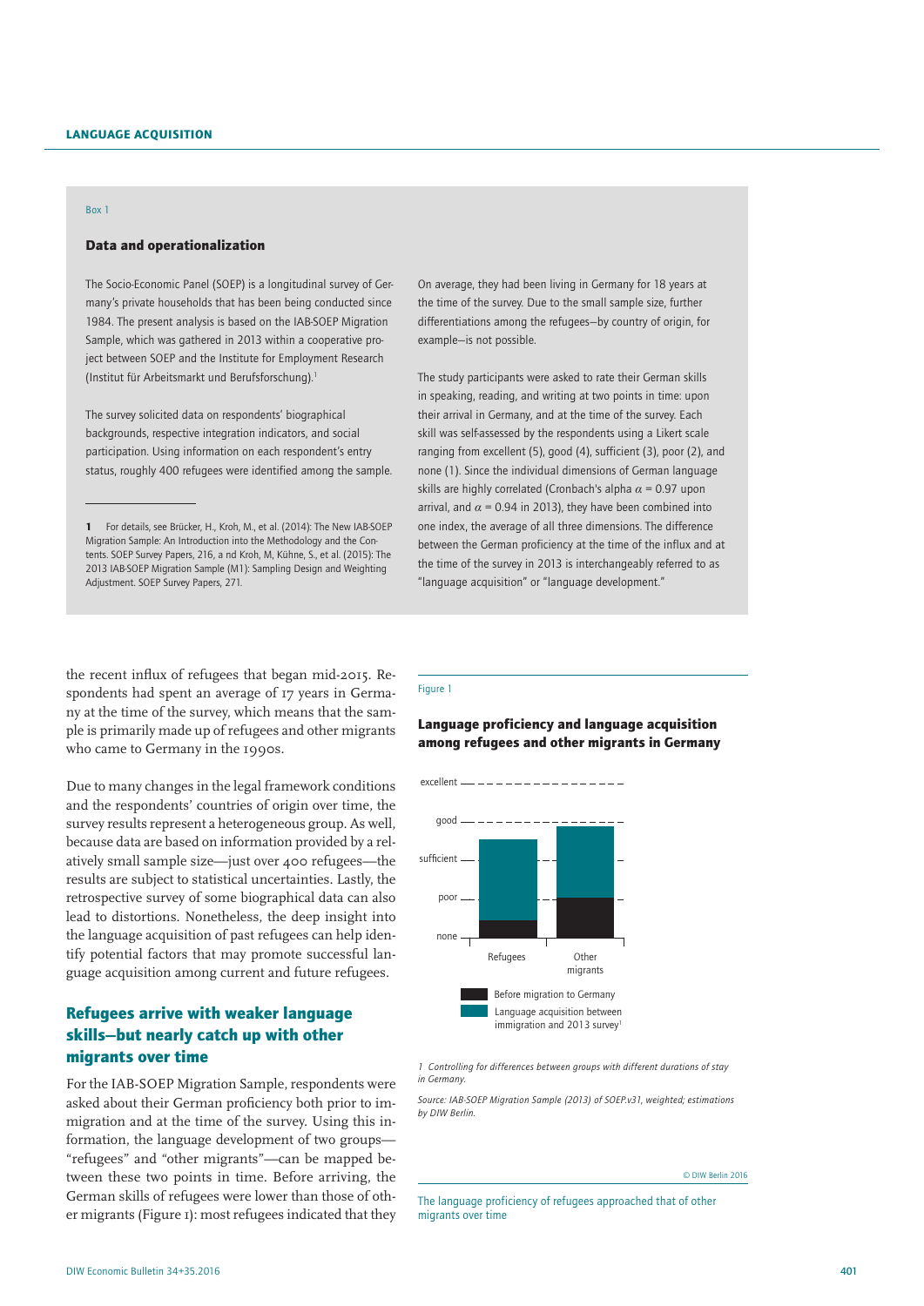## Box 1

### Data and operationalization

The Socio-Economic Panel (SOEP) is a longitudinal survey of Germany's private households that has been being conducted since 1984. The present analysis is based on the IAB-SOEP Migration Sample, which was gathered in 2013 within a cooperative project between SOEP and the Institute for Employment Research (Institut für Arbeitsmarkt und Berufsforschung).[1]

The survey solicited data on respondents' biographical backgrounds, respective integration indicators, and social participation. Using information on each respondent's entry status, roughly 400 refugees were identified among the sample. On average, they had been living in Germany for 18 years at the time of the survey. Due to the small sample size, further differentiations among the refugees—by country of origin, for example—is not possible.

The study participants were asked to rate their German skills in speaking, reading, and writing at two points in time: upon their arrival in Germany, and at the time of the survey. Each skill was self-assessed by the respondents using a Likert scale ranging from excellent (5), good (4), sufficient (3), poor (2), and none (1). Since the individual dimensions of German language skills are highly correlated (Cronbach's alpha $\alpha = 0.97$ upon arrival, and $\alpha = 0.94$ in 2013), they have been combined into one index, the average of all three dimensions. The difference between the German proficiency at the time of the influx and at the time of the survey in 2013 is interchangeably referred to as "language acquisition" or "language development."

1 For details, see Brücker, H., Kroh, M., et al. (2014): The New IAB-SOEP Migration Sample: An Introduction into the Methodology and the Contents. SOEP Survey Papers, 216, a nd Kroh, M, Kühne, S., et al. (2015): The 2013 IAB-SOEP Migration Sample (M1): Sampling Design and Weighting Adjustment. SOEP Survey Papers, 271.

the recent influx of refugees that began mid-2015. Respondents had spent an average of 17 years in Germany at the time of the survey, which means that the sample is primarily made up of refugees and other migrants who came to Germany in the 1990s.

Due to many changes in the legal framework conditions and the respondents' countries of origin over time, the survey results represent a heterogeneous group. As well, because data are based on information provided by a relatively small sample size—just over 400 refugees—the results are subject to statistical uncertainties. Lastly, the retrospective survey of some biographical data can also lead to distortions. Nonetheless, the deep insight into the language acquisition of past refugees can help identify potential factors that may promote successful language acquisition among current and future refugees.

## Refugees arrive with weaker language skills—but nearly catch up with other migrants over time

For the IAB-SOEP Migration Sample, respondents were asked about their German proficiency both prior to immigration and at the time of the survey. Using this information, the language development of two groups—"refugees" and "other migrants"—can be mapped between these two points in time. Before arriving, the German skills of refugees were lower than those of other migrants (Figure 1): most refugees indicated that they

Figure 1

**Language proficiency and language acquisition among refugees and other migrants in Germany**

Legend: Before migration to Germany; Language acquisition between immigration and 2013 survey[1]

1 Controlling for differences between groups with different durations of stay in Germany.

Source: IAB-SOEP Migration Sample (2013) of SOEP.v31, weighted; estimations by DIW Berlin.

© DIW Berlin 2016

The language proficiency of refugees approached that of other migrants over time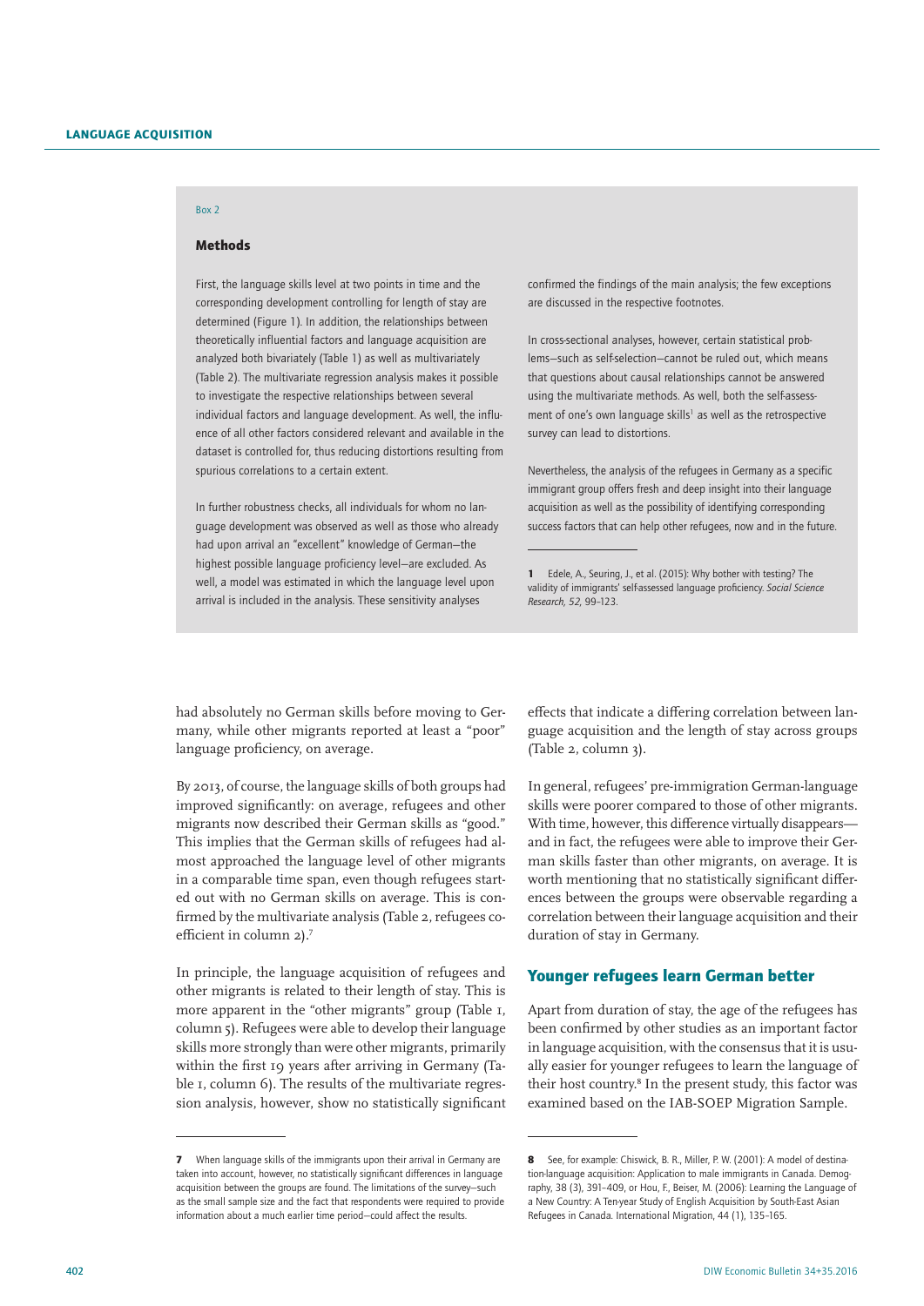Box 2

### Methods

First, the language skills level at two points in time and the corresponding development controlling for length of stay are determined (Figure 1). In addition, the relationships between theoretically influential factors and language acquisition are analyzed both bivariately (Table 1) as well as multivariately (Table 2). The multivariate regression analysis makes it possible to investigate the respective relationships between several individual factors and language development. As well, the influence of all other factors considered relevant and available in the dataset is controlled for, thus reducing distortions resulting from spurious correlations to a certain extent.

In further robustness checks, all individuals for whom no language development was observed as well as those who already had upon arrival an "excellent" knowledge of German—the highest possible language proficiency level—are excluded. As well, a model was estimated in which the language level upon arrival is included in the analysis. These sensitivity analyses confirmed the findings of the main analysis; the few exceptions are discussed in the respective footnotes.

In cross-sectional analyses, however, certain statistical problems—such as self-selection—cannot be ruled out, which means that questions about causal relationships cannot be answered using the multivariate methods. As well, both the self-assessment of one's own language skills[1] as well as the retrospective survey can lead to distortions.

Nevertheless, the analysis of the refugees in Germany as a specific immigrant group offers fresh and deep insight into their language acquisition as well as the possibility of identifying corresponding success factors that can help other refugees, now and in the future.

1 Edele, A., Seuring, J., et al. (2015): Why bother with testing? The validity of immigrants' self-assessed language proficiency. *Social Science Research, 52*, 99–123.

had absolutely no German skills before moving to Germany, while other migrants reported at least a "poor" language proficiency, on average.

By 2013, of course, the language skills of both groups had improved significantly: on average, refugees and other migrants now described their German skills as "good." This implies that the German skills of refugees had almost approached the language level of other migrants in a comparable time span, even though refugees started out with no German skills on average. This is confirmed by the multivariate analysis (Table 2, refugees coefficient in column 2).[7]

In principle, the language acquisition of refugees and other migrants is related to their length of stay. This is more apparent in the "other migrants" group (Table 1, column 5). Refugees were able to develop their language skills more strongly than were other migrants, primarily within the first 19 years after arriving in Germany (Table 1, column 6). The results of the multivariate regression analysis, however, show no statistically significant effects that indicate a differing correlation between language acquisition and the length of stay across groups (Table 2, column 3).

In general, refugees' pre-immigration German-language skills were poorer compared to those of other migrants. With time, however, this difference virtually disappears—and in fact, the refugees were able to improve their German skills faster than other migrants, on average. It is worth mentioning that no statistically significant differences between the groups were observable regarding a correlation between their language acquisition and their duration of stay in Germany.

## Younger refugees learn German better

Apart from duration of stay, the age of the refugees has been confirmed by other studies as an important factor in language acquisition, with the consensus that it is usually easier for younger refugees to learn the language of their host country.[8] In the present study, this factor was examined based on the IAB-SOEP Migration Sample.

7 When language skills of the immigrants upon their arrival in Germany are taken into account, however, no statistically significant differences in language acquisition between the groups are found. The limitations of the survey—such as the small sample size and the fact that respondents were required to provide information about a much earlier time period—could affect the results.

8 See, for example: Chiswick, B. R., Miller, P. W. (2001): A model of destination-language acquisition: Application to male immigrants in Canada. Demography, 38 (3), 391–409, or Hou, F., Beiser, M. (2006): Learning the Language of a New Country: A Ten-year Study of English Acquisition by South-East Asian Refugees in Canada. International Migration, 44 (1), 135–165.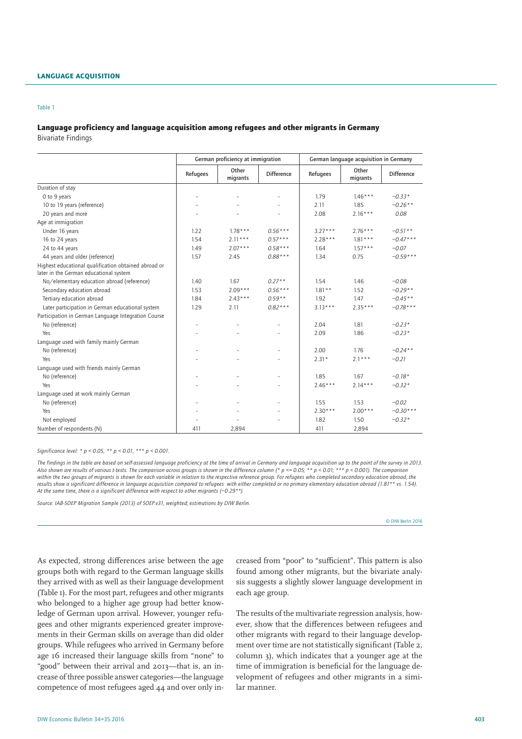Table 1

## Language proficiency and language acquisition among refugees and other migrants in Germany

Bivariate Findings

| | German proficiency at immigration | | | German language acquisition in Germany | | |
|---|---|---|---|---|---|---|
| | Refugees | Other migrants | Difference | Refugees | Other migrants | Difference |
| Duration of stay | | | | | | |
| 0 to 9 years | – | – | – | 1.79 | 1.46*** | −0.33* |
| 10 to 19 years (reference) | – | – | – | 2.11 | 1.85 | −0.26** |
| 20 years and more | – | – | – | 2.08 | 2.16*** | 0.08 |
| Age at immigration | | | | | | |
| Under 16 years | 1.22 | 1.78*** | 0.56*** | 3.27*** | 2.76*** | −0.51** |
| 16 to 24 years | 1.54 | 2.11*** | 0.57*** | 2.28*** | 1.81*** | −0.47*** |
| 24 to 44 years | 1.49 | 2.07*** | 0.58*** | 1.64 | 1.57*** | −0.07 |
| 44 years and older (reference) | 1.57 | 2.45 | 0.88*** | 1.34 | 0.75 | −0.59*** |
| Highest educational qualification obtained abroad or later in the German educational system | | | | | | |
| No/elementary education abroad (reference) | 1.40 | 1.67 | 0.27** | 1.54 | 1.46 | −0.08 |
| Secondary education abroad | 1.53 | 2.09*** | 0.56*** | 1.81** | 1.52 | −0.29** |
| Tertiary education abroad | 1.84 | 2.43*** | 0.59** | 1.92 | 1.47 | −0.45** |
| Later participation in German educational system | 1.29 | 2.11 | 0.82*** | 3.13*** | 2.35*** | −0.78*** |
| Participation in German Language Integration Course | | | | | | |
| No (reference) | – | – | – | 2.04 | 1.81 | −0.23* |
| Yes | – | – | – | 2.09 | 1.86 | −0.23* |
| Language used with family mainly German | | | | | | |
| No (reference) | – | – | – | 2.00 | 1.76 | −0.24** |
| Yes | – | – | – | 2.31* | 2.1*** | −0.21 |
| Language used with friends mainly German | | | | | | |
| No (reference) | – | – | – | 1.85 | 1.67 | −0.18* |
| Yes | – | – | – | 2.46*** | 2.14*** | −0.32* |
| Language used at work mainly German | | | | | | |
| No (reference) | – | – | – | 1.55 | 1.53 | −0.02 |
| Yes | – | – | – | 2.30*** | 2.00*** | −0.30*** |
| Not employed | – | – | – | 1.82 | 1.50 | −0.32* |
| Number of respondents (N) | 411 | 2,894 | | 411 | 2,894 | |

*Significance level: * p < 0.05, ** p < 0.01, *** p < 0.001.*

*The findings in the table are based on self-assessed language proficiency at the time of arrival in Germany and language acquisition up to the point of the survey in 2013. Also shown are results of various t-tests. The comparison across groups is shown in the difference column (* p <= 0.05; ** p < 0.01; *** p < 0.001). The comparison within the two groups of migrants is shown for each variable in relation to the respective reference group. For refugees who completed secondary education abroad, the results show a significant difference in language acquisition compared to refugees with either completed or no primary elementary education abroad (1.81** vs. 1.54). At the same time, there is a significant difference with respect to other migrants (−0.29**).*

*Source: IAB-SOEP Migration Sample (2013) of SOEP.v31, weighted; estimations by DIW Berlin.*

© DIW Berlin 2016

As expected, strong differences arise between the age groups both with regard to the German language skills they arrived with as well as their language development (Table 1). For the most part, refugees and other migrants who belonged to a higher age group had better knowledge of German upon arrival. However, younger refugees and other migrants experienced greater improvements in their German skills on average than did older groups. While refugees who arrived in Germany before age 16 increased their language skills from "none" to "good" between their arrival and 2013—that is, an increase of three possible answer categories—the language competence of most refugees aged 44 and over only increased from "poor" to "sufficient". This pattern is also found among other migrants, but the bivariate analysis suggests a slightly slower language development in each age group.

The results of the multivariate regression analysis, however, show that the differences between refugees and other migrants with regard to their language development over time are not statistically significant (Table 2, column 3), which indicates that a younger age at the time of immigration is beneficial for the language development of refugees and other migrants in a similar manner.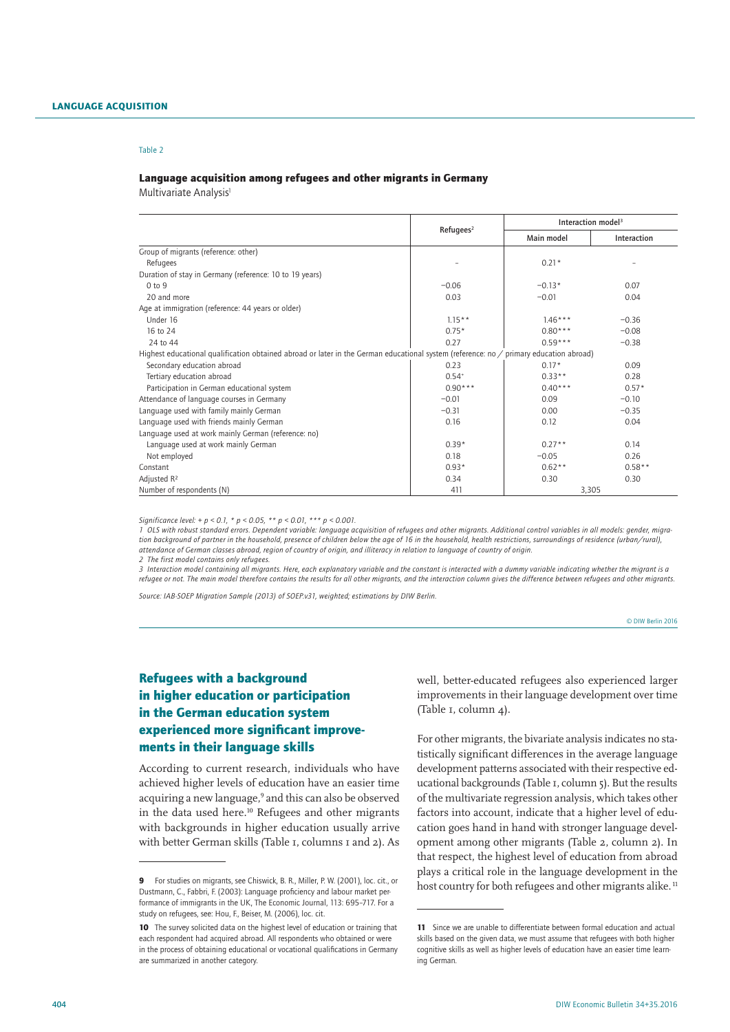Table 2

### Language acquisition among refugees and other migrants in Germany

Multivariate Analysis[1]

| | Refugees[2] | Interaction model[3] | |
|---|---|---|---|
| | | Main model | Interaction |
| Group of migrants (reference: other) | | | |
| Refugees | – | 0.21* | – |
| Duration of stay in Germany (reference: 10 to 19 years) | | | |
| 0 to 9 | −0.06 | −0.13* | 0.07 |
| 20 and more | 0.03 | −0.01 | 0.04 |
| Age at immigration (reference: 44 years or older) | | | |
| Under 16 | 1.15** | 1.46*** | −0.36 |
| 16 to 24 | 0.75* | 0.80*** | −0.08 |
| 24 to 44 | 0.27 | 0.59*** | −0.38 |
| Highest educational qualification obtained abroad or later in the German educational system (reference: no / primary education abroad) | | | |
| Secondary education abroad | 0.23 | 0.17* | 0.09 |
| Tertiary education abroad | 0.54+ | 0.33** | 0.28 |
| Participation in German educational system | 0.90*** | 0.40*** | 0.57* |
| Attendance of language courses in Germany | −0.01 | 0.09 | −0.10 |
| Language used with family mainly German | −0.31 | 0.00 | −0.35 |
| Language used with friends mainly German | 0.16 | 0.12 | 0.04 |
| Language used at work mainly German (reference: no) | | | |
| Language used at work mainly German | 0.39* | 0.27** | 0.14 |
| Not employed | 0.18 | −0.05 | 0.26 |
| Constant | 0.93* | 0.62** | 0.58** |
| Adjusted $R^2$ | 0.34 | 0.30 | 0.30 |
| Number of respondents (N) | 411 | 3,305 | |

*Significance level: + p < 0.1, * p < 0.05, ** p < 0.01, *** p < 0.001.*

*1 OLS with robust standard errors. Dependent variable: language acquisition of refugees and other migrants. Additional control variables in all models: gender, migration background of partner in the household, presence of children below the age of 16 in the household, health restrictions, surroundings of residence (urban/rural), attendance of German classes abroad, region of country of origin, and illiteracy in relation to language of country of origin.*

*2 The first model contains only refugees.*

*3 Interaction model containing all migrants. Here, each explanatory variable and the constant is interacted with a dummy variable indicating whether the migrant is a refugee or not. The main model therefore contains the results for all other migrants, and the interaction column gives the difference between refugees and other migrants.*

*Source: IAB-SOEP Migration Sample (2013) of SOEP.v31, weighted; estimations by DIW Berlin.*

© DIW Berlin 2016

## Refugees with a background in higher education or participation in the German education system experienced more significant improvements in their language skills

According to current research, individuals who have achieved higher levels of education have an easier time acquiring a new language,[9] and this can also be observed in the data used here.[10] Refugees and other migrants with backgrounds in higher education usually arrive with better German skills (Table 1, columns 1 and 2). As well, better-educated refugees also experienced larger improvements in their language development over time (Table 1, column 4).

For other migrants, the bivariate analysis indicates no statistically significant differences in the average language development patterns associated with their respective educational backgrounds (Table 1, column 5). But the results of the multivariate regression analysis, which takes other factors into account, indicate that a higher level of education goes hand in hand with stronger language development among other migrants (Table 2, column 2). In that respect, the highest level of education from abroad plays a critical role in the language development in the host country for both refugees and other migrants alike.[11]

9 For studies on migrants, see Chiswick, B. R., Miller, P. W. (2001), loc. cit., or Dustmann, C., Fabbri, F. (2003): Language proficiency and labour market performance of immigrants in the UK, The Economic Journal, 113: 695–717. For a study on refugees, see: Hou, F., Beiser, M. (2006), loc. cit.

10 The survey solicited data on the highest level of education or training that each respondent had acquired abroad. All respondents who obtained or were in the process of obtaining educational or vocational qualifications in Germany are summarized in another category.

11 Since we are unable to differentiate between formal education and actual skills based on the given data, we must assume that refugees with both higher cognitive skills as well as higher levels of education have an easier time learning German.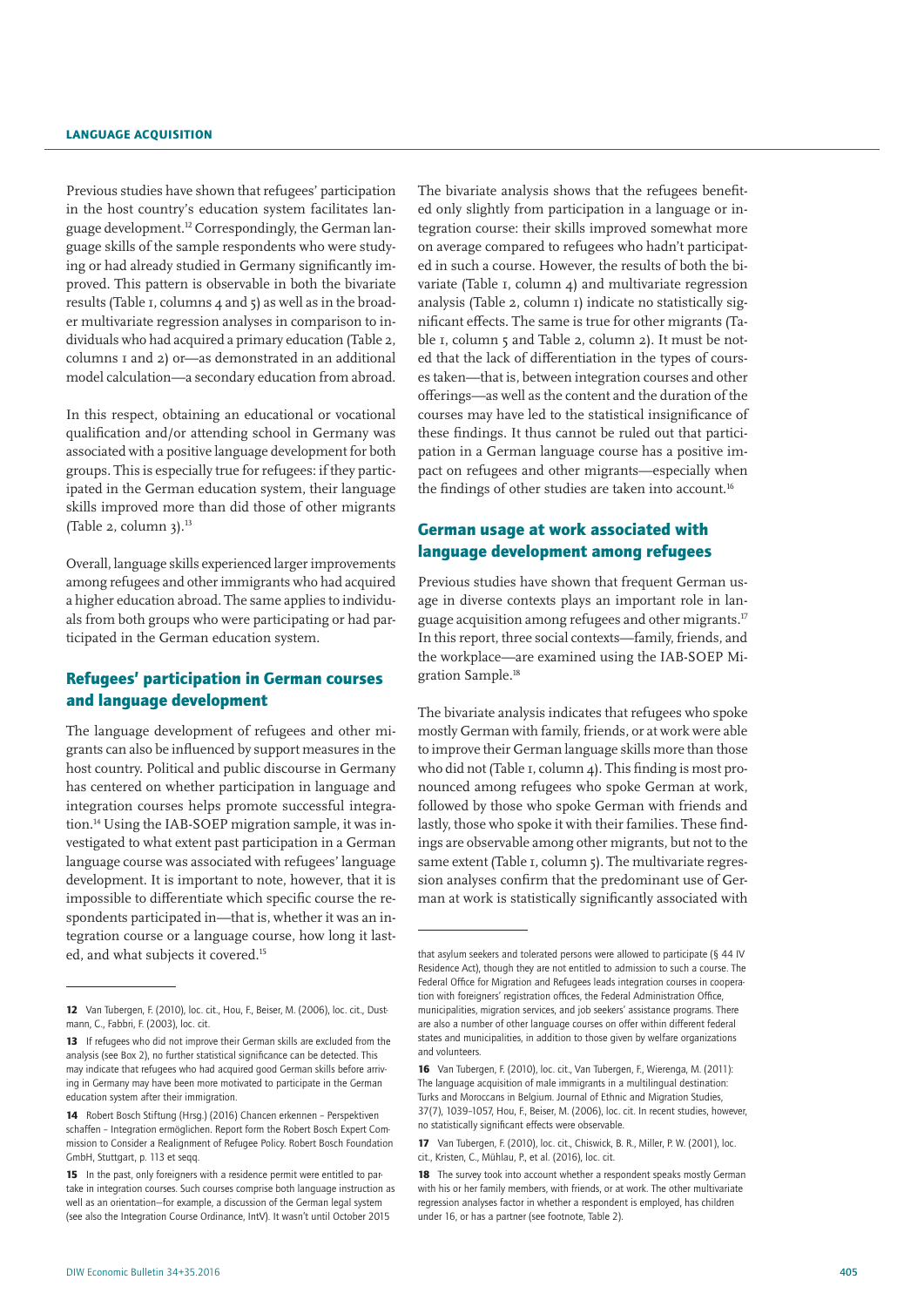Previous studies have shown that refugees' participation in the host country's education system facilitates language development.[12] Correspondingly, the German language skills of the sample respondents who were studying or had already studied in Germany significantly improved. This pattern is observable in both the bivariate results (Table 1, columns 4 and 5) as well as in the broader multivariate regression analyses in comparison to individuals who had acquired a primary education (Table 2, columns 1 and 2) or—as demonstrated in an additional model calculation—a secondary education from abroad.

In this respect, obtaining an educational or vocational qualification and/or attending school in Germany was associated with a positive language development for both groups. This is especially true for refugees: if they participated in the German education system, their language skills improved more than did those of other migrants (Table 2, column 3).[13]

Overall, language skills experienced larger improvements among refugees and other immigrants who had acquired a higher education abroad. The same applies to individuals from both groups who were participating or had participated in the German education system.

## Refugees' participation in German courses and language development

The language development of refugees and other migrants can also be influenced by support measures in the host country. Political and public discourse in Germany has centered on whether participation in language and integration courses helps promote successful integration.[14] Using the IAB-SOEP migration sample, it was investigated to what extent past participation in a German language course was associated with refugees' language development. It is important to note, however, that it is impossible to differentiate which specific course the respondents participated in—that is, whether it was an integration course or a language course, how long it lasted, and what subjects it covered.[15]

The bivariate analysis shows that the refugees benefited only slightly from participation in a language or integration course: their skills improved somewhat more on average compared to refugees who hadn't participated in such a course. However, the results of both the bivariate (Table 1, column 4) and multivariate regression analysis (Table 2, column 1) indicate no statistically significant effects. The same is true for other migrants (Table 1, column 5 and Table 2, column 2). It must be noted that the lack of differentiation in the types of courses taken—that is, between integration courses and other offerings—as well as the content and the duration of the courses may have led to the statistical insignificance of these findings. It thus cannot be ruled out that participation in a German language course has a positive impact on refugees and other migrants—especially when the findings of other studies are taken into account.[16]

## German usage at work associated with language development among refugees

Previous studies have shown that frequent German usage in diverse contexts plays an important role in language acquisition among refugees and other migrants.[17] In this report, three social contexts—family, friends, and the workplace—are examined using the IAB-SOEP Migration Sample.[18]

The bivariate analysis indicates that refugees who spoke mostly German with family, friends, or at work were able to improve their German language skills more than those who did not (Table 1, column 4). This finding is most pronounced among refugees who spoke German at work, followed by those who spoke German with friends and lastly, those who spoke it with their families. These findings are observable among other migrants, but not to the same extent (Table 1, column 5). The multivariate regression analyses confirm that the predominant use of German at work is statistically significantly associated with

---

12 Van Tubergen, F. (2010), loc. cit., Hou, F., Beiser, M. (2006), loc. cit., Dustmann, C., Fabbri, F. (2003), loc. cit.

13 If refugees who did not improve their German skills are excluded from the analysis (see Box 2), no further statistical significance can be detected. This may indicate that refugees who had acquired good German skills before arriving in Germany may have been more motivated to participate in the German education system after their immigration.

14 Robert Bosch Stiftung (Hrsg.) (2016) Chancen erkennen – Perspektiven schaffen – Integration ermöglichen. Report form the Robert Bosch Expert Commission to Consider a Realignment of Refugee Policy. Robert Bosch Foundation GmbH, Stuttgart, p. 113 et seqq.

15 In the past, only foreigners with a residence permit were entitled to partake in integration courses. Such courses comprise both language instruction as well as an orientation—for example, a discussion of the German legal system (see also the Integration Course Ordinance, IntV). It wasn't until October 2015 that asylum seekers and tolerated persons were allowed to participate (§ 44 IV Residence Act), though they are not entitled to admission to such a course. The Federal Office for Migration and Refugees leads integration courses in cooperation with foreigners' registration offices, the Federal Administration Office, municipalities, migration services, and job seekers' assistance programs. There are also a number of other language courses on offer within different federal states and municipalities, in addition to those given by welfare organizations and volunteers.

16 Van Tubergen, F. (2010), loc. cit., Van Tubergen, F., Wierenga, M. (2011): The language acquisition of male immigrants in a multilingual destination: Turks and Moroccans in Belgium. Journal of Ethnic and Migration Studies, 37(7), 1039–1057, Hou, F., Beiser, M. (2006), loc. cit. In recent studies, however, no statistically significant effects were observable.

17 Van Tubergen, F. (2010), loc. cit., Chiswick, B. R., Miller, P. W. (2001), loc. cit., Kristen, C., Mühlau, P., et al. (2016), loc. cit.

18 The survey took into account whether a respondent speaks mostly German with his or her family members, with friends, or at work. The other multivariate regression analyses factor in whether a respondent is employed, has children under 16, or has a partner (see footnote, Table 2).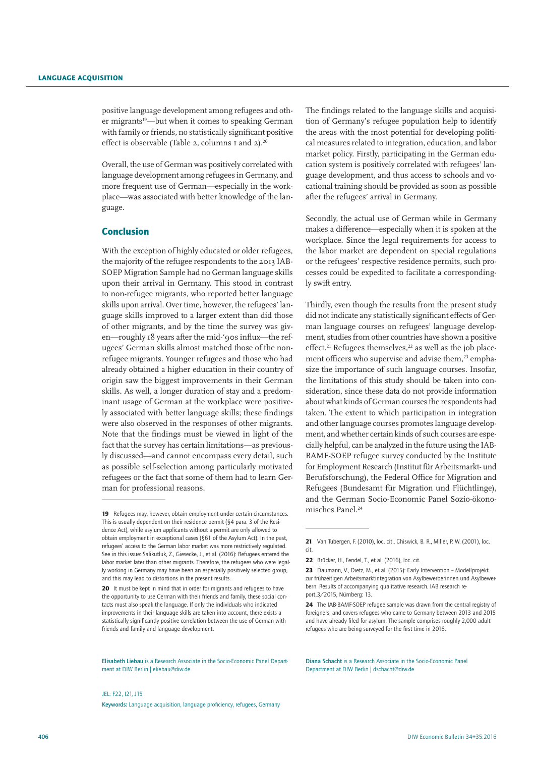positive language development among refugees and other migrants[19]—but when it comes to speaking German with family or friends, no statistically significant positive effect is observable (Table 2, columns 1 and 2).[20]

Overall, the use of German was positively correlated with language development among refugees in Germany, and more frequent use of German—especially in the workplace—was associated with better knowledge of the language.

## Conclusion

With the exception of highly educated or older refugees, the majority of the refugee respondents to the 2013 IAB-SOEP Migration Sample had no German language skills upon their arrival in Germany. This stood in contrast to non-refugee migrants, who reported better language skills upon arrival. Over time, however, the refugees' language skills improved to a larger extent than did those of other migrants, and by the time the survey was given—roughly 18 years after the mid-'90s influx—the refugees' German skills almost matched those of the non-refugee migrants. Younger refugees and those who had already obtained a higher education in their country of origin saw the biggest improvements in their German skills. As well, a longer duration of stay and a predominant usage of German at the workplace were positively associated with better language skills; these findings were also observed in the responses of other migrants. Note that the findings must be viewed in light of the fact that the survey has certain limitations—as previously discussed—and cannot encompass every detail, such as possible self-selection among particularly motivated refugees or the fact that some of them had to learn German for professional reasons.

The findings related to the language skills and acquisition of Germany's refugee population help to identify the areas with the most potential for developing political measures related to integration, education, and labor market policy. Firstly, participating in the German education system is positively correlated with refugees' language development, and thus access to schools and vocational training should be provided as soon as possible after the refugees' arrival in Germany.

Secondly, the actual use of German while in Germany makes a difference—especially when it is spoken at the workplace. Since the legal requirements for access to the labor market are dependent on special regulations or the refugees' respective residence permits, such processes could be expedited to facilitate a correspondingly swift entry.

Thirdly, even though the results from the present study did not indicate any statistically significant effects of German language courses on refugees' language development, studies from other countries have shown a positive effect.[21] Refugees themselves,[22] as well as the job placement officers who supervise and advise them,[23] emphasize the importance of such language courses. Insofar, the limitations of this study should be taken into consideration, since these data do not provide information about what kinds of German courses the respondents had taken. The extent to which participation in integration and other language courses promotes language development, and whether certain kinds of such courses are especially helpful, can be analyzed in the future using the IAB-BAMF-SOEP refugee survey conducted by the Institute for Employment Research (Institut für Arbeitsmarkt- und Berufsforschung), the Federal Office for Migration and Refugees (Bundesamt für Migration und Flüchtlinge), and the German Socio-Economic Panel Sozio-ökonomisches Panel.[24]

---

**19** Refugees may, however, obtain employment under certain circumstances. This is usually dependent on their residence permit (§4 para. 3 of the Residence Act), while asylum applicants without a permit are only allowed to obtain employment in exceptional cases (§61 of the Asylum Act). In the past, refugees' access to the German labor market was more restrictively regulated. See in this issue: Salikutluk, Z., Giesecke, J., et al. (2016): Refugees entered the labor market later than other migrants. Therefore, the refugees who were legally working in Germany may have been an especially positively selected group, and this may lead to distortions in the present results.

**20** It must be kept in mind that in order for migrants and refugees to have the opportunity to use German with their friends and family, these social contacts must also speak the language. If only the individuals who indicated improvements in their language skills are taken into account, there exists a statistically significant positive correlation between the use of German with friends and family and language development.

**21** Van Tubergen, F. (2010), loc. cit., Chiswick, B. R., Miller, P. W. (2001), loc. cit.

**22** Brücker, H., Fendel, T., et al. (2016), loc. cit.

**23** Daumann, V., Dietz, M., et al. (2015): Early Intervention – Modellprojekt zur frühzeitigen Arbeitsmarktintegration von Asylbewerberinnen und Asylbewerbern. Results of accompanying qualitative research. IAB research report,3/2015, Nürnberg: 13.

**24** The IAB-BAMF-SOEP refugee sample was drawn from the central registry of foreigners, and covers refugees who came to Germany between 2013 and 2015 and have already filed for asylum. The sample comprises roughly 2,000 adult refugees who are being surveyed for the first time in 2016.

**Elisabeth Liebau** is a Research Associate in the Socio-Economic Panel Department at DIW Berlin | eliebau@diw.de

**Diana Schacht** is a Research Associate in the Socio-Economic Panel Department at DIW Berlin | dschacht@diw.de

JEL: F22, I21, J15

**Keywords:** Language acquisition, language proficiency, refugees, Germany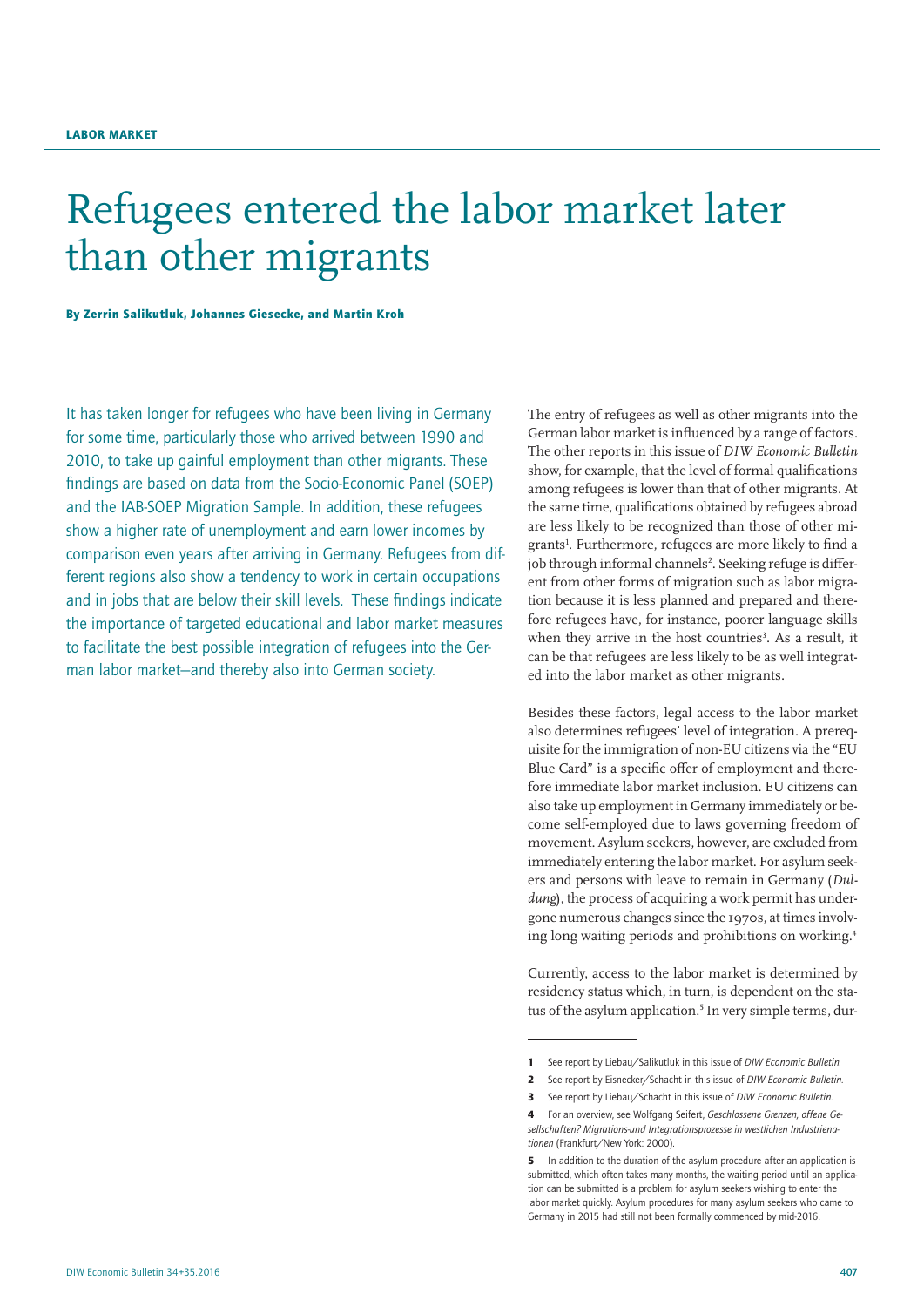LABOR MARKET

# Refugees entered the labor market later than other migrants

**By Zerrin Salikutluk, Johannes Giesecke, and Martin Kroh**

It has taken longer for refugees who have been living in Germany for some time, particularly those who arrived between 1990 and 2010, to take up gainful employment than other migrants. These findings are based on data from the Socio-Economic Panel (SOEP) and the IAB-SOEP Migration Sample. In addition, these refugees show a higher rate of unemployment and earn lower incomes by comparison even years after arriving in Germany. Refugees from different regions also show a tendency to work in certain occupations and in jobs that are below their skill levels. These findings indicate the importance of targeted educational and labor market measures to facilitate the best possible integration of refugees into the German labor market—and thereby also into German society.

The entry of refugees as well as other migrants into the German labor market is influenced by a range of factors. The other reports in this issue of *DIW Economic Bulletin* show, for example, that the level of formal qualifications among refugees is lower than that of other migrants. At the same time, qualifications obtained by refugees abroad are less likely to be recognized than those of other migrants[1]. Furthermore, refugees are more likely to find a job through informal channels[2]. Seeking refuge is different from other forms of migration such as labor migration because it is less planned and prepared and therefore refugees have, for instance, poorer language skills when they arrive in the host countries[3]. As a result, it can be that refugees are less likely to be as well integrated into the labor market as other migrants.

Besides these factors, legal access to the labor market also determines refugees' level of integration. A prerequisite for the immigration of non-EU citizens via the "EU Blue Card" is a specific offer of employment and therefore immediate labor market inclusion. EU citizens can also take up employment in Germany immediately or become self-employed due to laws governing freedom of movement. Asylum seekers, however, are excluded from immediately entering the labor market. For asylum seekers and persons with leave to remain in Germany (*Duldung*), the process of acquiring a work permit has undergone numerous changes since the 1970s, at times involving long waiting periods and prohibitions on working.[4]

Currently, access to the labor market is determined by residency status which, in turn, is dependent on the status of the asylum application.[5] In very simple terms, dur-

---

1 See report by Liebau/Salikutluk in this issue of *DIW Economic Bulletin*.

2 See report by Eisnecker/Schacht in this issue of *DIW Economic Bulletin*.

3 See report by Liebau/Schacht in this issue of *DIW Economic Bulletin*.

4 For an overview, see Wolfgang Seifert, *Geschlossene Grenzen, offene Gesellschaften? Migrations-und Integrationsprozesse in westlichen Industrienationen* (Frankfurt/New York: 2000).

5 In addition to the duration of the asylum procedure after an application is submitted, which often takes many months, the waiting period until an application can be submitted is a problem for asylum seekers wishing to enter the labor market quickly. Asylum procedures for many asylum seekers who came to Germany in 2015 had still not been formally commenced by mid-2016.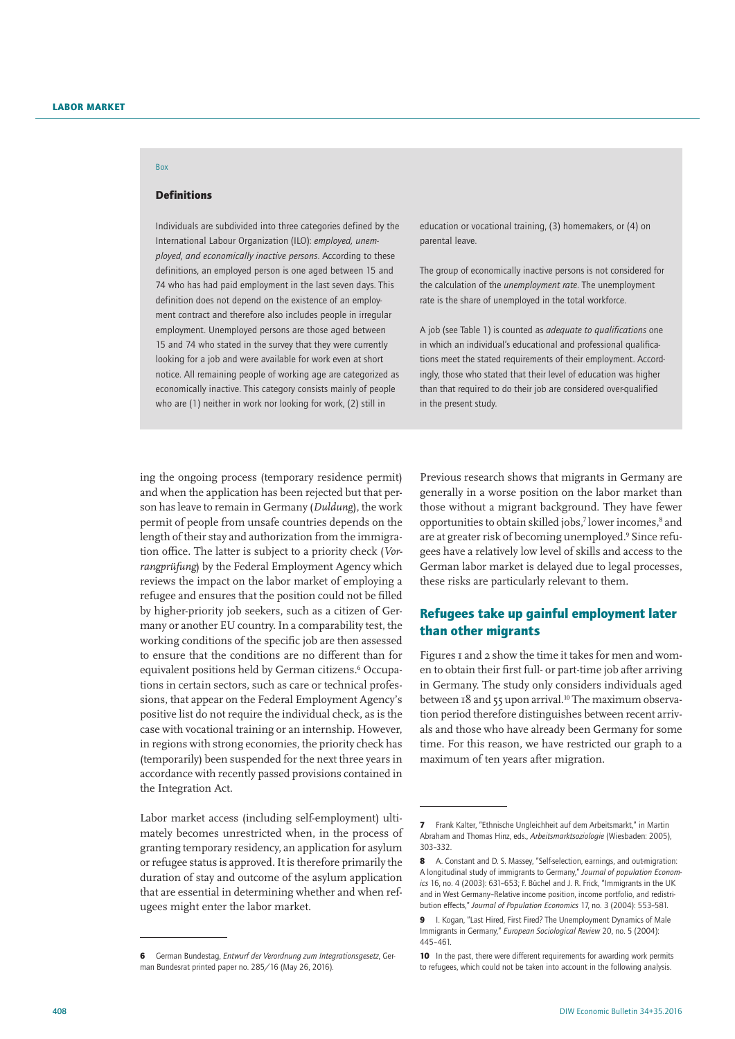Box

### Definitions

Individuals are subdivided into three categories defined by the International Labour Organization (ILO): *employed, unemployed, and economically inactive persons*. According to these definitions, an employed person is one aged between 15 and 74 who has had paid employment in the last seven days. This definition does not depend on the existence of an employment contract and therefore also includes people in irregular employment. Unemployed persons are those aged between 15 and 74 who stated in the survey that they were currently looking for a job and were available for work even at short notice. All remaining people of working age are categorized as economically inactive. This category consists mainly of people who are (1) neither in work nor looking for work, (2) still in education or vocational training, (3) homemakers, or (4) on parental leave.

The group of economically inactive persons is not considered for the calculation of the *unemployment rate*. The unemployment rate is the share of unemployed in the total workforce.

A job (see Table 1) is counted as *adequate to qualifications* one in which an individual's educational and professional qualifications meet the stated requirements of their employment. Accordingly, those who stated that their level of education was higher than that required to do their job are considered over-qualified in the present study.

ing the ongoing process (temporary residence permit) and when the application has been rejected but that person has leave to remain in Germany (*Duldung*), the work permit of people from unsafe countries depends on the length of their stay and authorization from the immigration office. The latter is subject to a priority check (*Vorrangprüfung*) by the Federal Employment Agency which reviews the impact on the labor market of employing a refugee and ensures that the position could not be filled by higher-priority job seekers, such as a citizen of Germany or another EU country. In a comparability test, the working conditions of the specific job are then assessed to ensure that the conditions are no different than for equivalent positions held by German citizens.[6] Occupations in certain sectors, such as care or technical professions, that appear on the Federal Employment Agency's positive list do not require the individual check, as is the case with vocational training or an internship. However, in regions with strong economies, the priority check has (temporarily) been suspended for the next three years in accordance with recently passed provisions contained in the Integration Act.

Labor market access (including self-employment) ultimately becomes unrestricted when, in the process of granting temporary residency, an application for asylum or refugee status is approved. It is therefore primarily the duration of stay and outcome of the asylum application that are essential in determining whether and when refugees might enter the labor market.

Previous research shows that migrants in Germany are generally in a worse position on the labor market than those without a migrant background. They have fewer opportunities to obtain skilled jobs,[7] lower incomes,[8] and are at greater risk of becoming unemployed.[9] Since refugees have a relatively low level of skills and access to the German labor market is delayed due to legal processes, these risks are particularly relevant to them.

## Refugees take up gainful employment later than other migrants

Figures 1 and 2 show the time it takes for men and women to obtain their first full- or part-time job after arriving in Germany. The study only considers individuals aged between 18 and 55 upon arrival.[10] The maximum observation period therefore distinguishes between recent arrivals and those who have already been Germany for some time. For this reason, we have restricted our graph to a maximum of ten years after migration.

---

6 German Bundestag, *Entwurf der Verordnung zum Integrationsgesetz*, German Bundesrat printed paper no. 285/16 (May 26, 2016).

7 Frank Kalter, "Ethnische Ungleichheit auf dem Arbeitsmarkt," in Martin Abraham and Thomas Hinz, eds., *Arbeitsmarktsoziologie* (Wiesbaden: 2005), 303–332.

8 A. Constant and D. S. Massey, "Self-selection, earnings, and out-migration: A longitudinal study of immigrants to Germany," *Journal of population Economics* 16, no. 4 (2003): 631–653; F. Büchel and J. R. Frick, "Immigrants in the UK and in West Germany–Relative income position, income portfolio, and redistribution effects," *Journal of Population Economics* 17, no. 3 (2004): 553–581.

9 I. Kogan, "Last Hired, First Fired? The Unemployment Dynamics of Male Immigrants in Germany," *European Sociological Review* 20, no. 5 (2004): 445–461.

10 In the past, there were different requirements for awarding work permits to refugees, which could not be taken into account in the following analysis.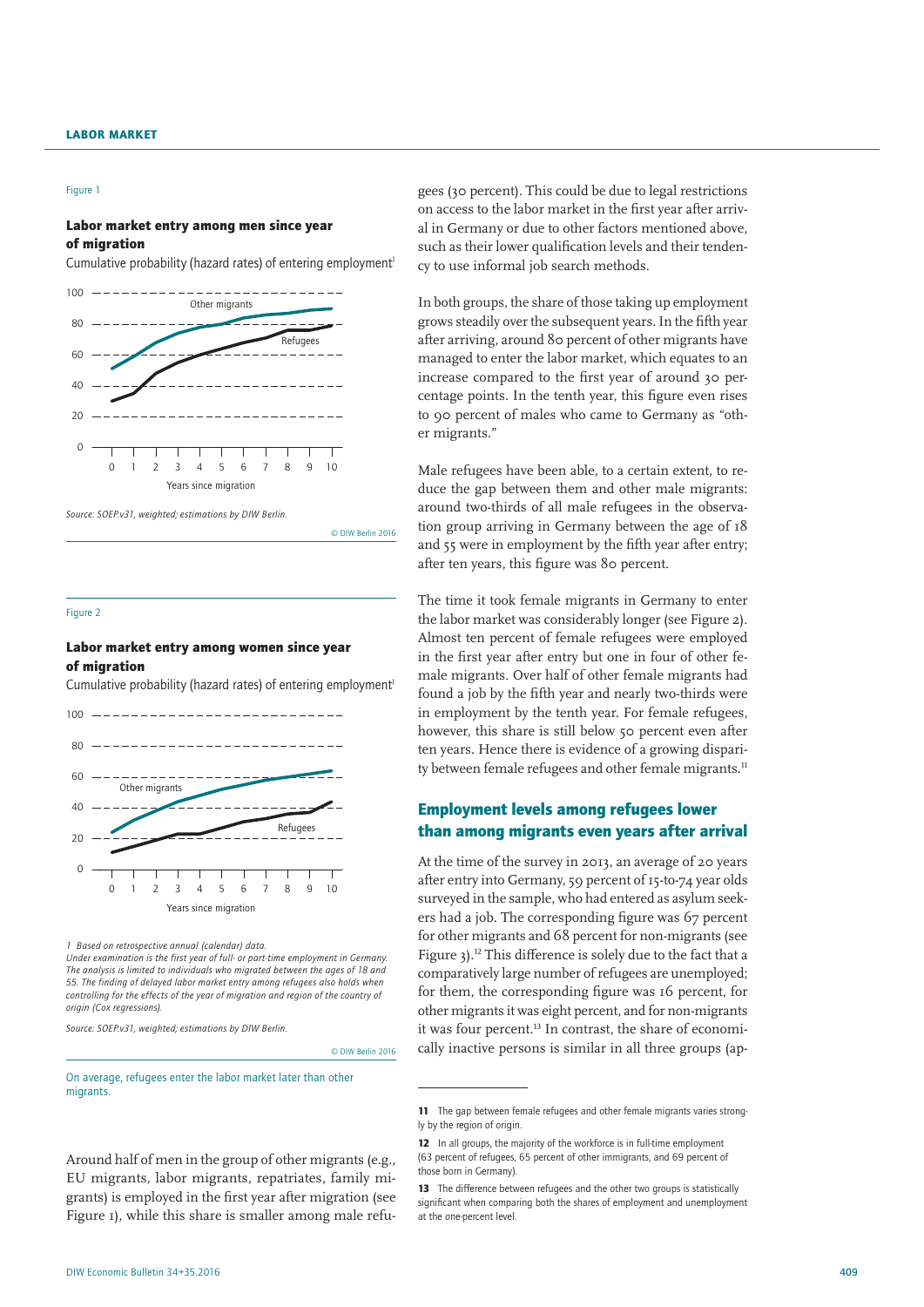Figure 1

### Labor market entry among men since year of migration

Cumulative probability (hazard rates) of entering employment[1]

Source: SOEP.v31, weighted; estimations by DIW Berlin.

© DIW Berlin 2016

Figure 2

### Labor market entry among women since year of migration

Cumulative probability (hazard rates) of entering employment[1]

1 Based on retrospective annual (calendar) data.
*Under examination is the first year of full- or part-time employment in Germany. The analysis is limited to individuals who migrated between the ages of 18 and 55. The finding of delayed labor market entry among refugees also holds when controlling for the effects of the year of migration and region of the country of origin (Cox regressions).*

Source: SOEP.v31, weighted; estimations by DIW Berlin.

© DIW Berlin 2016

On average, refugees enter the labor market later than other migrants.

Around half of men in the group of other migrants (e.g., EU migrants, labor migrants, repatriates, family migrants) is employed in the first year after migration (see Figure 1), while this share is smaller among male refugees (30 percent). This could be due to legal restrictions on access to the labor market in the first year after arrival in Germany or due to other factors mentioned above, such as their lower qualification levels and their tendency to use informal job search methods.

In both groups, the share of those taking up employment grows steadily over the subsequent years. In the fifth year after arriving, around 80 percent of other migrants have managed to enter the labor market, which equates to an increase compared to the first year of around 30 percentage points. In the tenth year, this figure even rises to 90 percent of males who came to Germany as "other migrants."

Male refugees have been able, to a certain extent, to reduce the gap between them and other male migrants: around two-thirds of all male refugees in the observation group arriving in Germany between the age of 18 and 55 were in employment by the fifth year after entry; after ten years, this figure was 80 percent.

The time it took female migrants in Germany to enter the labor market was considerably longer (see Figure 2). Almost ten percent of female refugees were employed in the first year after entry but one in four of other female migrants. Over half of other female migrants had found a job by the fifth year and nearly two-thirds were in employment by the tenth year. For female refugees, however, this share is still below 50 percent even after ten years. Hence there is evidence of a growing disparity between female refugees and other female migrants.[11]

## Employment levels among refugees lower than among migrants even years after arrival

At the time of the survey in 2013, an average of 20 years after entry into Germany, 59 percent of 15-to-74 year olds surveyed in the sample, who had entered as asylum seekers had a job. The corresponding figure was 67 percent for other migrants and 68 percent for non-migrants (see Figure 3).[12] This difference is solely due to the fact that a comparatively large number of refugees are unemployed; for them, the corresponding figure was 16 percent, for other migrants it was eight percent, and for non-migrants it was four percent.[13] In contrast, the share of economically inactive persons is similar in all three groups (ap-

11 The gap between female refugees and other female migrants varies strongly by the region of origin.

12 In all groups, the majority of the workforce is in full-time employment (63 percent of refugees, 65 percent of other immigrants, and 69 percent of those born in Germany).

13 The difference between refugees and the other two groups is statistically significant when comparing both the shares of employment and unemployment at the one-percent level.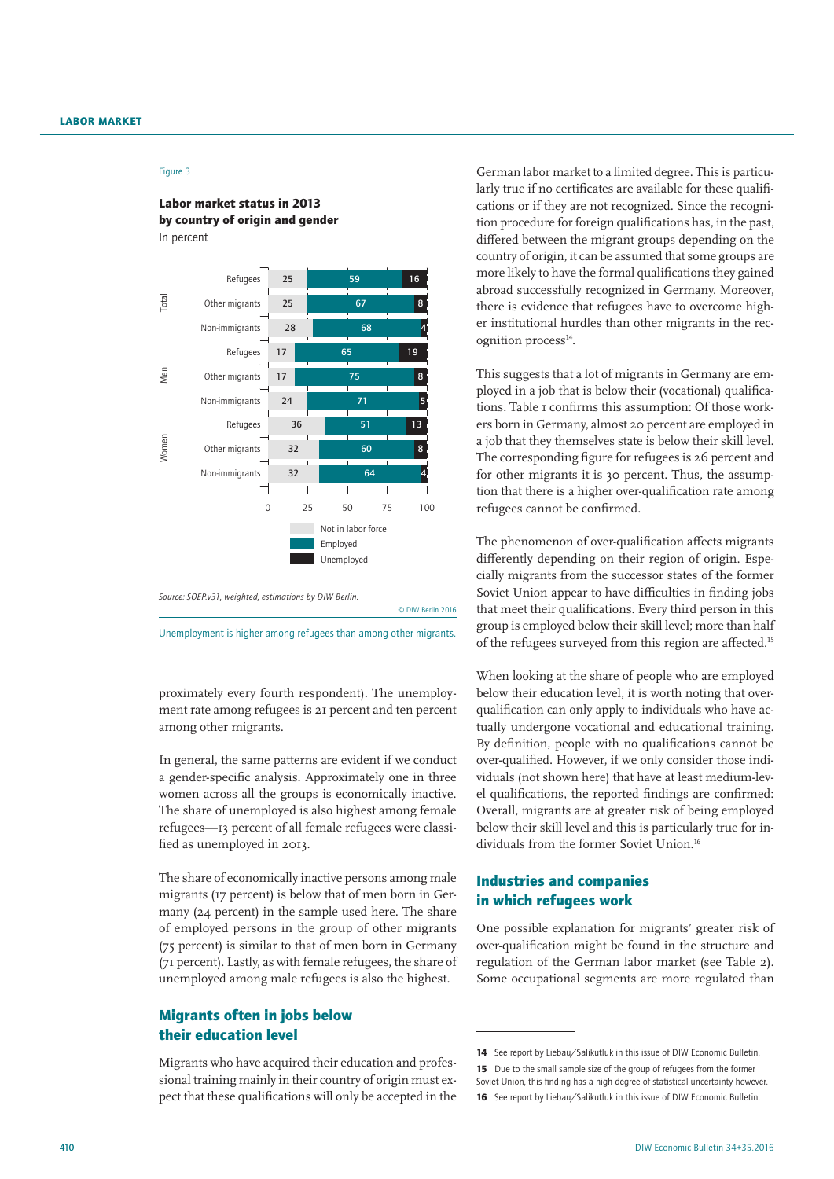Figure 3

**Labor market status in 2013 by country of origin and gender**

In percent

| | | Not in labor force | Employed | Unemployed |
|---|---|---|---|---|
| Total | Refugees | 25 | 59 | 16 |
| | Other migrants | 25 | 67 | 8 |
| | Non-immigrants | 28 | 68 | 4 |
| Men | Refugees | 17 | 65 | 19 |
| | Other migrants | 17 | 75 | 8 |
| | Non-immigrants | 24 | 71 | 5 |
| Women | Refugees | 36 | 51 | 13 |
| | Other migrants | 32 | 60 | 8 |
| | Non-immigrants | 32 | 64 | 4 |

*Source: SOEP.v31, weighted; estimations by DIW Berlin.*

© DIW Berlin 2016

Unemployment is higher among refugees than among other migrants.

proximately every fourth respondent). The unemployment rate among refugees is 21 percent and ten percent among other migrants.

In general, the same patterns are evident if we conduct a gender-specific analysis. Approximately one in three women across all the groups is economically inactive. The share of unemployed is also highest among female refugees—13 percent of all female refugees were classified as unemployed in 2013.

The share of economically inactive persons among male migrants (17 percent) is below that of men born in Germany (24 percent) in the sample used here. The share of employed persons in the group of other migrants (75 percent) is similar to that of men born in Germany (71 percent). Lastly, as with female refugees, the share of unemployed among male refugees is also the highest.

## Migrants often in jobs below their education level

Migrants who have acquired their education and professional training mainly in their country of origin must expect that these qualifications will only be accepted in the German labor market to a limited degree. This is particularly true if no certificates are available for these qualifications or if they are not recognized. Since the recognition procedure for foreign qualifications has, in the past, differed between the migrant groups depending on the country of origin, it can be assumed that some groups are more likely to have the formal qualifications they gained abroad successfully recognized in Germany. Moreover, there is evidence that refugees have to overcome higher institutional hurdles than other migrants in the recognition process[14].

This suggests that a lot of migrants in Germany are employed in a job that is below their (vocational) qualifications. Table 1 confirms this assumption: Of those workers born in Germany, almost 20 percent are employed in a job that they themselves state is below their skill level. The corresponding figure for refugees is 26 percent and for other migrants it is 30 percent. Thus, the assumption that there is a higher over-qualification rate among refugees cannot be confirmed.

The phenomenon of over-qualification affects migrants differently depending on their region of origin. Especially migrants from the successor states of the former Soviet Union appear to have difficulties in finding jobs that meet their qualifications. Every third person in this group is employed below their skill level; more than half of the refugees surveyed from this region are affected.[15]

When looking at the share of people who are employed below their education level, it is worth noting that over-qualification can only apply to individuals who have actually undergone vocational and educational training. By definition, people with no qualifications cannot be over-qualified. However, if we only consider those individuals (not shown here) that have at least medium-level qualifications, the reported findings are confirmed: Overall, migrants are at greater risk of being employed below their skill level and this is particularly true for individuals from the former Soviet Union.[16]

## Industries and companies in which refugees work

One possible explanation for migrants' greater risk of over-qualification might be found in the structure and regulation of the German labor market (see Table 2). Some occupational segments are more regulated than

**14** See report by Liebau/Salikutluk in this issue of DIW Economic Bulletin.

**15** Due to the small sample size of the group of refugees from the former Soviet Union, this finding has a high degree of statistical uncertainty however.

**16** See report by Liebau/Salikutluk in this issue of DIW Economic Bulletin.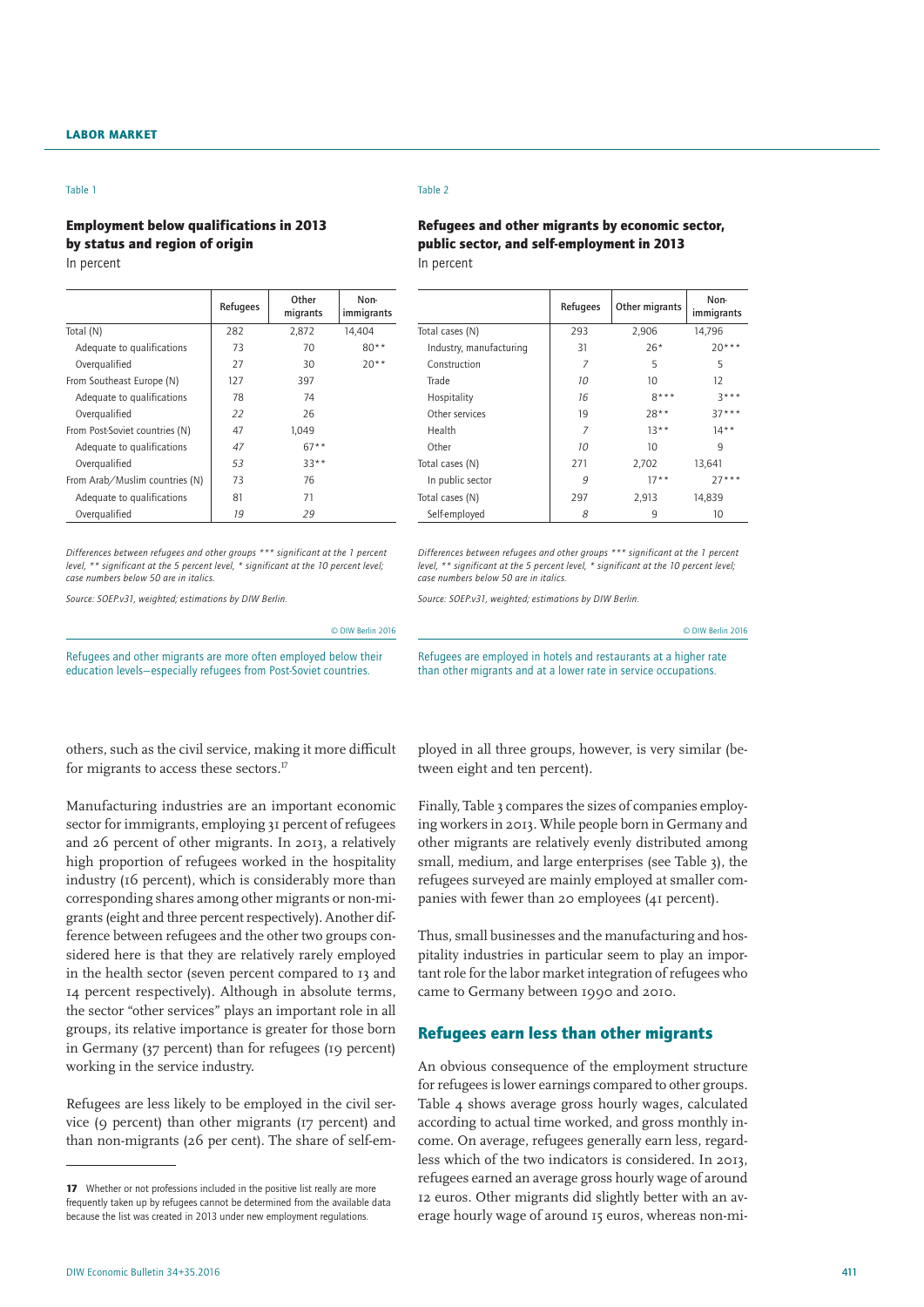Table 1

**Employment below qualifications in 2013 by status and region of origin**

In percent

| | Refugees | Other migrants | Non-immigrants |
|---|---|---|---|
| Total (N) | 282 | 2,872 | 14,404 |
| Adequate to qualifications | 73 | 70 | 80** |
| Overqualified | 27 | 30 | 20** |
| From Southeast Europe (N) | 127 | 397 | |
| Adequate to qualifications | 78 | 74 | |
| Overqualified | *22* | 26 | |
| From Post-Soviet countries (N) | 47 | 1,049 | |
| Adequate to qualifications | *47* | 67** | |
| Overqualified | *53* | 33** | |
| From Arab/Muslim countries (N) | 73 | 76 | |
| Adequate to qualifications | 81 | 71 | |
| Overqualified | *19* | *29* | |

*Differences between refugees and other groups *** significant at the 1 percent level, ** significant at the 5 percent level, * significant at the 10 percent level; case numbers below 50 are in italics.*

*Source: SOEP.v31, weighted; estimations by DIW Berlin.*

© DIW Berlin 2016

Refugees and other migrants are more often employed below their education levels—especially refugees from Post-Soviet countries.

Table 2

**Refugees and other migrants by economic sector, public sector, and self-employment in 2013**

In percent

| | Refugees | Other migrants | Non-immigrants |
|---|---|---|---|
| Total cases (N) | 293 | 2,906 | 14,796 |
| Industry, manufacturing | 31 | 26* | 20*** |
| Construction | *7* | 5 | 5 |
| Trade | *10* | 10 | 12 |
| Hospitality | *16* | 8*** | 3*** |
| Other services | 19 | 28** | 37*** |
| Health | *7* | 13** | 14** |
| Other | *10* | 10 | 9 |
| Total cases (N) | 271 | 2,702 | 13,641 |
| In public sector | *9* | 17** | 27*** |
| Total cases (N) | 297 | 2,913 | 14,839 |
| Self-employed | *8* | 9 | 10 |

*Differences between refugees and other groups *** significant at the 1 percent level, ** significant at the 5 percent level, * significant at the 10 percent level; case numbers below 50 are in italics.*

*Source: SOEP.v31, weighted; estimations by DIW Berlin.*

© DIW Berlin 2016

Refugees are employed in hotels and restaurants at a higher rate than other migrants and at a lower rate in service occupations.

others, such as the civil service, making it more difficult for migrants to access these sectors.[17]

Manufacturing industries are an important economic sector for immigrants, employing 31 percent of refugees and 26 percent of other migrants. In 2013, a relatively high proportion of refugees worked in the hospitality industry (16 percent), which is considerably more than corresponding shares among other migrants or non-migrants (eight and three percent respectively). Another difference between refugees and the other two groups considered here is that they are relatively rarely employed in the health sector (seven percent compared to 13 and 14 percent respectively). Although in absolute terms, the sector "other services" plays an important role in all groups, its relative importance is greater for those born in Germany (37 percent) than for refugees (19 percent) working in the service industry.

Refugees are less likely to be employed in the civil service (9 percent) than other migrants (17 percent) and than non-migrants (26 per cent). The share of self-employed in all three groups, however, is very similar (between eight and ten percent).

Finally, Table 3 compares the sizes of companies employing workers in 2013. While people born in Germany and other migrants are relatively evenly distributed among small, medium, and large enterprises (see Table 3), the refugees surveyed are mainly employed at smaller companies with fewer than 20 employees (41 percent).

Thus, small businesses and the manufacturing and hospitality industries in particular seem to play an important role for the labor market integration of refugees who came to Germany between 1990 and 2010.

## Refugees earn less than other migrants

An obvious consequence of the employment structure for refugees is lower earnings compared to other groups. Table 4 shows average gross hourly wages, calculated according to actual time worked, and gross monthly income. On average, refugees generally earn less, regardless which of the two indicators is considered. In 2013, refugees earned an average gross hourly wage of around 12 euros. Other migrants did slightly better with an average hourly wage of around 15 euros, whereas non-mi-

---

17 Whether or not professions included in the positive list really are more frequently taken up by refugees cannot be determined from the available data because the list was created in 2013 under new employment regulations.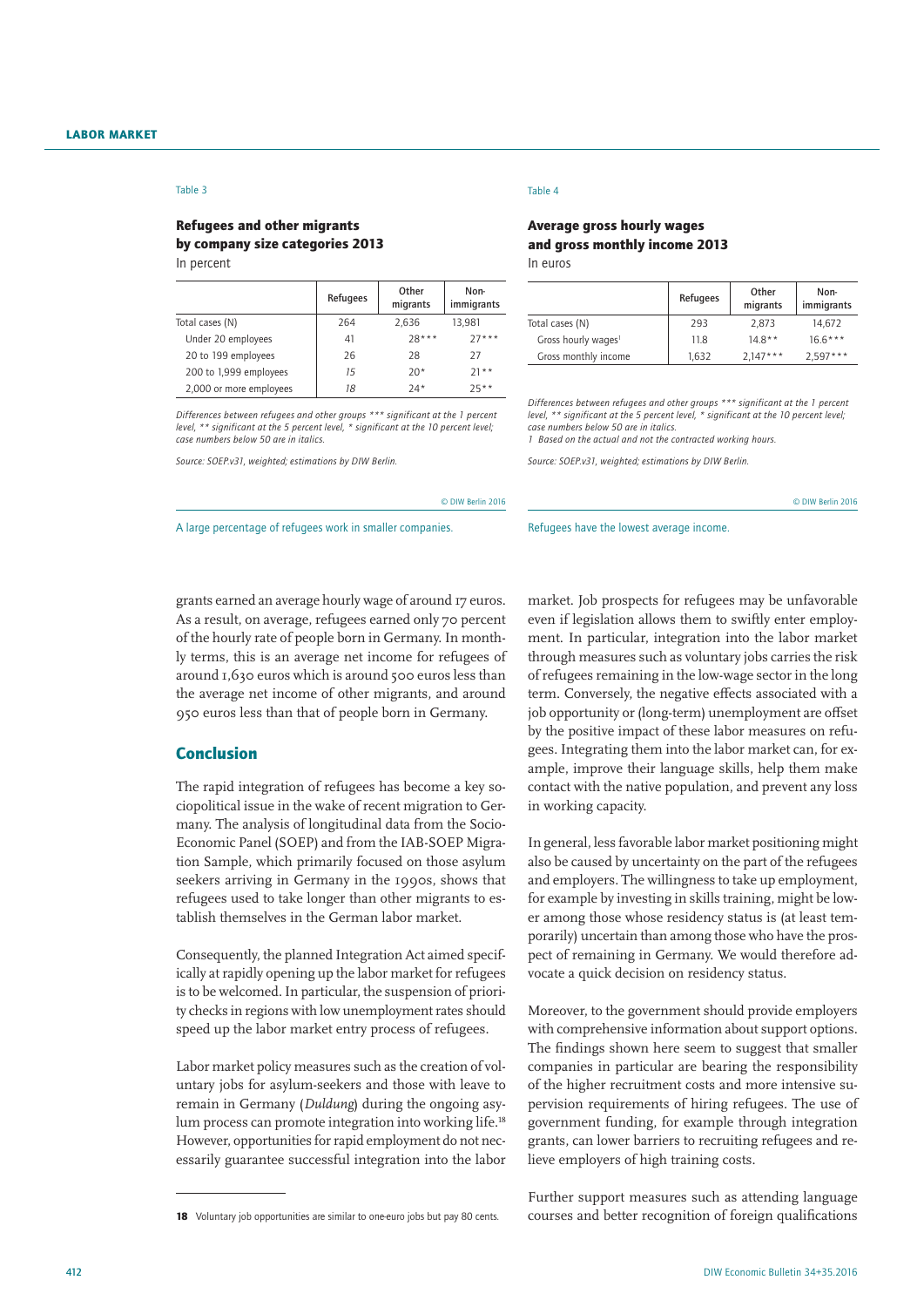Table 3

**Refugees and other migrants by company size categories 2013**

In percent

| | Refugees | Other migrants | Non-immigrants |
|---|---|---|---|
| Total cases (N) | 264 | 2,636 | 13,981 |
| Under 20 employees | 41 | 28*** | 27*** |
| 20 to 199 employees | 26 | 28 | 27 |
| 200 to 1,999 employees | *15* | 20* | 21** |
| 2,000 or more employees | *18* | 24* | 25** |

*Differences between refugees and other groups *** significant at the 1 percent level, ** significant at the 5 percent level, * significant at the 10 percent level; case numbers below 50 are in italics.*

*Source: SOEP.v31, weighted; estimations by DIW Berlin.*

© DIW Berlin 2016

A large percentage of refugees work in smaller companies.

Table 4

**Average gross hourly wages and gross monthly income 2013**

In euros

| | Refugees | Other migrants | Non-immigrants |
|---|---|---|---|
| Total cases (N) | 293 | 2,873 | 14,672 |
| Gross hourly wages[1] | 11.8 | 14.8** | 16.6*** |
| Gross monthly income | 1,632 | 2,147*** | 2,597*** |

*Differences between refugees and other groups *** significant at the 1 percent level, ** significant at the 5 percent level, * significant at the 10 percent level; case numbers below 50 are in italics.*
*1 Based on the actual and not the contracted working hours.*

*Source: SOEP.v31, weighted; estimations by DIW Berlin.*

© DIW Berlin 2016

Refugees have the lowest average income.

grants earned an average hourly wage of around 17 euros. As a result, on average, refugees earned only 70 percent of the hourly rate of people born in Germany. In monthly terms, this is an average net income for refugees of around 1,630 euros which is around 500 euros less than the average net income of other migrants, and around 950 euros less than that of people born in Germany.

## Conclusion

The rapid integration of refugees has become a key sociopolitical issue in the wake of recent migration to Germany. The analysis of longitudinal data from the Socio-Economic Panel (SOEP) and from the IAB-SOEP Migration Sample, which primarily focused on those asylum seekers arriving in Germany in the 1990s, shows that refugees used to take longer than other migrants to establish themselves in the German labor market.

Consequently, the planned Integration Act aimed specifically at rapidly opening up the labor market for refugees is to be welcomed. In particular, the suspension of priority checks in regions with low unemployment rates should speed up the labor market entry process of refugees.

Labor market policy measures such as the creation of voluntary jobs for asylum-seekers and those with leave to remain in Germany (*Duldung*) during the ongoing asylum process can promote integration into working life.[18] However, opportunities for rapid employment do not necessarily guarantee successful integration into the labor market. Job prospects for refugees may be unfavorable even if legislation allows them to swiftly enter employment. In particular, integration into the labor market through measures such as voluntary jobs carries the risk of refugees remaining in the low-wage sector in the long term. Conversely, the negative effects associated with a job opportunity or (long-term) unemployment are offset by the positive impact of these labor measures on refugees. Integrating them into the labor market can, for example, improve their language skills, help them make contact with the native population, and prevent any loss in working capacity.

In general, less favorable labor market positioning might also be caused by uncertainty on the part of the refugees and employers. The willingness to take up employment, for example by investing in skills training, might be lower among those whose residency status is (at least temporarily) uncertain than among those who have the prospect of remaining in Germany. We would therefore advocate a quick decision on residency status.

Moreover, to the government should provide employers with comprehensive information about support options. The findings shown here seem to suggest that smaller companies in particular are bearing the responsibility of the higher recruitment costs and more intensive supervision requirements of hiring refugees. The use of government funding, for example through integration grants, can lower barriers to recruiting refugees and relieve employers of high training costs.

Further support measures such as attending language courses and better recognition of foreign qualifications

**18** Voluntary job opportunities are similar to one-euro jobs but pay 80 cents.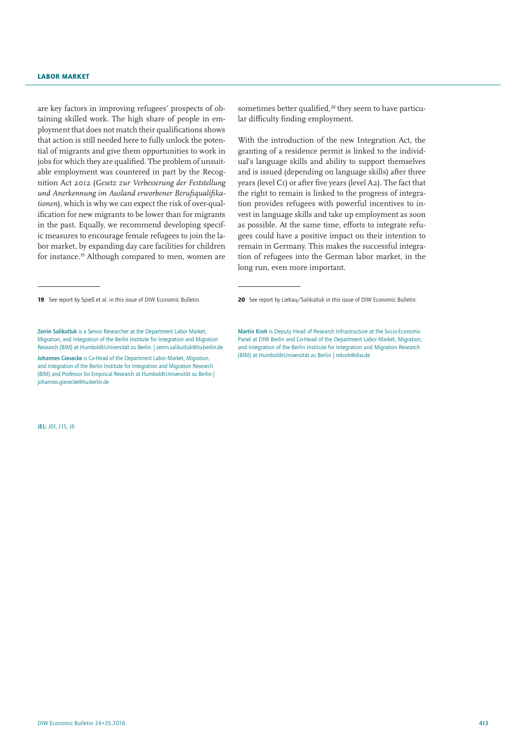are key factors in improving refugees' prospects of obtaining skilled work. The high share of people in employment that does not match their qualifications shows that action is still needed here to fully unlock the potential of migrants and give them opportunities to work in jobs for which they are qualified. The problem of unsuitable employment was countered in part by the Recognition Act 2012 (*Gesetz zur Verbesserung der Feststellung und Anerkennung im Ausland erworbener Berufsqualifikationen*), which is why we can expect the risk of over-qualification for new migrants to be lower than for migrants in the past. Equally, we recommend developing specific measures to encourage female refugees to join the labor market, by expanding day care facilities for children for instance.[19] Although compared to men, women are sometimes better qualified,[20] they seem to have particular difficulty finding employment.

With the introduction of the new Integration Act, the granting of a residence permit is linked to the individual's language skills and ability to support themselves and is issued (depending on language skills) after three years (level C1) or after five years (level A2). The fact that the right to remain is linked to the progress of integration provides refugees with powerful incentives to invest in language skills and take up employment as soon as possible. At the same time, efforts to integrate refugees could have a positive impact on their intention to remain in Germany. This makes the successful integration of refugees into the German labor market, in the long run, even more important.

---

**19** See report by Spieß et al. in this issue of DIW Economic Bulletin.

**20** See report by Liebau/Salikutluk in this issue of DIW Economic Bulletin.

**Zerrin Salikutluk** is a Senior Researcher at the Department Labor Market, Migration, and Integration of the Berlin Institute for Integration and Migration Research (BIM) at Humboldt-Universität zu Berlin. | zerrin.salikutluk@hu-berlin.de

**Johannes Giesecke** is Co-Head of the Department Labor Market, Migration, and Integration of the Berlin Institute for Integration and Migration Research (BIM) and Professor for Empirical Research at Humboldt-Universität zu Berlin | johannes.giesecke@hu-berlin.de

**Martin Kroh** is Deputy Head of Research Infrastructure at the Socio-Economic Panel at DIW Berlin and Co-Head of the Department Labor Market, Migration, and Integration of the Berlin Institute for Integration and Migration Research (BIM) at Humboldt-Universität zu Berlin | mkroh@diw.de

**JEL:** J01, J15, J6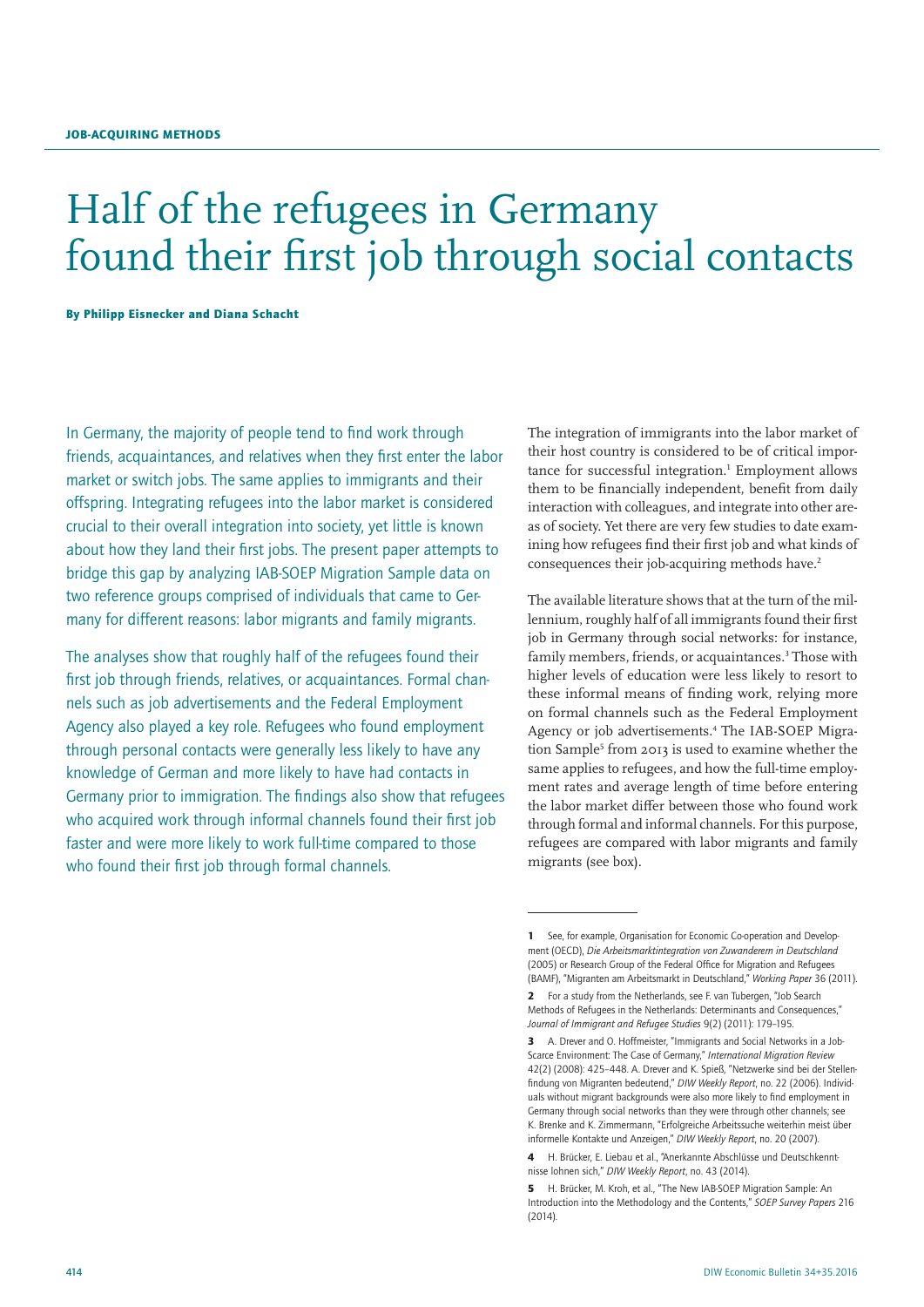JOB-ACQUIRING METHODS

# Half of the refugees in Germany found their first job through social contacts

**By Philipp Eisnecker and Diana Schacht**

In Germany, the majority of people tend to find work through friends, acquaintances, and relatives when they first enter the labor market or switch jobs. The same applies to immigrants and their offspring. Integrating refugees into the labor market is considered crucial to their overall integration into society, yet little is known about how they land their first jobs. The present paper attempts to bridge this gap by analyzing IAB-SOEP Migration Sample data on two reference groups comprised of individuals that came to Germany for different reasons: labor migrants and family migrants.

The analyses show that roughly half of the refugees found their first job through friends, relatives, or acquaintances. Formal channels such as job advertisements and the Federal Employment Agency also played a key role. Refugees who found employment through personal contacts were generally less likely to have any knowledge of German and more likely to have had contacts in Germany prior to immigration. The findings also show that refugees who acquired work through informal channels found their first job faster and were more likely to work full-time compared to those who found their first job through formal channels.

The integration of immigrants into the labor market of their host country is considered to be of critical importance for successful integration.[1] Employment allows them to be financially independent, benefit from daily interaction with colleagues, and integrate into other areas of society. Yet there are very few studies to date examining how refugees find their first job and what kinds of consequences their job-acquiring methods have.[2]

The available literature shows that at the turn of the millennium, roughly half of all immigrants found their first job in Germany through social networks: for instance, family members, friends, or acquaintances.[3] Those with higher levels of education were less likely to resort to these informal means of finding work, relying more on formal channels such as the Federal Employment Agency or job advertisements.[4] The IAB-SOEP Migration Sample[5] from 2013 is used to examine whether the same applies to refugees, and how the full-time employment rates and average length of time before entering the labor market differ between those who found work through formal and informal channels. For this purpose, refugees are compared with labor migrants and family migrants (see box).

---

1 See, for example, Organisation for Economic Co-operation and Development (OECD), *Die Arbeitsmarktintegration von Zuwanderern in Deutschland* (2005) or Research Group of the Federal Office for Migration and Refugees (BAMF), "Migranten am Arbeitsmarkt in Deutschland," *Working Paper* 36 (2011).

2 For a study from the Netherlands, see F. van Tubergen, "Job Search Methods of Refugees in the Netherlands: Determinants and Consequences," *Journal of Immigrant and Refugee Studies* 9(2) (2011): 179–195.

3 A. Drever and O. Hoffmeister, "Immigrants and Social Networks in a Job-Scarce Environment: The Case of Germany," *International Migration Review* 42(2) (2008): 425–448. A. Drever and K. Spieß, "Netzwerke sind bei der Stellenfindung von Migranten bedeutend," *DIW Weekly Report*, no. 22 (2006). Individuals without migrant backgrounds were also more likely to find employment in Germany through social networks than they were through other channels; see K. Brenke and K. Zimmermann, "Erfolgreiche Arbeitssuche weiterhin meist über informelle Kontakte und Anzeigen," *DIW Weekly Report*, no. 20 (2007).

4 H. Brücker, E. Liebau et al., "Anerkannte Abschlüsse und Deutschkenntnisse lohnen sich," *DIW Weekly Report*, no. 43 (2014).

5 H. Brücker, M. Kroh, et al., "The New IAB-SOEP Migration Sample: An Introduction into the Methodology and the Contents," *SOEP Survey Papers* 216 (2014).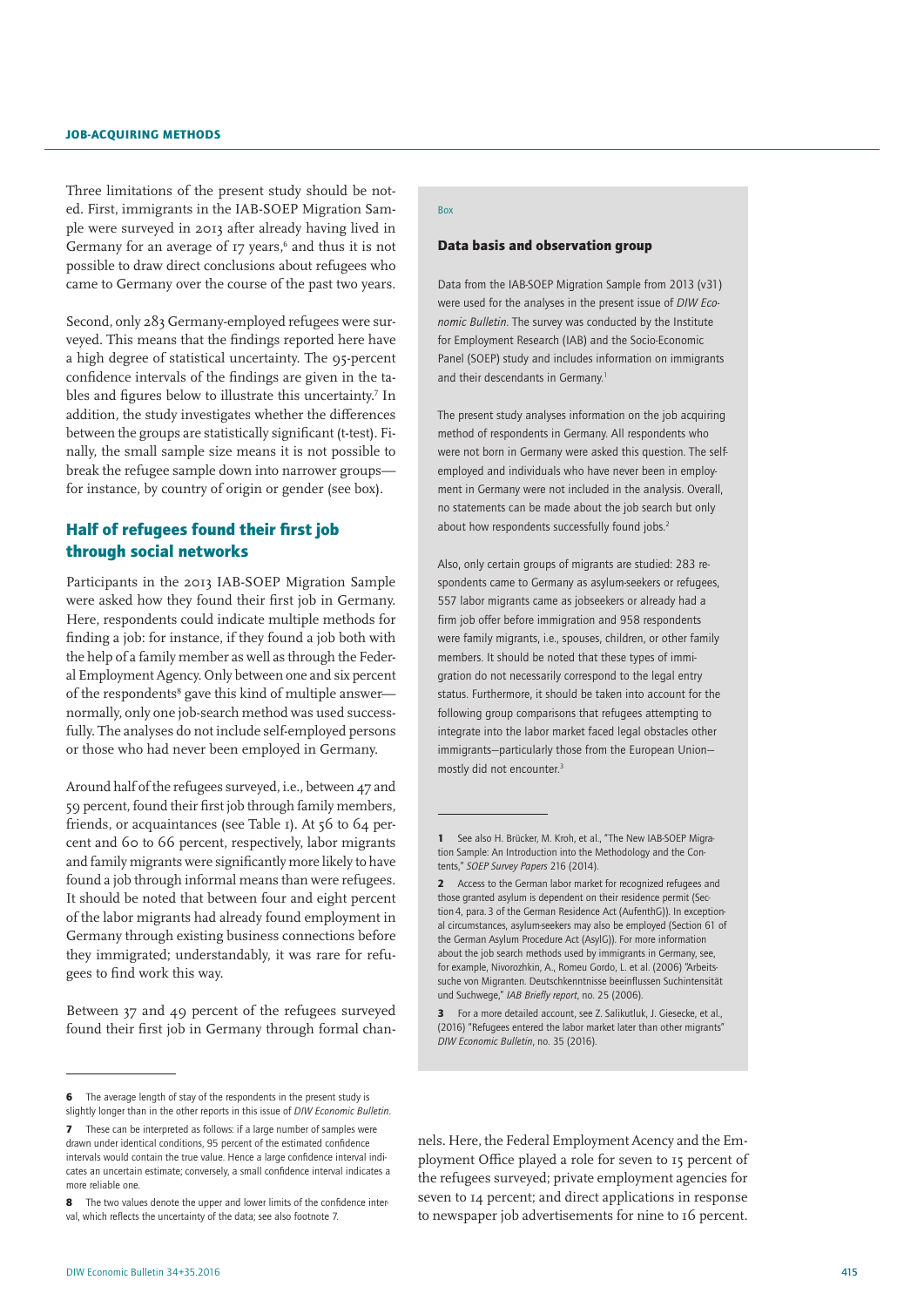Three limitations of the present study should be noted. First, immigrants in the IAB-SOEP Migration Sample were surveyed in 2013 after already having lived in Germany for an average of 17 years,[6] and thus it is not possible to draw direct conclusions about refugees who came to Germany over the course of the past two years.

Second, only 283 Germany-employed refugees were surveyed. This means that the findings reported here have a high degree of statistical uncertainty. The 95-percent confidence intervals of the findings are given in the tables and figures below to illustrate this uncertainty.[7] In addition, the study investigates whether the differences between the groups are statistically significant (t-test). Finally, the small sample size means it is not possible to break the refugee sample down into narrower groups—for instance, by country of origin or gender (see box).

## Half of refugees found their first job through social networks

Participants in the 2013 IAB-SOEP Migration Sample were asked how they found their first job in Germany. Here, respondents could indicate multiple methods for finding a job: for instance, if they found a job both with the help of a family member as well as through the Federal Employment Agency. Only between one and six percent of the respondents[8] gave this kind of multiple answer—normally, only one job-search method was used successfully. The analyses do not include self-employed persons or those who had never been employed in Germany.

Around half of the refugees surveyed, i.e., between 47 and 59 percent, found their first job through family members, friends, or acquaintances (see Table 1). At 56 to 64 percent and 60 to 66 percent, respectively, labor migrants and family migrants were significantly more likely to have found a job through informal means than were refugees. It should be noted that between four and eight percent of the labor migrants had already found employment in Germany through existing business connections before they immigrated; understandably, it was rare for refugees to find work this way.

Between 37 and 49 percent of the refugees surveyed found their first job in Germany through formal channels. Here, the Federal Employment Acency and the Employment Office played a role for seven to 15 percent of the refugees surveyed; private employment agencies for seven to 14 percent; and direct applications in response to newspaper job advertisements for nine to 16 percent.

---

Box

### Data basis and observation group

Data from the IAB-SOEP Migration Sample from 2013 (v31) were used for the analyses in the present issue of *DIW Economic Bulletin*. The survey was conducted by the Institute for Employment Research (IAB) and the Socio-Economic Panel (SOEP) study and includes information on immigrants and their descendants in Germany.[1]

The present study analyses information on the job acquiring method of respondents in Germany. All respondents who were not born in Germany were asked this question. The self-employed and individuals who have never been in employment in Germany were not included in the analysis. Overall, no statements can be made about the job search but only about how respondents successfully found jobs.[2]

Also, only certain groups of migrants are studied: 283 respondents came to Germany as asylum-seekers or refugees, 557 labor migrants came as jobseekers or already had a firm job offer before immigration and 958 respondents were family migrants, i.e., spouses, children, or other family members. It should be noted that these types of immigration do not necessarily correspond to the legal entry status. Furthermore, it should be taken into account for the following group comparisons that refugees attempting to integrate into the labor market faced legal obstacles other immigrants—particularly those from the European Union—mostly did not encounter.[3]

1 See also H. Brücker, M. Kroh, et al., "The New IAB-SOEP Migration Sample: An Introduction into the Methodology and the Contents," *SOEP Survey Papers* 216 (2014).

2 Access to the German labor market for recognized refugees and those granted asylum is dependent on their residence permit (Section 4, para. 3 of the German Residence Act (AufenthG)). In exceptional circumstances, asylum-seekers may also be employed (Section 61 of the German Asylum Procedure Act (AsylG)). For more information about the job search methods used by immigrants in Germany, see, for example, Nivorozhkin, A., Romeu Gordo, L. et al. (2006) "Arbeitssuche von Migranten. Deutschkenntnisse beeinflussen Suchintensität und Suchwege," *IAB Briefly report*, no. 25 (2006).

3 For a more detailed account, see Z. Salikutluk, J. Giesecke, et al., (2016) "Refugees entered the labor market later than other migrants" *DIW Economic Bulletin*, no. 35 (2016).

---

6 The average length of stay of the respondents in the present study is slightly longer than in the other reports in this issue of *DIW Economic Bulletin*.

7 These can be interpreted as follows: if a large number of samples were drawn under identical conditions, 95 percent of the estimated confidence intervals would contain the true value. Hence a large confidence interval indicates an uncertain estimate; conversely, a small confidence interval indicates a more reliable one.

8 The two values denote the upper and lower limits of the confidence interval, which reflects the uncertainty of the data; see also footnote 7.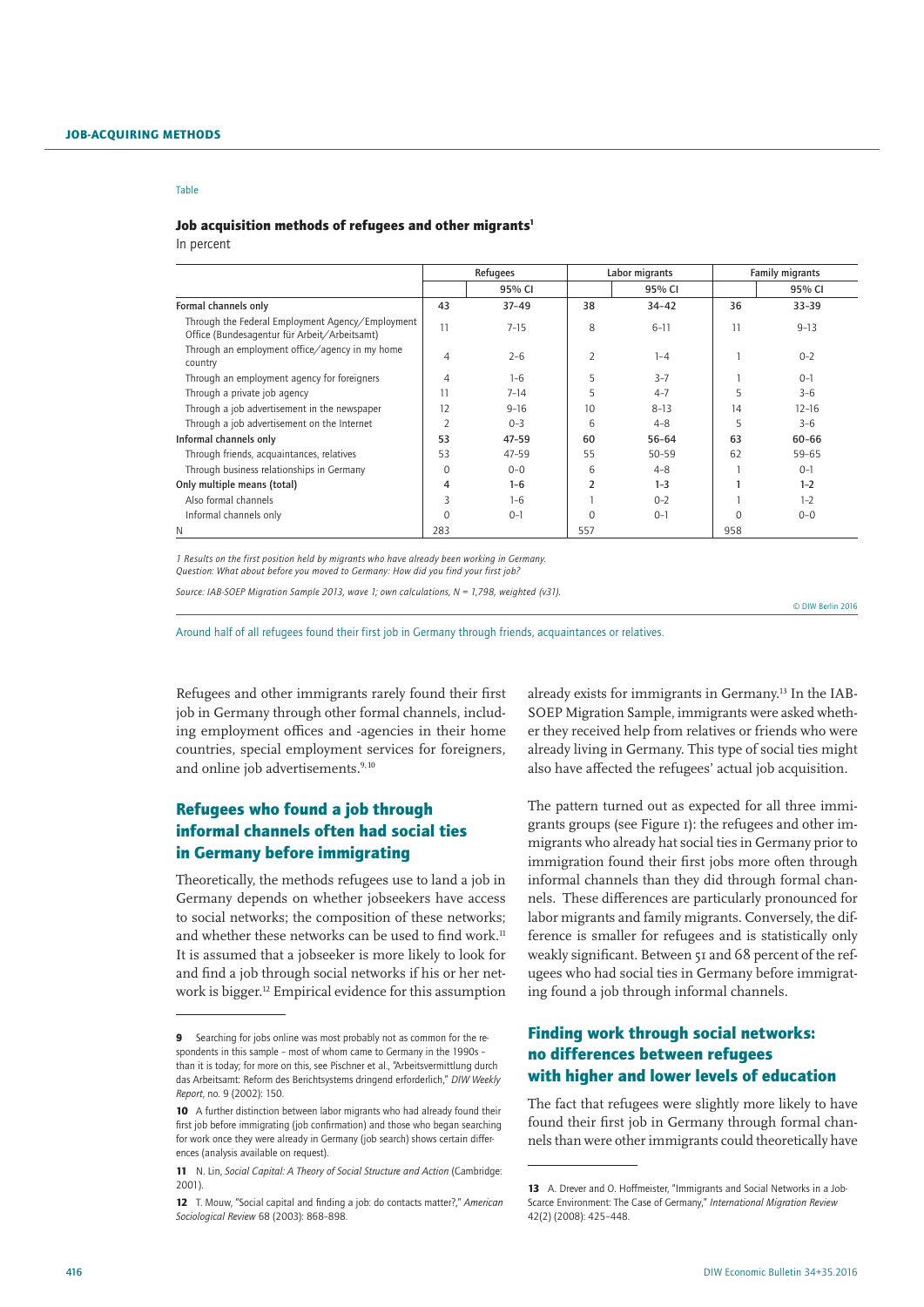Table

**Job acquisition methods of refugees and other migrants[1]**

In percent

| | Refugees | | Labor migrants | | Family migrants | |
|---|---|---|---|---|---|---|
| | | 95% CI | | 95% CI | | 95% CI |
| **Formal channels only** | **43** | **37–49** | **38** | **34–42** | **36** | **33–39** |
| Through the Federal Employment Agency/Employment Office (Bundesagentur für Arbeit/Arbeitsamt) | 11 | 7–15 | 8 | 6–11 | 11 | 9–13 |
| Through an employment office/agency in my home country | 4 | 2–6 | 2 | 1–4 | 1 | 0–2 |
| Through an employment agency for foreigners | 4 | 1–6 | 5 | 3–7 | 1 | 0–1 |
| Through a private job agency | 11 | 7–14 | 5 | 4–7 | 5 | 3–6 |
| Through a job advertisement in the newspaper | 12 | 9–16 | 10 | 8–13 | 14 | 12–16 |
| Through a job advertisement on the Internet | 2 | 0–3 | 6 | 4–8 | 5 | 3–6 |
| **Informal channels only** | **53** | **47–59** | **60** | **56–64** | **63** | **60–66** |
| Through friends, acquaintances, relatives | 53 | 47–59 | 55 | 50–59 | 62 | 59–65 |
| Through business relationships in Germany | 0 | 0–0 | 6 | 4–8 | 1 | 0–1 |
| **Only multiple means (total)** | **4** | **1–6** | **2** | **1–3** | **1** | **1–2** |
| Also formal channels | 3 | 1–6 | 1 | 0–2 | 1 | 1–2 |
| Informal channels only | 0 | 0–1 | 0 | 0–1 | 0 | 0–0 |
| N | 283 | | 557 | | 958 | |

*1 Results on the first position held by migrants who have already been working in Germany.*
*Question: What about before you moved to Germany: How did you find your first job?*

*Source: IAB-SOEP Migration Sample 2013, wave 1; own calculations, N = 1,798, weighted (v31).*

© DIW Berlin 2016

Around half of all refugees found their first job in Germany through friends, acquaintances or relatives.

Refugees and other immigrants rarely found their first job in Germany through other formal channels, including employment offices and -agencies in their home countries, special employment services for foreigners, and online job advertisements.[9,10]

## Refugees who found a job through informal channels often had social ties in Germany before immigrating

Theoretically, the methods refugees use to land a job in Germany depends on whether jobseekers have access to social networks; the composition of these networks; and whether these networks can be used to find work.[11] It is assumed that a jobseeker is more likely to look for and find a job through social networks if his or her network is bigger.[12] Empirical evidence for this assumption already exists for immigrants in Germany.[13] In the IAB-SOEP Migration Sample, immigrants were asked whether they received help from relatives or friends who were already living in Germany. This type of social ties might also have affected the refugees' actual job acquisition.

The pattern turned out as expected for all three immigrants groups (see Figure 1): the refugees and other immigrants who already hat social ties in Germany prior to immigration found their first jobs more often through informal channels than they did through formal channels. These differences are particularly pronounced for labor migrants and family migrants. Conversely, the difference is smaller for refugees and is statistically only weakly significant. Between 51 and 68 percent of the refugees who had social ties in Germany before immigrating found a job through informal channels.

## Finding work through social networks: no differences between refugees with higher and lower levels of education

The fact that refugees were slightly more likely to have found their first job in Germany through formal channels than were other immigrants could theoretically have

**9** Searching for jobs online was most probably not as common for the respondents in this sample – most of whom came to Germany in the 1990s – than it is today; for more on this, see Pischner et al., "Arbeitsvermittlung durch das Arbeitsamt: Reform des Berichtssystems dringend erforderlich," *DIW Weekly Report*, no. 9 (2002): 150.

**10** A further distinction between labor migrants who had already found their first job before immigrating (job confirmation) and those who began searching for work once they were already in Germany (job search) shows certain differences (analysis available on request).

**11** N. Lin, *Social Capital: A Theory of Social Structure and Action* (Cambridge: 2001).

**12** T. Mouw, "Social capital and finding a job: do contacts matter?," *American Sociological Review* 68 (2003): 868–898.

**13** A. Drever and O. Hoffmeister, "Immigrants and Social Networks in a Job-Scarce Environment: The Case of Germany," *International Migration Review* 42(2) (2008): 425–448.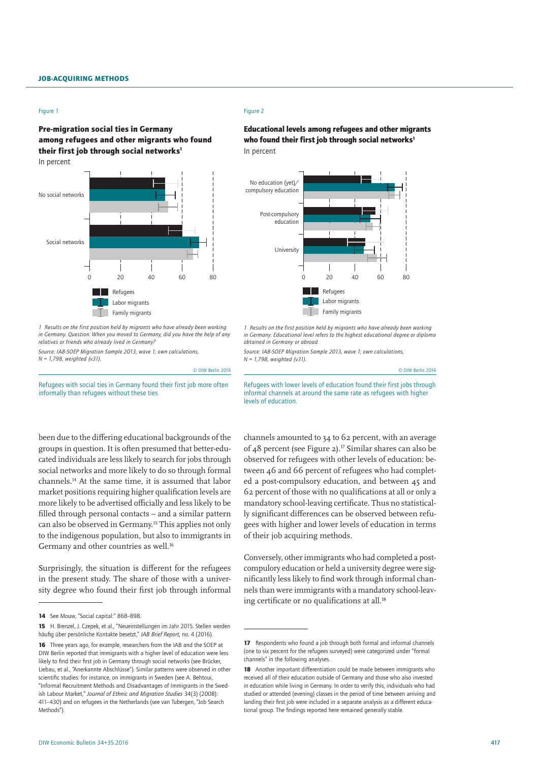Figure 1

**Pre-migration social ties in Germany among refugees and other migrants who found their first job through social networks[1]**

In percent

*1 Results on the first position held by migrants who have already been working in Germany. Question: When you moved to Germany, did you have the help of any relatives or friends who already lived in Germany?*

*Source: IAB-SOEP Migration Sample 2013, wave 1; own calculations, N = 1,798, weighted (v31).*

© DIW Berlin 2016

Refugees with social ties in Germany found their first job more often informally than refugees without these ties.

Figure 2

**Educational levels among refugees and other migrants who found their first job through social networks[1]**

In percent

*1 Results on the first position held by migrants who have already been working in Germany. Educational level refers to the highest educational degree or diploma obtained in Germany or abroad.*

*Source: IAB-SOEP Migration Sample 2013, wave 1; own calculations, N = 1,798, weighted (v31).*

© DIW Berlin 2016

Refugees with lower levels of education found their first jobs through informal channels at around the same rate as refugees with higher levels of education.

been due to the differing educational backgrounds of the groups in question. It is often presumed that better-educated individuals are less likely to search for jobs through social networks and more likely to do so through formal channels.[14] At the same time, it is assumed that labor market positions requiring higher qualification levels are more likely to be advertised officially and less likely to be filled through personal contacts – and a similar pattern can also be observed in Germany.[15] This applies not only to the indigenous population, but also to immigrants in Germany and other countries as well.[16]

Surprisingly, the situation is different for the refugees in the present study. The share of those with a university degree who found their first job through informal channels amounted to 34 to 62 percent, with an average of 48 percent (see Figure 2).[17] Similar shares can also be observed for refugees with other levels of education: between 46 and 66 percent of refugees who had completed a post-compulsory education, and between 45 and 62 percent of those with no qualifications at all or only a mandatory school-leaving certificate. Thus no statistically significant differences can be observed between refugees with higher and lower levels of education in terms of their job acquiring methods.

Conversely, other immigrants who had completed a post-compulory education or held a university degree were significantly less likely to find work through informal channels than were immigrants with a mandatory school-leaving certificate or no qualifications at all.[18]

**14** See Mouw, "Social capital:" 868–898.

**15** H. Brenzel, J. Czepek, et al., "Neueinstellungen im Jahr 2015. Stellen werden häufig über persönliche Kontakte besetzt," *IAB Brief Report,* no. 4 (2016).

**16** Three years ago, for example, researchers from the IAB and the SOEP at DIW Berlin reported that immigrants with a higher level of education were less likely to find their first job in Germany through social networks (see Brücker, Liebau, et al., "Anerkannte Abschlüsse"). Similar patterns were observed in other scientific studies: for instance, on immigrants in Sweden (see A. Behtoui, "Informal Recruitment Methods and Disadvantages of Immigrants in the Swedish Labour Market," *Journal of Ethnic and Migration Studies* 34(3) (2008): 411–430) and on refugees in the Netherlands (see van Tubergen, "Job Search Methods").

**17** Respondents who found a job through both formal and informal channels (one to six percent for the refugees surveyed) were categorized under "formal channels" in the following analyses.

**18** Another important differentiation could be made between immigrants who received all of their education outside of Germany and those who also invested in education while living in Germany. In order to verify this, individuals who had studied or attended (evening) classes in the period of time between arriving and landing their first job were included in a separate analysis as a different educational group. The findings reported here remained generally stable.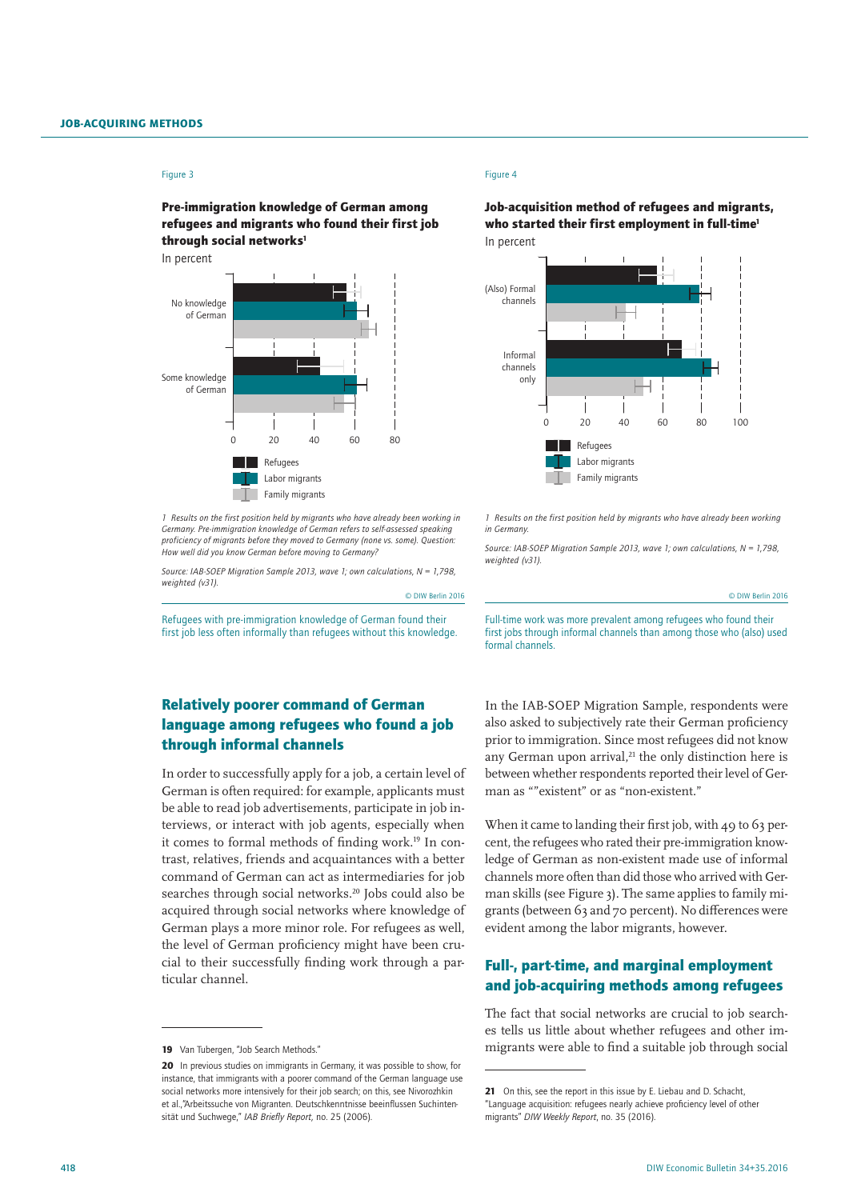Figure 3

**Pre-immigration knowledge of German among refugees and migrants who found their first job through social networks[1]**

In percent

1 Results on the first position held by migrants who have already been working in Germany. Pre-immigration knowledge of German refers to self-assessed speaking proficiency of migrants before they moved to Germany (none vs. some). Question: How well did you know German before moving to Germany?

Source: IAB-SOEP Migration Sample 2013, wave 1; own calculations, N = 1,798, weighted (v31).

© DIW Berlin 2016

Refugees with pre-immigration knowledge of German found their first job less often informally than refugees without this knowledge.

Figure 4

**Job-acquisition method of refugees and migrants, who started their first employment in full-time[1]**

In percent

1 Results on the first position held by migrants who have already been working in Germany.

Source: IAB-SOEP Migration Sample 2013, wave 1; own calculations, N = 1,798, weighted (v31).

© DIW Berlin 2016

Full-time work was more prevalent among refugees who found their first jobs through informal channels than among those who (also) used formal channels.

## Relatively poorer command of German language among refugees who found a job through informal channels

In order to successfully apply for a job, a certain level of German is often required: for example, applicants must be able to read job advertisements, participate in job interviews, or interact with job agents, especially when it comes to formal methods of finding work.[19] In contrast, relatives, friends and acquaintances with a better command of German can act as intermediaries for job searches through social networks.[20] Jobs could also be acquired through social networks where knowledge of German plays a more minor role. For refugees as well, the level of German proficiency might have been crucial to their successfully finding work through a particular channel.

In the IAB-SOEP Migration Sample, respondents were also asked to subjectively rate their German proficiency prior to immigration. Since most refugees did not know any German upon arrival,[21] the only distinction here is between whether respondents reported their level of German as ""existent" or as "non-existent."

When it came to landing their first job, with 49 to 63 percent, the refugees who rated their pre-immigration knowledge of German as non-existent made use of informal channels more often than did those who arrived with German skills (see Figure 3). The same applies to family migrants (between 63 and 70 percent). No differences were evident among the labor migrants, however.

## Full-, part-time, and marginal employment and job-acquiring methods among refugees

The fact that social networks are crucial to job searches tells us little about whether refugees and other immigrants were able to find a suitable job through social

**19** Van Tubergen, "Job Search Methods."

**20** In previous studies on immigrants in Germany, it was possible to show, for instance, that immigrants with a poorer command of the German language use social networks more intensively for their job search; on this, see Nivorozhkin et al.,"Arbeitssuche von Migranten. Deutschkenntnisse beeinflussen Suchintensität und Suchwege," *IAB Briefly Report*, no. 25 (2006).

**21** On this, see the report in this issue by E. Liebau and D. Schacht, "Language acquisition: refugees nearly achieve proficiency level of other migrants" *DIW Weekly Report*, no. 35 (2016).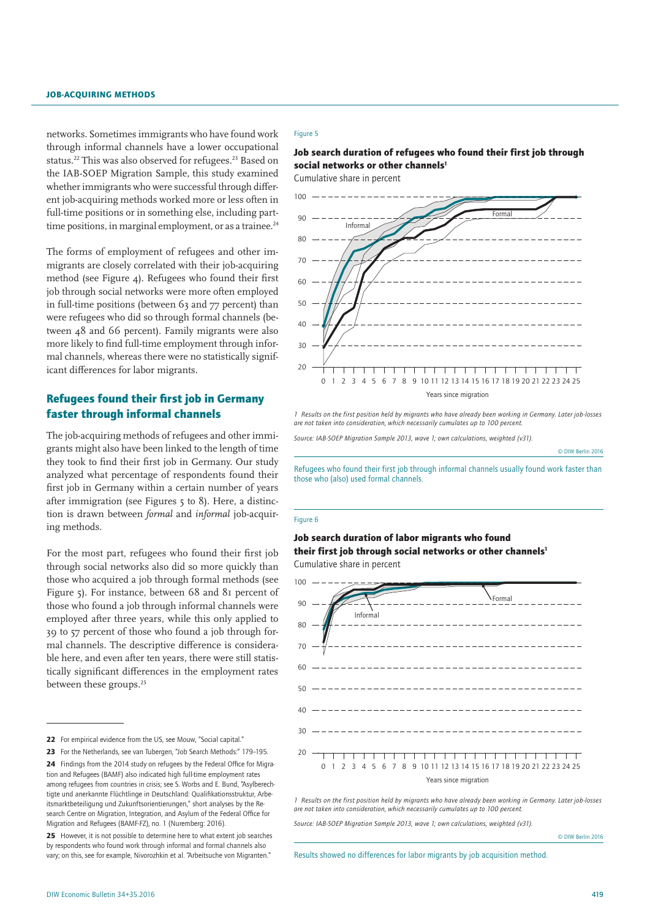networks. Sometimes immigrants who have found work through informal channels have a lower occupational status.[22] This was also observed for refugees.[23] Based on the IAB-SOEP Migration Sample, this study examined whether immigrants who were successful through different job-acquiring methods worked more or less often in full-time positions or in something else, including part-time positions, in marginal employment, or as a trainee.[24]

The forms of employment of refugees and other immigrants are closely correlated with their job-acquiring method (see Figure 4). Refugees who found their first job through social networks were more often employed in full-time positions (between 63 and 77 percent) than were refugees who did so through formal channels (between 48 and 66 percent). Family migrants were also more likely to find full-time employment through informal channels, whereas there were no statistically significant differences for labor migrants.

## Refugees found their first job in Germany faster through informal channels

The job-acquiring methods of refugees and other immigrants might also have been linked to the length of time they took to find their first job in Germany. Our study analyzed what percentage of respondents found their first job in Germany within a certain number of years after immigration (see Figures 5 to 8). Here, a distinction is drawn between *formal* and *informal* job-acquiring methods.

For the most part, refugees who found their first job through social networks also did so more quickly than those who acquired a job through formal methods (see Figure 5). For instance, between 68 and 81 percent of those who found a job through informal channels were employed after three years, while this only applied to 39 to 57 percent of those who found a job through formal channels. The descriptive difference is considerable here, and even after ten years, there were still statistically significant differences in the employment rates between these groups.[25]

Figure 5

**Job search duration of refugees who found their first job through social networks or other channels[1]**

Cumulative share in percent

1 Results on the first position held by migrants who have already been working in Germany. Later job-losses are not taken into consideration, which necessarily cumulates up to 100 percent.

Source: IAB-SOEP Migration Sample 2013, wave 1; own calculations, weighted (v31).

© DIW Berlin 2016

Refugees who found their first job through informal channels usually found work faster than those who (also) used formal channels.

Figure 6

**Job search duration of labor migrants who found their first job through social networks or other channels[1]**

Cumulative share in percent

1 Results on the first position held by migrants who have already been working in Germany. Later job-losses are not taken into consideration, which necessarily cumulates up to 100 percent.

Source: IAB-SOEP Migration Sample 2013, wave 1; own calculations, weighted (v31).

© DIW Berlin 2016

Results showed no differences for labor migrants by job acquisition method.

---

22 For empirical evidence from the US, see Mouw, "Social capital."

23 For the Netherlands, see van Tubergen, "Job Search Methods:" 179–195.

24 Findings from the 2014 study on refugees by the Federal Office for Migration and Refugees (BAMF) also indicated high full-time employment rates among refugees from countries in crisis; see S. Worbs and E. Bund, "Asylberechtigte und anerkannte Flüchtlinge in Deutschland: Qualifikationsstruktur, Arbeitsmarktbeteiligung und Zukunftsorientierungen," short analyses by the Research Centre on Migration, Integration, and Asylum of the Federal Office for Migration and Refugees (BAMF-FZ), no. 1 (Nuremberg: 2016).

25 However, it is not possible to determine here to what extent job searches by respondents who found work through informal and formal channels also vary; on this, see for example, Nivorozhkin et al. "Arbeitsuche von Migranten."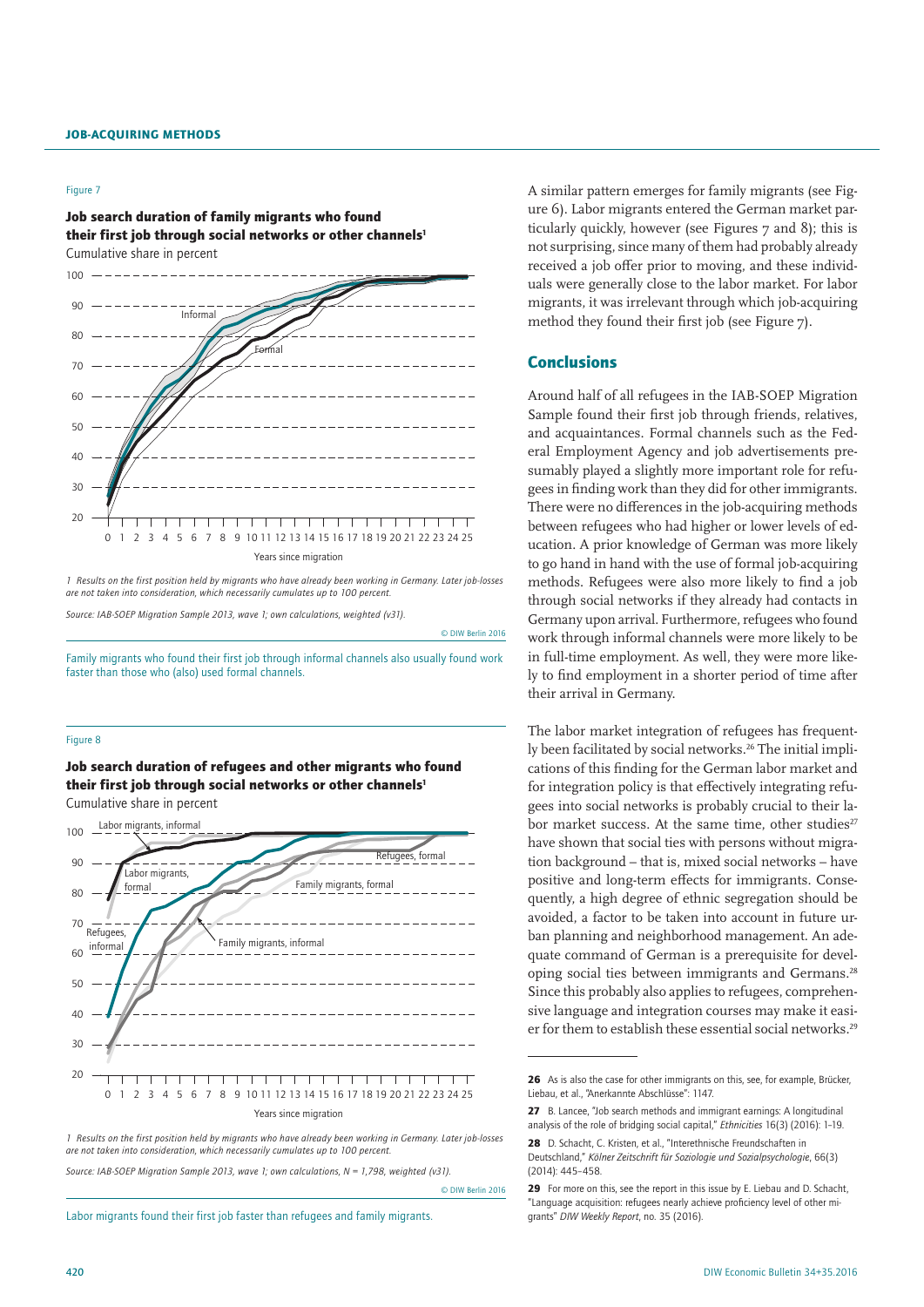Figure 7

**Job search duration of family migrants who found their first job through social networks or other channels**[1]

Cumulative share in percent

1 Results on the first position held by migrants who have already been working in Germany. Later job-losses are not taken into consideration, which necessarily cumulates up to 100 percent.

Source: IAB-SOEP Migration Sample 2013, wave 1; own calculations, weighted (v31).

© DIW Berlin 2016

Family migrants who found their first job through informal channels also usually found work faster than those who (also) used formal channels.

Figure 8

**Job search duration of refugees and other migrants who found their first job through social networks or other channels**[1]

Cumulative share in percent

1 Results on the first position held by migrants who have already been working in Germany. Later job-losses are not taken into consideration, which necessarily cumulates up to 100 percent.

Source: IAB-SOEP Migration Sample 2013, wave 1; own calculations, N = 1,798, weighted (v31).

© DIW Berlin 2016

Labor migrants found their first job faster than refugees and family migrants.

A similar pattern emerges for family migrants (see Figure 6). Labor migrants entered the German market particularly quickly, however (see Figures 7 and 8); this is not surprising, since many of them had probably already received a job offer prior to moving, and these individuals were generally close to the labor market. For labor migrants, it was irrelevant through which job-acquiring method they found their first job (see Figure 7).

## Conclusions

Around half of all refugees in the IAB-SOEP Migration Sample found their first job through friends, relatives, and acquaintances. Formal channels such as the Federal Employment Agency and job advertisements presumably played a slightly more important role for refugees in finding work than they did for other immigrants. There were no differences in the job-acquiring methods between refugees who had higher or lower levels of education. A prior knowledge of German was more likely to go hand in hand with the use of formal job-acquiring methods. Refugees were also more likely to find a job through social networks if they already had contacts in Germany upon arrival. Furthermore, refugees who found work through informal channels were more likely to be in full-time employment. As well, they were more likely to find employment in a shorter period of time after their arrival in Germany.

The labor market integration of refugees has frequently been facilitated by social networks.[26] The initial implications of this finding for the German labor market and for integration policy is that effectively integrating refugees into social networks is probably crucial to their labor market success. At the same time, other studies[27] have shown that social ties with persons without migration background – that is, mixed social networks – have positive and long-term effects for immigrants. Consequently, a high degree of ethnic segregation should be avoided, a factor to be taken into account in future urban planning and neighborhood management. An adequate command of German is a prerequisite for developing social ties between immigrants and Germans.[28] Since this probably also applies to refugees, comprehensive language and integration courses may make it easier for them to establish these essential social networks.[29]

---

**26** As is also the case for other immigrants on this, see, for example, Brücker, Liebau, et al., "Anerkannte Abschlüsse": 1147.

**27** B. Lancee, "Job search methods and immigrant earnings: A longitudinal analysis of the role of bridging social capital," *Ethnicities* 16(3) (2016): 1–19.

**28** D. Schacht, C. Kristen, et al., "Interethnische Freundschaften in Deutschland," *Kölner Zeitschrift für Soziologie und Sozialpsychologie*, 66(3) (2014): 445–458.

**29** For more on this, see the report in this issue by E. Liebau and D. Schacht, "Language acquisition: refugees nearly achieve proficiency level of other migrants" *DIW Weekly Report*, no. 35 (2016).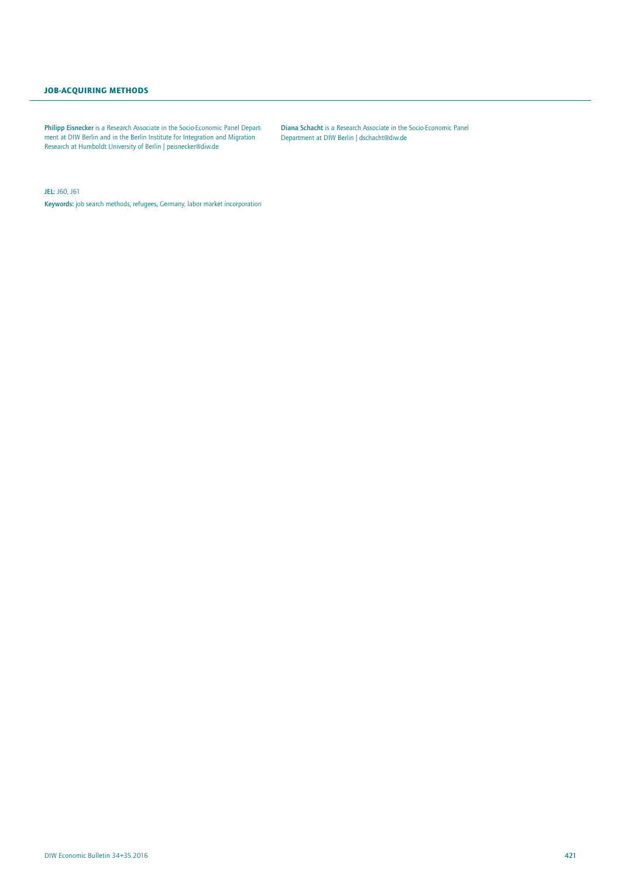Philipp Eisnecker is a Research Associate in the Socio-Economic Panel Department at DIW Berlin and in the Berlin Institute for Integration and Migration Research at Humboldt University of Berlin | peisnecker@diw.de

Diana Schacht is a Research Associate in the Socio-Economic Panel Department at DIW Berlin | dschacht@diw.de

**JEL:** J60, J61

**Keywords:** job search methods, refugees, Germany, labor market incorporation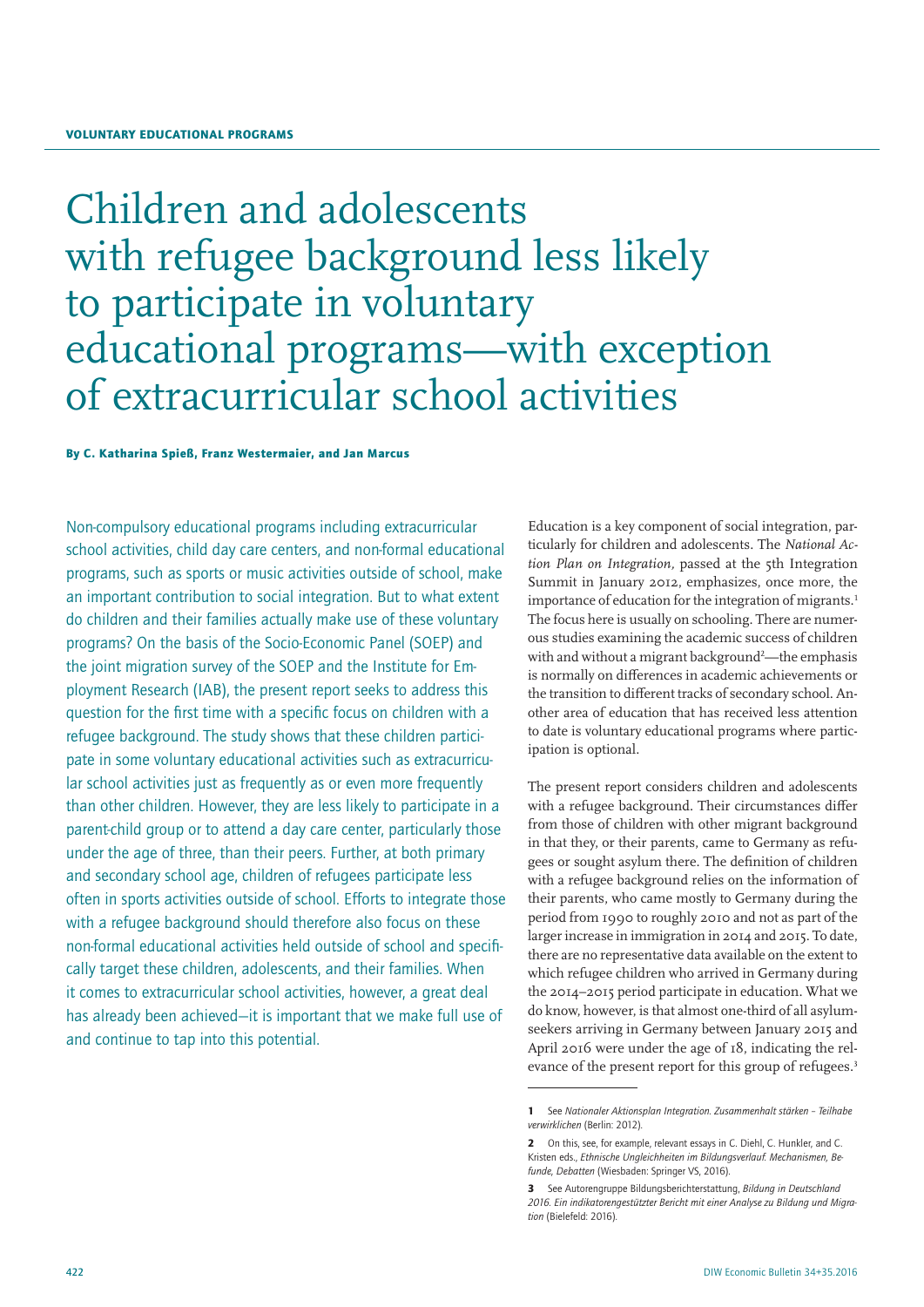VOLUNTARY EDUCATIONAL PROGRAMS

# Children and adolescents with refugee background less likely to participate in voluntary educational programs—with exception of extracurricular school activities

**By C. Katharina Spieß, Franz Westermaier, and Jan Marcus**

Non-compulsory educational programs including extracurricular school activities, child day care centers, and non-formal educational programs, such as sports or music activities outside of school, make an important contribution to social integration. But to what extent do children and their families actually make use of these voluntary programs? On the basis of the Socio-Economic Panel (SOEP) and the joint migration survey of the SOEP and the Institute for Employment Research (IAB), the present report seeks to address this question for the first time with a specific focus on children with a refugee background. The study shows that these children participate in some voluntary educational activities such as extracurricular school activities just as frequently as or even more frequently than other children. However, they are less likely to participate in a parent-child group or to attend a day care center, particularly those under the age of three, than their peers. Further, at both primary and secondary school age, children of refugees participate less often in sports activities outside of school. Efforts to integrate those with a refugee background should therefore also focus on these non-formal educational activities held outside of school and specifically target these children, adolescents, and their families. When it comes to extracurricular school activities, however, a great deal has already been achieved—it is important that we make full use of and continue to tap into this potential.

Education is a key component of social integration, particularly for children and adolescents. The *National Action Plan on Integration,* passed at the 5th Integration Summit in January 2012, emphasizes, once more, the importance of education for the integration of migrants.[1] The focus here is usually on schooling. There are numerous studies examining the academic success of children with and without a migrant background[2]—the emphasis is normally on differences in academic achievements or the transition to different tracks of secondary school. Another area of education that has received less attention to date is voluntary educational programs where participation is optional.

The present report considers children and adolescents with a refugee background. Their circumstances differ from those of children with other migrant background in that they, or their parents, came to Germany as refugees or sought asylum there. The definition of children with a refugee background relies on the information of their parents, who came mostly to Germany during the period from 1990 to roughly 2010 and not as part of the larger increase in immigration in 2014 and 2015. To date, there are no representative data available on the extent to which refugee children who arrived in Germany during the 2014–2015 period participate in education. What we do know, however, is that almost one-third of all asylum-seekers arriving in Germany between January 2015 and April 2016 were under the age of 18, indicating the relevance of the present report for this group of refugees.[3]

---

**1** See *Nationaler Aktionsplan Integration. Zusammenhalt stärken – Teilhabe verwirklichen* (Berlin: 2012).

**2** On this, see, for example, relevant essays in C. Diehl, C. Hunkler, and C. Kristen eds., *Ethnische Ungleichheiten im Bildungsverlauf. Mechanismen, Befunde, Debatten* (Wiesbaden: Springer VS, 2016).

**3** See Autorengruppe Bildungsberichterstattung, *Bildung in Deutschland 2016. Ein indikatorengestützter Bericht mit einer Analyse zu Bildung und Migration* (Bielefeld: 2016).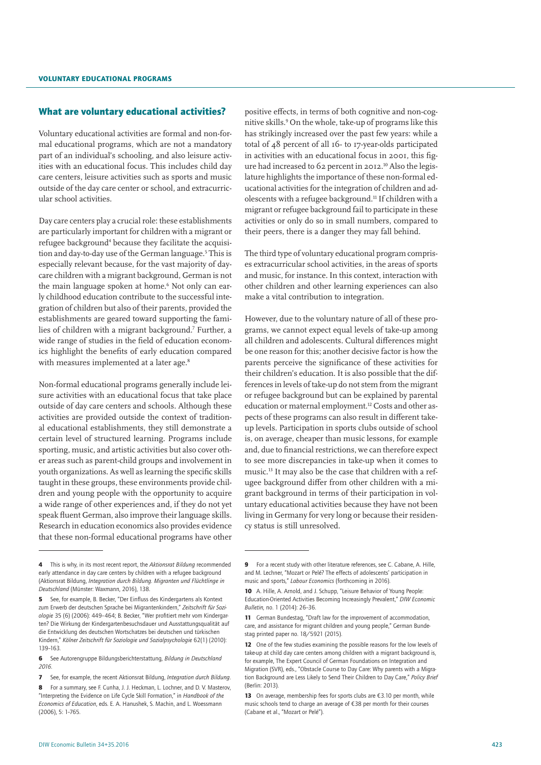## What are voluntary educational activities?

Voluntary educational activities are formal and non-formal educational programs, which are not a mandatory part of an individual's schooling, and also leisure activities with an educational focus. This includes child day care centers, leisure activities such as sports and music outside of the day care center or school, and extracurricular school activities.

Day care centers play a crucial role: these establishments are particularly important for children with a migrant or refugee background[4] because they facilitate the acquisition and day-to-day use of the German language.[5] This is especially relevant because, for the vast majority of day-care children with a migrant background, German is not the main language spoken at home.[6] Not only can early childhood education contribute to the successful integration of children but also of their parents, provided the establishments are geared toward supporting the families of children with a migrant background.[7] Further, a wide range of studies in the field of education economics highlight the benefits of early education compared with measures implemented at a later age.[8]

Non-formal educational programs generally include leisure activities with an educational focus that take place outside of day care centers and schools. Although these activities are provided outside the context of traditional educational establishments, they still demonstrate a certain level of structured learning. Programs include sporting, music, and artistic activities but also cover other areas such as parent-child groups and involvement in youth organizations. As well as learning the specific skills taught in these groups, these environments provide children and young people with the opportunity to acquire a wide range of other experiences and, if they do not yet speak fluent German, also improve their language skills. Research in education economics also provides evidence that these non-formal educational programs have other positive effects, in terms of both cognitive and non-cognitive skills.[9] On the whole, take-up of programs like this has strikingly increased over the past few years: while a total of 48 percent of all 16- to 17-year-olds participated in activities with an educational focus in 2001, this figure had increased to 62 percent in 2012.[10] Also the legislature highlights the importance of these non-formal educational activities for the integration of children and adolescents with a refugee background.[11] If children with a migrant or refugee background fail to participate in these activities or only do so in small numbers, compared to their peers, there is a danger they may fall behind.

The third type of voluntary educational program comprises extracurricular school activities, in the areas of sports and music, for instance. In this context, interaction with other children and other learning experiences can also make a vital contribution to integration.

However, due to the voluntary nature of all of these programs, we cannot expect equal levels of take-up among all children and adolescents. Cultural differences might be one reason for this; another decisive factor is how the parents perceive the significance of these activities for their children's education. It is also possible that the differences in levels of take-up do not stem from the migrant or refugee background but can be explained by parental education or maternal employment.[12] Costs and other aspects of these programs can also result in different take-up levels. Participation in sports clubs outside of school is, on average, cheaper than music lessons, for example and, due to financial restrictions, we can therefore expect to see more discrepancies in take-up when it comes to music.[13] It may also be the case that children with a refugee background differ from other children with a migrant background in terms of their participation in voluntary educational activities because they have not been living in Germany for very long or because their residency status is still unresolved.

---

4 This is why, in its most recent report, the *Aktionsrat Bildung* recommended early attendance in day care centers by children with a refugee background (Aktionsrat Bildung, *Integration durch Bildung. Migranten und Flüchtlinge in Deutschland* (Münster: Waxmann, 2016), 138.

5 See, for example, B. Becker, "Der Einfluss des Kindergartens als Kontext zum Erwerb der deutschen Sprache bei Migrantenkindern," *Zeitschrift für Soziologie* 35 (6) (2006): 449–464; B. Becker, "Wer profitiert mehr vom Kindergarten? Die Wirkung der Kindergartenbesuchsdauer und Ausstattungsqualität auf die Entwicklung des deutschen Wortschatzes bei deutschen und türkischen Kindern," *Kölner Zeitschrift für Soziologie und Sozialpsychologie* 62(1) (2010): 139–163.

6 See Autorengruppe Bildungsberichterstattung, *Bildung in Deutschland 2016*.

7 See, for example, the recent Aktionsrat Bildung, *Integration durch Bildung*.

8 For a summary, see F. Cunha, J. J. Heckman, L. Lochner, and D. V. Masterov, "Interpreting the Evidence on Life Cycle Skill Formation," in *Handbook of the Economics of Education*, eds. E. A. Hanushek, S. Machin, and L. Woessmann (2006), 5: 1–765.

9 For a recent study with other literature references, see C. Cabane, A. Hille, and M. Lechner, "Mozart or Pelé? The effects of adolescents' participation in music and sports," *Labour Economics* (forthcoming in 2016).

10 A. Hille, A. Arnold, and J. Schupp, "Leisure Behavior of Young People: Education-Oriented Activities Becoming Increasingly Prevalent," *DIW Economic Bulletin*, no. 1 (2014): 26–36.

11 German Bundestag, "Draft law for the improvement of accommodation, care, and assistance for migrant children and young people," German Bundestag printed paper no. 18/5921 (2015).

12 One of the few studies examining the possible reasons for the low levels of take-up at child day care centers among children with a migrant background is, for example, The Expert Council of German Foundations on Integration and Migration (SVR), eds., "Obstacle Course to Day Care: Why parents with a Migration Background are Less Likely to Send Their Children to Day Care," *Policy Brief* (Berlin: 2013).

13 On average, membership fees for sports clubs are €3.10 per month, while music schools tend to charge an average of €38 per month for their courses (Cabane et al., "Mozart or Pelé").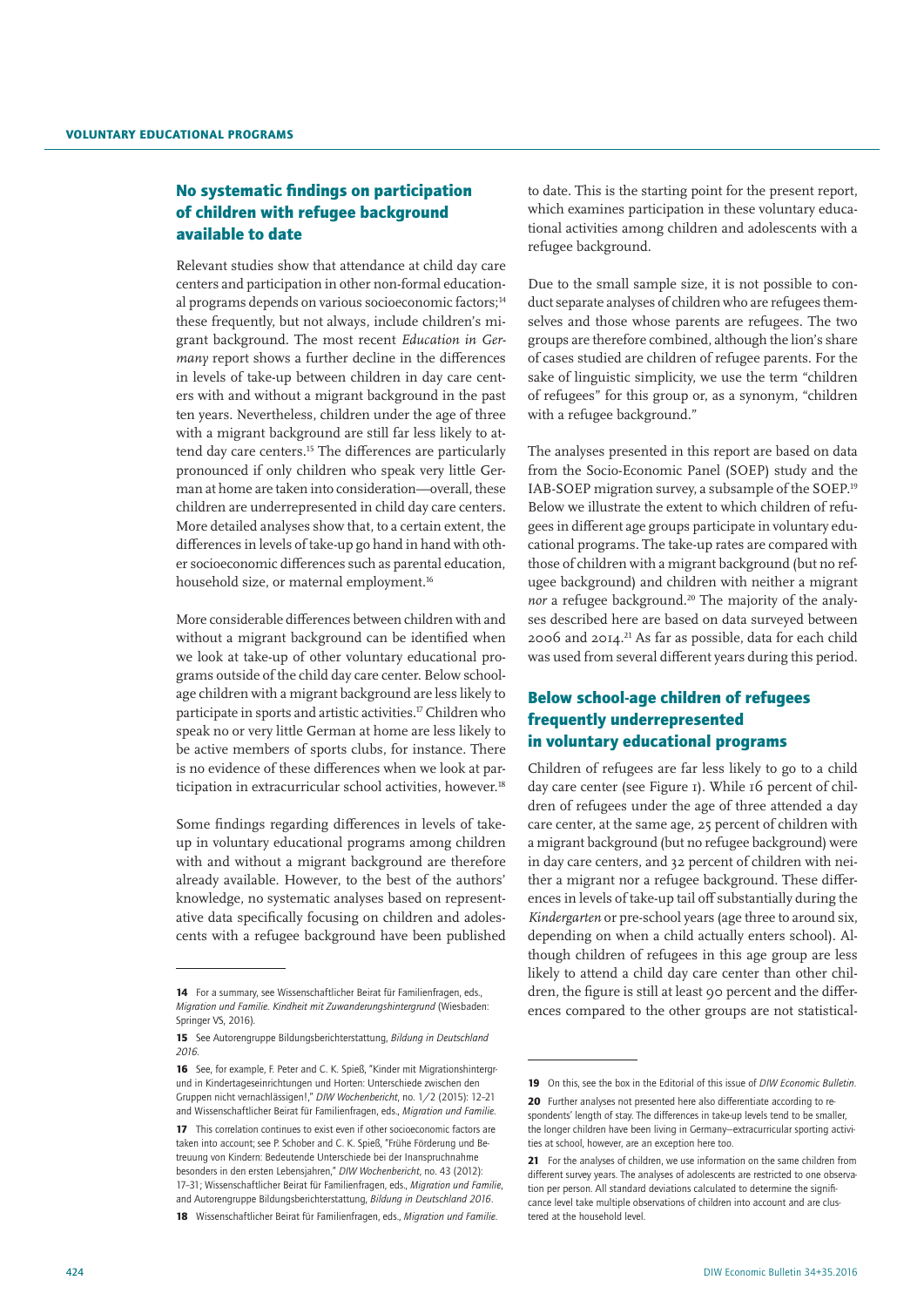## No systematic findings on participation of children with refugee background available to date

Relevant studies show that attendance at child day care centers and participation in other non-formal educational programs depends on various socioeconomic factors;[14] these frequently, but not always, include children's migrant background. The most recent *Education in Germany* report shows a further decline in the differences in levels of take-up between children in day care centers with and without a migrant background in the past ten years. Nevertheless, children under the age of three with a migrant background are still far less likely to attend day care centers.[15] The differences are particularly pronounced if only children who speak very little German at home are taken into consideration—overall, these children are underrepresented in child day care centers. More detailed analyses show that, to a certain extent, the differences in levels of take-up go hand in hand with other socioeconomic differences such as parental education, household size, or maternal employment.[16]

More considerable differences between children with and without a migrant background can be identified when we look at take-up of other voluntary educational programs outside of the child day care center. Below school-age children with a migrant background are less likely to participate in sports and artistic activities.[17] Children who speak no or very little German at home are less likely to be active members of sports clubs, for instance. There is no evidence of these differences when we look at participation in extracurricular school activities, however.[18]

Some findings regarding differences in levels of take-up in voluntary educational programs among children with and without a migrant background are therefore already available. However, to the best of the authors' knowledge, no systematic analyses based on representative data specifically focusing on children and adolescents with a refugee background have been published to date. This is the starting point for the present report, which examines participation in these voluntary educational activities among children and adolescents with a refugee background.

Due to the small sample size, it is not possible to conduct separate analyses of children who are refugees themselves and those whose parents are refugees. The two groups are therefore combined, although the lion's share of cases studied are children of refugee parents. For the sake of linguistic simplicity, we use the term "children of refugees" for this group or, as a synonym, "children with a refugee background."

The analyses presented in this report are based on data from the Socio-Economic Panel (SOEP) study and the IAB-SOEP migration survey, a subsample of the SOEP.[19] Below we illustrate the extent to which children of refugees in different age groups participate in voluntary educational programs. The take-up rates are compared with those of children with a migrant background (but no refugee background) and children with neither a migrant *nor* a refugee background.[20] The majority of the analyses described here are based on data surveyed between 2006 and 2014.[21] As far as possible, data for each child was used from several different years during this period.

## Below school-age children of refugees frequently underrepresented in voluntary educational programs

Children of refugees are far less likely to go to a child day care center (see Figure 1). While 16 percent of children of refugees under the age of three attended a day care center, at the same age, 25 percent of children with a migrant background (but no refugee background) were in day care centers, and 32 percent of children with neither a migrant nor a refugee background. These differences in levels of take-up tail off substantially during the *Kindergarten* or pre-school years (age three to around six, depending on when a child actually enters school). Although children of refugees in this age group are less likely to attend a child day care center than other children, the figure is still at least 90 percent and the differences compared to the other groups are not statistical-

---

14 For a summary, see Wissenschaftlicher Beirat für Familienfragen, eds., *Migration und Familie. Kindheit mit Zuwanderungshintergrund* (Wiesbaden: Springer VS, 2016).

15 See Autorengruppe Bildungsberichterstattung, *Bildung in Deutschland 2016*.

16 See, for example, F. Peter and C. K. Spieß, "Kinder mit Migrationshintergrund in Kindertageseinrichtungen und Horten: Unterschiede zwischen den Gruppen nicht vernachlässigen!," *DIW Wochenbericht*, no. 1/2 (2015): 12–21 and Wissenschaftlicher Beirat für Familienfragen, eds., *Migration und Familie*.

17 This correlation continues to exist even if other socioeconomic factors are taken into account; see P. Schober and C. K. Spieß, "Frühe Förderung und Betreuung von Kindern: Bedeutende Unterschiede bei der Inanspruchnahme besonders in den ersten Lebensjahren," *DIW Wochenbericht*, no. 43 (2012): 17–31; Wissenschaftlicher Beirat für Familienfragen, eds., *Migration und Familie*, and Autorengruppe Bildungsberichterstattung, *Bildung in Deutschland 2016*.

18 Wissenschaftlicher Beirat für Familienfragen, eds., *Migration und Familie*.

19 On this, see the box in the Editorial of this issue of *DIW Economic Bulletin*.

20 Further analyses not presented here also differentiate according to respondents' length of stay. The differences in take-up levels tend to be smaller, the longer children have been living in Germany—extracurricular sporting activities at school, however, are an exception here too.

21 For the analyses of children, we use information on the same children from different survey years. The analyses of adolescents are restricted to one observation per person. All standard deviations calculated to determine the significance level take multiple observations of children into account and are clustered at the household level.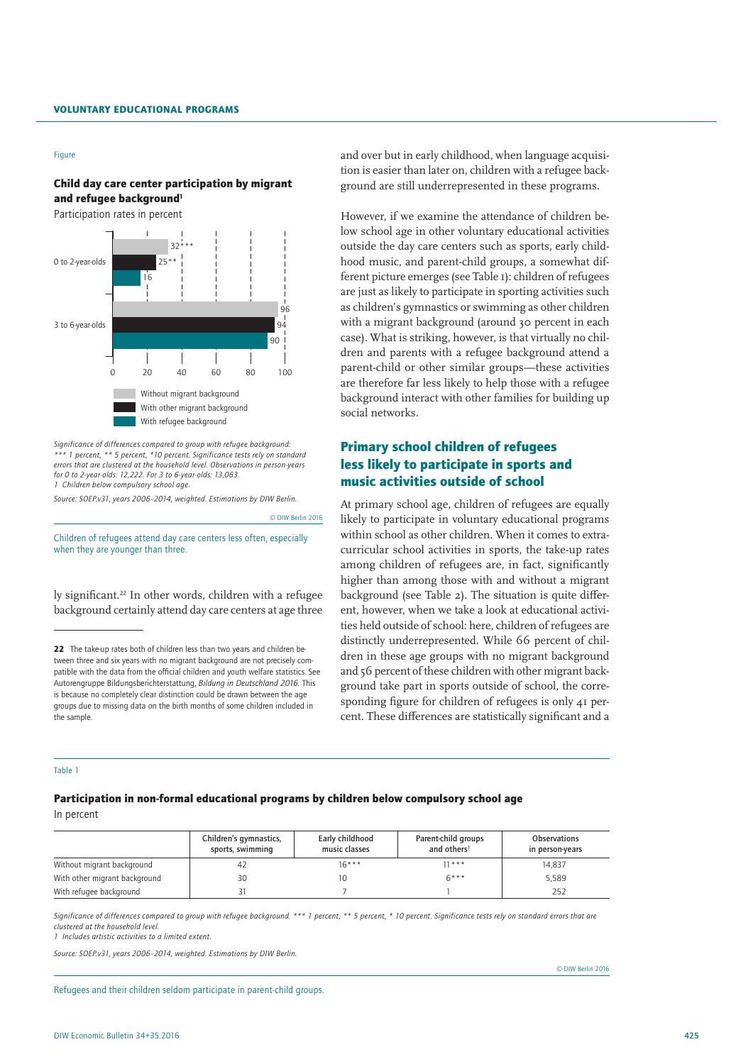Figure

**Child day care center participation by migrant and refugee background**[1]

Participation rates in percent

| | Without migrant background | With other migrant background | With refugee background |
|---|---|---|---|
| 0 to 2-year-olds | 32*** | 25** | 16 |
| 3 to 6-year-olds | 96 | 94 | 90 |

*Significance of differences compared to group with refugee background: *** 1 percent, ** 5 percent, *10 percent. Significance tests rely on standard errors that are clustered at the household level. Observations in person-years for 0 to 2-year-olds: 12,222. For 3 to 6-year-olds: 13,063.*

*1 Children below compulsory school age.*

*Source: SOEP.v31, years 2006–2014, weighted. Estimations by DIW Berlin.*

© DIW Berlin 2016

Children of refugees attend day care centers less often, especially when they are younger than three.

ly significant.[22] In other words, children with a refugee background certainly attend day care centers at age three and over but in early childhood, when language acquisition is easier than later on, children with a refugee background are still underrepresented in these programs.

However, if we examine the attendance of children below school age in other voluntary educational activities outside the day care centers such as sports, early childhood music, and parent-child groups, a somewhat different picture emerges (see Table 1): children of refugees are just as likely to participate in sporting activities such as children's gymnastics or swimming as other children with a migrant background (around 30 percent in each case). What is striking, however, is that virtually no children and parents with a refugee background attend a parent-child or other similar groups—these activities are therefore far less likely to help those with a refugee background interact with other families for building up social networks.

## Primary school children of refugees less likely to participate in sports and music activities outside of school

At primary school age, children of refugees are equally likely to participate in voluntary educational programs within school as other children. When it comes to extracurricular school activities in sports, the take-up rates among children of refugees are, in fact, significantly higher than among those with and without a migrant background (see Table 2). The situation is quite different, however, when we take a look at educational activities held outside of school: here, children of refugees are distinctly underrepresented. While 66 percent of children in these age groups with no migrant background and 56 percent of these children with other migrant background take part in sports outside of school, the corresponding figure for children of refugees is only 41 percent. These differences are statistically significant and a

22 The take-up rates both of children less than two years and children between three and six years with no migrant background are not precisely compatible with the data from the official children and youth welfare statistics. See Autorengruppe Bildungsberichterstattung, *Bildung in Deutschland 2016*. This is because no completely clear distinction could be drawn between the age groups due to missing data on the birth months of some children included in the sample.

Table 1

**Participation in non-formal educational programs by children below compulsory school age**

In percent

| | Children's gymnastics, sports, swimming | Early childhood music classes | Parent-child groups and others[1] | Observations in person-years |
|---|---|---|---|---|
| Without migrant background | 42 | 16*** | 11*** | 14,837 |
| With other migrant background | 30 | 10 | 6*** | 5,589 |
| With refugee background | 31 | 7 | 1 | 252 |

*Significance of differences compared to group with refugee background. *** 1 percent, ** 5 percent, * 10 percent. Significance tests rely on standard errors that are clustered at the household level.*

*1 Includes artistic activities to a limited extent.*

*Source: SOEP.v31, years 2006–2014, weighted. Estimations by DIW Berlin.*

© DIW Berlin 2016

Refugees and their children seldom participate in parent-child groups.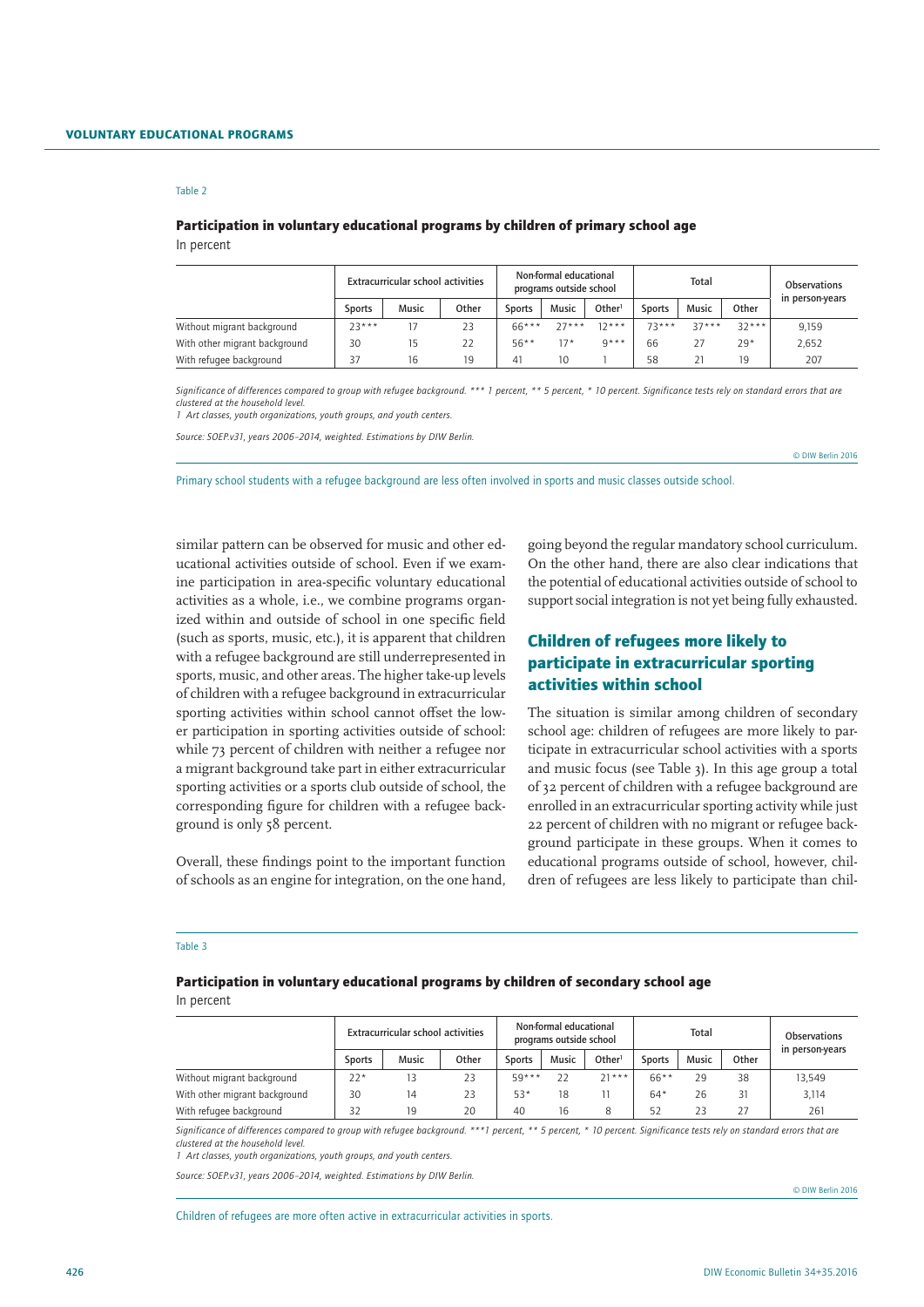Table 2

**Participation in voluntary educational programs by children of primary school age**

In percent

| | Extracurricular school activities | | | Non-formal educational programs outside school | | | Total | | | Observations in person-years |
|---|---|---|---|---|---|---|---|---|---|---|
| | Sports | Music | Other | Sports | Music | Other[1] | Sports | Music | Other | |
| Without migrant background | 23*** | 17 | 23 | 66*** | 27*** | 12*** | 73*** | 37*** | 32*** | 9,159 |
| With other migrant background | 30 | 15 | 22 | 56** | 17* | 9*** | 66 | 27 | 29* | 2,652 |
| With refugee background | 37 | 16 | 19 | 41 | 10 | 1 | 58 | 21 | 19 | 207 |

*Significance of differences compared to group with refugee background. *** 1 percent, ** 5 percent, * 10 percent. Significance tests rely on standard errors that are clustered at the household level.*
*1 Art classes, youth organizations, youth groups, and youth centers.*

*Source: SOEP.v31, years 2006–2014, weighted. Estimations by DIW Berlin.*

© DIW Berlin 2016

Primary school students with a refugee background are less often involved in sports and music classes outside school.

similar pattern can be observed for music and other educational activities outside of school. Even if we examine participation in area-specific voluntary educational activities as a whole, i.e., we combine programs organized within and outside of school in one specific field (such as sports, music, etc.), it is apparent that children with a refugee background are still underrepresented in sports, music, and other areas. The higher take-up levels of children with a refugee background in extracurricular sporting activities within school cannot offset the lower participation in sporting activities outside of school: while 73 percent of children with neither a refugee nor a migrant background take part in either extracurricular sporting activities or a sports club outside of school, the corresponding figure for children with a refugee background is only 58 percent.

Overall, these findings point to the important function of schools as an engine for integration, on the one hand, going beyond the regular mandatory school curriculum. On the other hand, there are also clear indications that the potential of educational activities outside of school to support social integration is not yet being fully exhausted.

## Children of refugees more likely to participate in extracurricular sporting activities within school

The situation is similar among children of secondary school age: children of refugees are more likely to participate in extracurricular school activities with a sports and music focus (see Table 3). In this age group a total of 32 percent of children with a refugee background are enrolled in an extracurricular sporting activity while just 22 percent of children with no migrant or refugee background participate in these groups. When it comes to educational programs outside of school, however, children of refugees are less likely to participate than chil-

Table 3

**Participation in voluntary educational programs by children of secondary school age**

In percent

| | Extracurricular school activities | | | Non-formal educational programs outside school | | | Total | | | Observations in person-years |
|---|---|---|---|---|---|---|---|---|---|---|
| | Sports | Music | Other | Sports | Music | Other[1] | Sports | Music | Other | |
| Without migrant background | 22* | 13 | 23 | 59*** | 22 | 21*** | 66** | 29 | 38 | 13,549 |
| With other migrant background | 30 | 14 | 23 | 53* | 18 | 11 | 64* | 26 | 31 | 3,114 |
| With refugee background | 32 | 19 | 20 | 40 | 16 | 8 | 52 | 23 | 27 | 261 |

*Significance of differences compared to group with refugee background. ***1 percent, ** 5 percent, * 10 percent. Significance tests rely on standard errors that are clustered at the household level.*
*1 Art classes, youth organizations, youth groups, and youth centers.*

*Source: SOEP.v31, years 2006–2014, weighted. Estimations by DIW Berlin.*

© DIW Berlin 2016

Children of refugees are more often active in extracurricular activities in sports.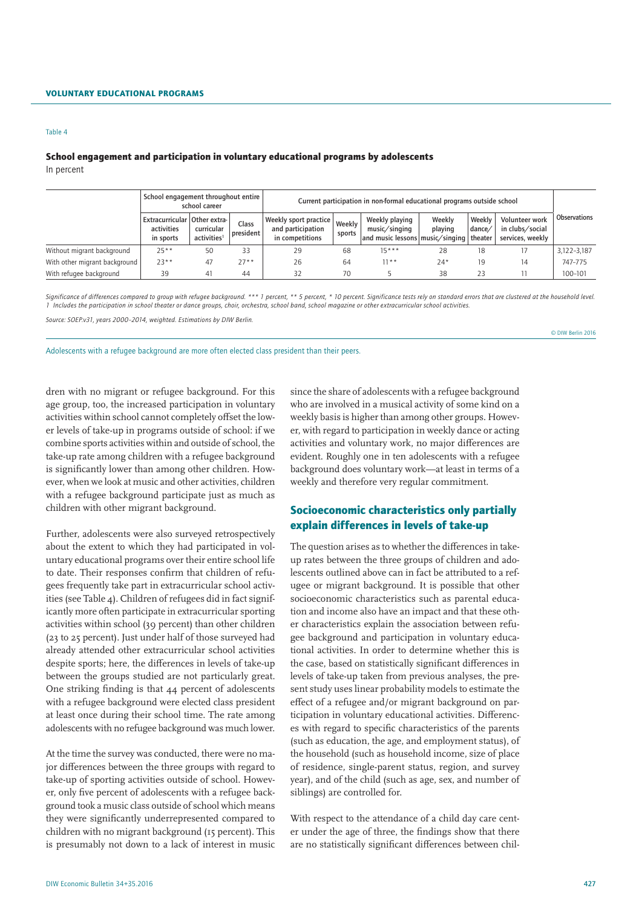Table 4

**School engagement and participation in voluntary educational programs by adolescents**

In percent

| | School engagement throughout entire school career | | | Current participation in non-formal educational programs outside school | | | | | | Observations |
|---|---|---|---|---|---|---|---|---|---|---|
| | Extracurricular activities in sports | Other extra-curricular activities[1] | Class president | Weekly sport practice and participation in competitions | Weekly sports | Weekly playing music/singing and music lessons | Weekly playing music/singing | Weekly dance/theater | Volunteer work in clubs/social services, weekly | |
| Without migrant background | 25** | 50 | 33 | 29 | 68 | 15*** | 28 | 18 | 17 | 3,122–3,187 |
| With other migrant background | 23** | 47 | 27** | 26 | 64 | 11** | 24* | 19 | 14 | 747–775 |
| With refugee background | 39 | 41 | 44 | 32 | 70 | 5 | 38 | 23 | 11 | 100–101 |

*Significance of differences compared to group with refugee background. *** 1 percent, ** 5 percent, * 10 percent. Significance tests rely on standard errors that are clustered at the household level.*
*1 Includes the participation in school theater or dance groups, choir, orchestra, school band, school magazine or other extracurricular school activities.*

*Source: SOEP.v31, years 2000–2014, weighted. Estimations by DIW Berlin.*

© DIW Berlin 2016

Adolescents with a refugee background are more often elected class president than their peers.

dren with no migrant or refugee background. For this age group, too, the increased participation in voluntary activities within school cannot completely offset the lower levels of take-up in programs outside of school: if we combine sports activities within and outside of school, the take-up rate among children with a refugee background is significantly lower than among other children. However, when we look at music and other activities, children with a refugee background participate just as much as children with other migrant background.

Further, adolescents were also surveyed retrospectively about the extent to which they had participated in voluntary educational programs over their entire school life to date. Their responses confirm that children of refugees frequently take part in extracurricular school activities (see Table 4). Children of refugees did in fact significantly more often participate in extracurricular sporting activities within school (39 percent) than other children (23 to 25 percent). Just under half of those surveyed had already attended other extracurricular school activities despite sports; here, the differences in levels of take-up between the groups studied are not particularly great. One striking finding is that 44 percent of adolescents with a refugee background were elected class president at least once during their school time. The rate among adolescents with no refugee background was much lower.

At the time the survey was conducted, there were no major differences between the three groups with regard to take-up of sporting activities outside of school. However, only five percent of adolescents with a refugee background took a music class outside of school which means they were significantly underrepresented compared to children with no migrant background (15 percent). This is presumably not down to a lack of interest in music since the share of adolescents with a refugee background who are involved in a musical activity of some kind on a weekly basis is higher than among other groups. However, with regard to participation in weekly dance or acting activities and voluntary work, no major differences are evident. Roughly one in ten adolescents with a refugee background does voluntary work—at least in terms of a weekly and therefore very regular commitment.

## Socioeconomic characteristics only partially explain differences in levels of take-up

The question arises as to whether the differences in take-up rates between the three groups of children and adolescents outlined above can in fact be attributed to a refugee or migrant background. It is possible that other socioeconomic characteristics such as parental education and income also have an impact and that these other characteristics explain the association between refugee background and participation in voluntary educational activities. In order to determine whether this is the case, based on statistically significant differences in levels of take-up taken from previous analyses, the present study uses linear probability models to estimate the effect of a refugee and/or migrant background on participation in voluntary educational activities. Differences with regard to specific characteristics of the parents (such as education, the age, and employment status), of the household (such as household income, size of place of residence, single-parent status, region, and survey year), and of the child (such as age, sex, and number of siblings) are controlled for.

With respect to the attendance of a child day care center under the age of three, the findings show that there are no statistically significant differences between chil-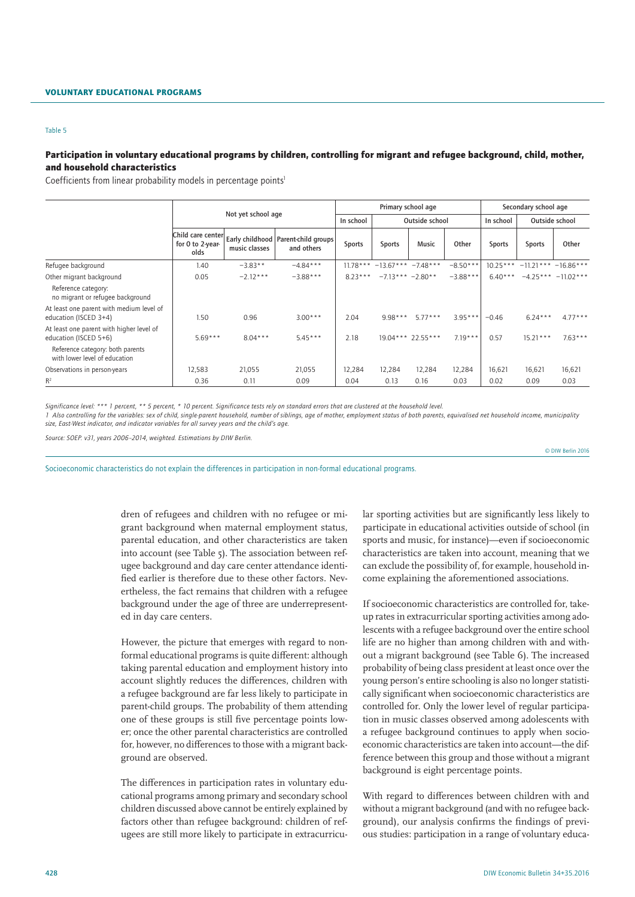Table 5

## Participation in voluntary educational programs by children, controlling for migrant and refugee background, child, mother, and household characteristics

Coefficients from linear probability models in percentage points[1]

| | Not yet school age | | | Primary school age | | | | Secondary school age | | |
|---|---|---|---|---|---|---|---|---|---|---|
| | | | | In school | Outside school | | | In school | Outside school | |
| | Child care center for 0 to 2-year-olds | Early childhood music classes | Parent-child groups and others | Sports | Sports | Music | Other | Sports | Sports | Other |
| Refugee background | 1.40 | −3.83** | −4.84*** | 11.78*** | −13.67*** | −7.48*** | −8.50*** | 10.25*** | −11.21*** | −16.86*** |
| Other migrant background | 0.05 | −2.12*** | −3.88*** | 8.23*** | −7.13*** | −2.80** | −3.88*** | 6.40*** | −4.25*** | −11.02*** |
| Reference category: no migrant or refugee background | | | | | | | | | | |
| At least one parent with medium level of education (ISCED 3+4) | 1.50 | 0.96 | 3.00*** | 2.04 | 9.98*** | 5.77*** | 3.95*** | −0.46 | 6.24*** | 4.77*** |
| At least one parent with higher level of education (ISCED 5+6) | 5.69*** | 8.04*** | 5.45*** | 2.18 | 19.04*** | 22.55*** | 7.19*** | 0.57 | 15.21*** | 7.63*** |
| Reference category: both parents with lower level of education | | | | | | | | | | |
| Observations in person-years | 12,583 | 21,055 | 21,055 | 12,284 | 12,284 | 12,284 | 12,284 | 16,621 | 16,621 | 16,621 |
| $R^2$ | 0.36 | 0.11 | 0.09 | 0.04 | 0.13 | 0.16 | 0.03 | 0.02 | 0.09 | 0.03 |

*Significance level: *** 1 percent, ** 5 percent, * 10 percent. Significance tests rely on standard errors that are clustered at the household level.*

*1 Also controlling for the variables: sex of child, single-parent household, number of siblings, age of mother, employment status of both parents, equivalised net household income, municipality size, East-West indicator, and indicator variables for all survey years and the child's age.*

*Source: SOEP. v31, years 2006–2014, weighted. Estimations by DIW Berlin.*

© DIW Berlin 2016

Socioeconomic characteristics do not explain the differences in participation in non-formal educational programs.

dren of refugees and children with no refugee or migrant background when maternal employment status, parental education, and other characteristics are taken into account (see Table 5). The association between refugee background and day care center attendance identified earlier is therefore due to these other factors. Nevertheless, the fact remains that children with a refugee background under the age of three are underrepresented in day care centers.

However, the picture that emerges with regard to non-formal educational programs is quite different: although taking parental education and employment history into account slightly reduces the differences, children with a refugee background are far less likely to participate in parent-child groups. The probability of them attending one of these groups is still five percentage points lower; once the other parental characteristics are controlled for, however, no differences to those with a migrant background are observed.

The differences in participation rates in voluntary educational programs among primary and secondary school children discussed above cannot be entirely explained by factors other than refugee background: children of refugees are still more likely to participate in extracurricular sporting activities but are significantly less likely to participate in educational activities outside of school (in sports and music, for instance)—even if socioeconomic characteristics are taken into account, meaning that we can exclude the possibility of, for example, household income explaining the aforementioned associations.

If socioeconomic characteristics are controlled for, take-up rates in extracurricular sporting activities among adolescents with a refugee background over the entire school life are no higher than among children with and without a migrant background (see Table 6). The increased probability of being class president at least once over the young person's entire schooling is also no longer statistically significant when socioeconomic characteristics are controlled for. Only the lower level of regular participation in music classes observed among adolescents with a refugee background continues to apply when socioeconomic characteristics are taken into account—the difference between this group and those without a migrant background is eight percentage points.

With regard to differences between children with and without a migrant background (and with no refugee background), our analysis confirms the findings of previous studies: participation in a range of voluntary educa-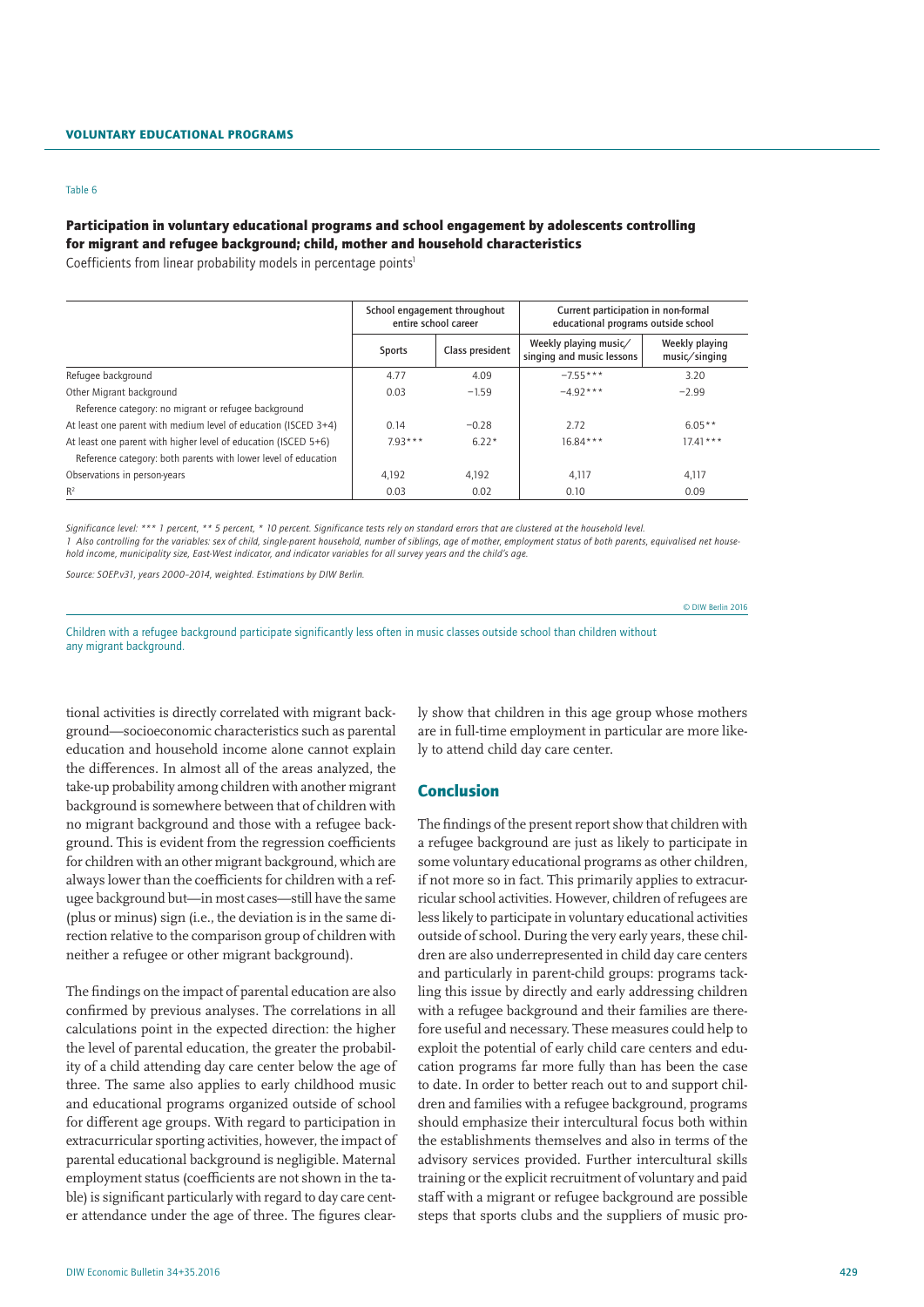Table 6

**Participation in voluntary educational programs and school engagement by adolescents controlling for migrant and refugee background; child, mother and household characteristics**

Coefficients from linear probability models in percentage points[1]

| | School engagement throughout entire school career | | Current participation in non-formal educational programs outside school | |
|---|---|---|---|---|
| | Sports | Class president | Weekly playing music/ singing and music lessons | Weekly playing music/singing |
| Refugee background | 4.77 | 4.09 | −7.55*** | 3.20 |
| Other Migrant background | 0.03 | −1.59 | −4.92*** | −2.99 |
| Reference category: no migrant or refugee background | | | | |
| At least one parent with medium level of education (ISCED 3+4) | 0.14 | −0.28 | 2.72 | 6.05** |
| At least one parent with higher level of education (ISCED 5+6) | 7.93*** | 6.22* | 16.84*** | 17.41*** |
| Reference category: both parents with lower level of education | | | | |
| Observations in person-years | 4,192 | 4,192 | 4,117 | 4,117 |
| $R^2$ | 0.03 | 0.02 | 0.10 | 0.09 |

*Significance level: *** 1 percent, ** 5 percent, * 10 percent. Significance tests rely on standard errors that are clustered at the household level.*

*1 Also controlling for the variables: sex of child, single-parent household, number of siblings, age of mother, employment status of both parents, equivalised net household income, municipality size, East-West indicator, and indicator variables for all survey years and the child's age.*

*Source: SOEP.v31, years 2000–2014, weighted. Estimations by DIW Berlin.*

© DIW Berlin 2016

Children with a refugee background participate significantly less often in music classes outside school than children without any migrant background.

tional activities is directly correlated with migrant background—socioeconomic characteristics such as parental education and household income alone cannot explain the differences. In almost all of the areas analyzed, the take-up probability among children with another migrant background is somewhere between that of children with no migrant background and those with a refugee background. This is evident from the regression coefficients for children with an other migrant background, which are always lower than the coefficients for children with a refugee background but—in most cases—still have the same (plus or minus) sign (i.e., the deviation is in the same direction relative to the comparison group of children with neither a refugee or other migrant background).

The findings on the impact of parental education are also confirmed by previous analyses. The correlations in all calculations point in the expected direction: the higher the level of parental education, the greater the probability of a child attending day care center below the age of three. The same also applies to early childhood music and educational programs organized outside of school for different age groups. With regard to participation in extracurricular sporting activities, however, the impact of parental educational background is negligible. Maternal employment status (coefficients are not shown in the table) is significant particularly with regard to day care center attendance under the age of three. The figures clearly show that children in this age group whose mothers are in full-time employment in particular are more likely to attend child day care center.

## Conclusion

The findings of the present report show that children with a refugee background are just as likely to participate in some voluntary educational programs as other children, if not more so in fact. This primarily applies to extracurricular school activities. However, children of refugees are less likely to participate in voluntary educational activities outside of school. During the very early years, these children are also underrepresented in child day care centers and particularly in parent-child groups: programs tackling this issue by directly and early addressing children with a refugee background and their families are therefore useful and necessary. These measures could help to exploit the potential of early child care centers and education programs far more fully than has been the case to date. In order to better reach out to and support children and families with a refugee background, programs should emphasize their intercultural focus both within the establishments themselves and also in terms of the advisory services provided. Further intercultural skills training or the explicit recruitment of voluntary and paid staff with a migrant or refugee background are possible steps that sports clubs and the suppliers of music pro-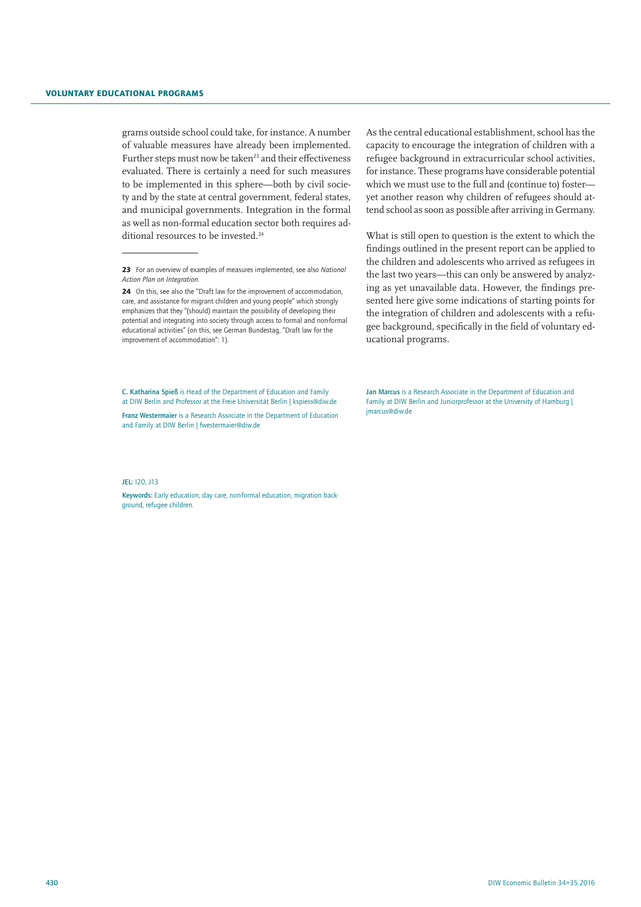grams outside school could take, for instance. A number of valuable measures have already been implemented. Further steps must now be taken[23] and their effectiveness evaluated. There is certainly a need for such measures to be implemented in this sphere—both by civil society and by the state at central government, federal states, and municipal governments. Integration in the formal as well as non-formal education sector both requires additional resources to be invested.[24]

As the central educational establishment, school has the capacity to encourage the integration of children with a refugee background in extracurricular school activities, for instance. These programs have considerable potential which we must use to the full and (continue to) foster—yet another reason why children of refugees should attend school as soon as possible after arriving in Germany.

What is still open to question is the extent to which the findings outlined in the present report can be applied to the children and adolescents who arrived as refugees in the last two years—this can only be answered by analyzing as yet unavailable data. However, the findings presented here give some indications of starting points for the integration of children and adolescents with a refugee background, specifically in the field of voluntary educational programs.

**23** For an overview of examples of measures implemented, see also *National Action Plan on Integration.*

**24** On this, see also the "Draft law for the improvement of accommodation, care, and assistance for migrant children and young people" which strongly emphasizes that they "(should) maintain the possibility of developing their potential and integrating into society through access to formal and non-formal educational activities" (on this, see German Bundestag, "Draft law for the improvement of accommodation": 1).

**C. Katharina Spieß** is Head of the Department of Education and Family at DIW Berlin and Professor at the Freie Universität Berlin | kspiess@diw.de

**Franz Westermaier** is a Research Associate in the Department of Education and Family at DIW Berlin | fwestermaier@diw.de

**Jan Marcus** is a Research Associate in the Department of Education and Family at DIW Berlin and Juniorprofessor at the University of Hamburg | jmarcus@diw.de

**JEL:** I20, J13

**Keywords:** Early education, day care, non-formal education, migration background, refugee children.